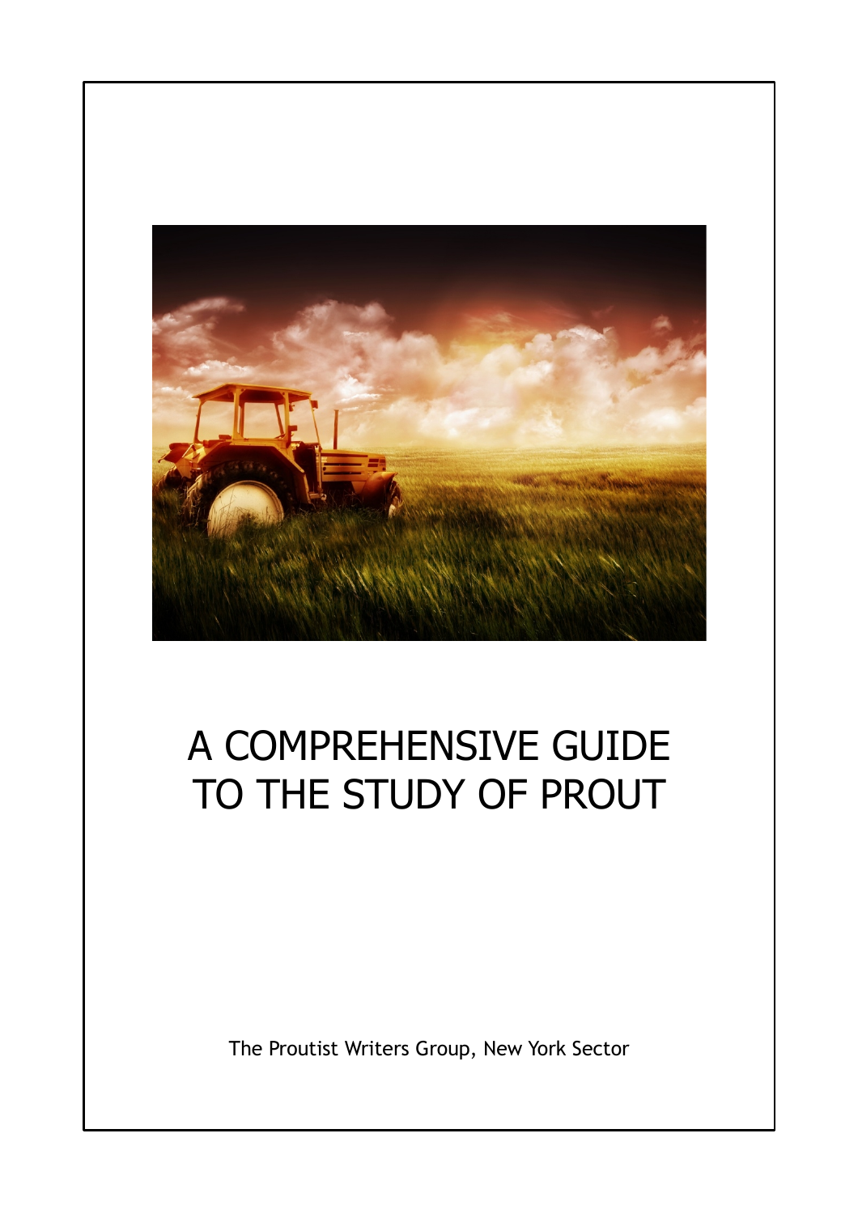# A COMPREHENSIVE GUIDE TO THE STUDY OF PROUT

The Proutist Writers Group, New York Sector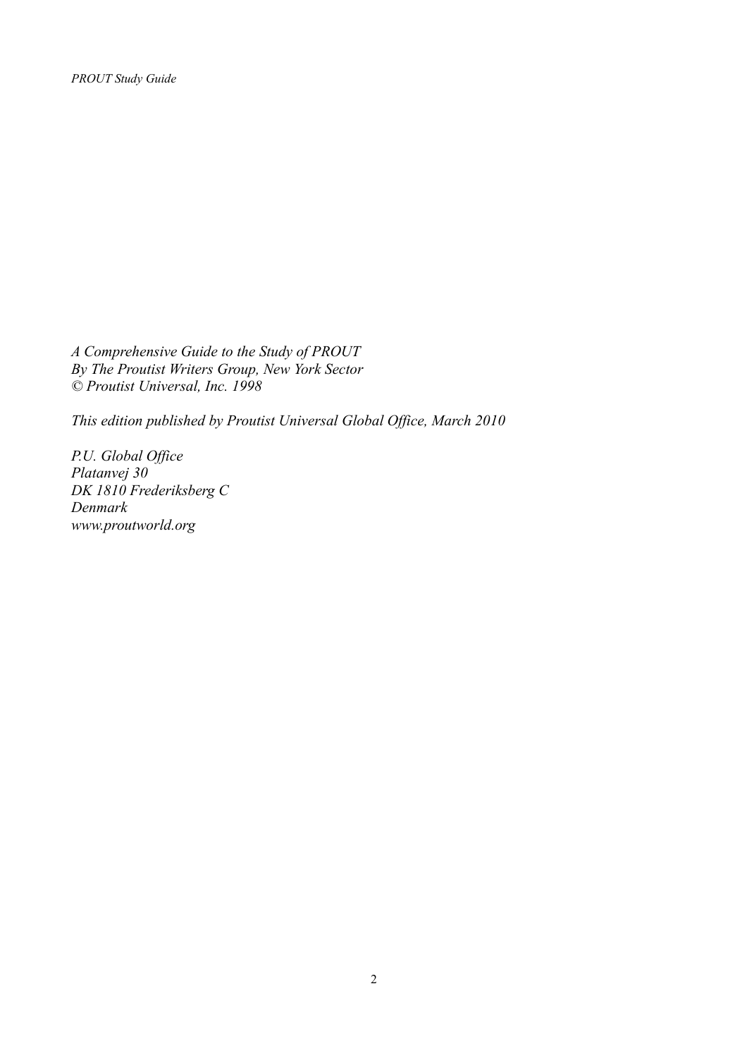*A Comprehensive Guide to the Study of PROUT*
*By The Proutist Writers Group, New York Sector*
*© Proutist Universal, Inc. 1998*

*This edition published by Proutist Universal Global Office, March 2010*

*P.U. Global Office*
*Platanvej 30*
*DK 1810 Frederiksberg C*
*Denmark*
*www.proutworld.org*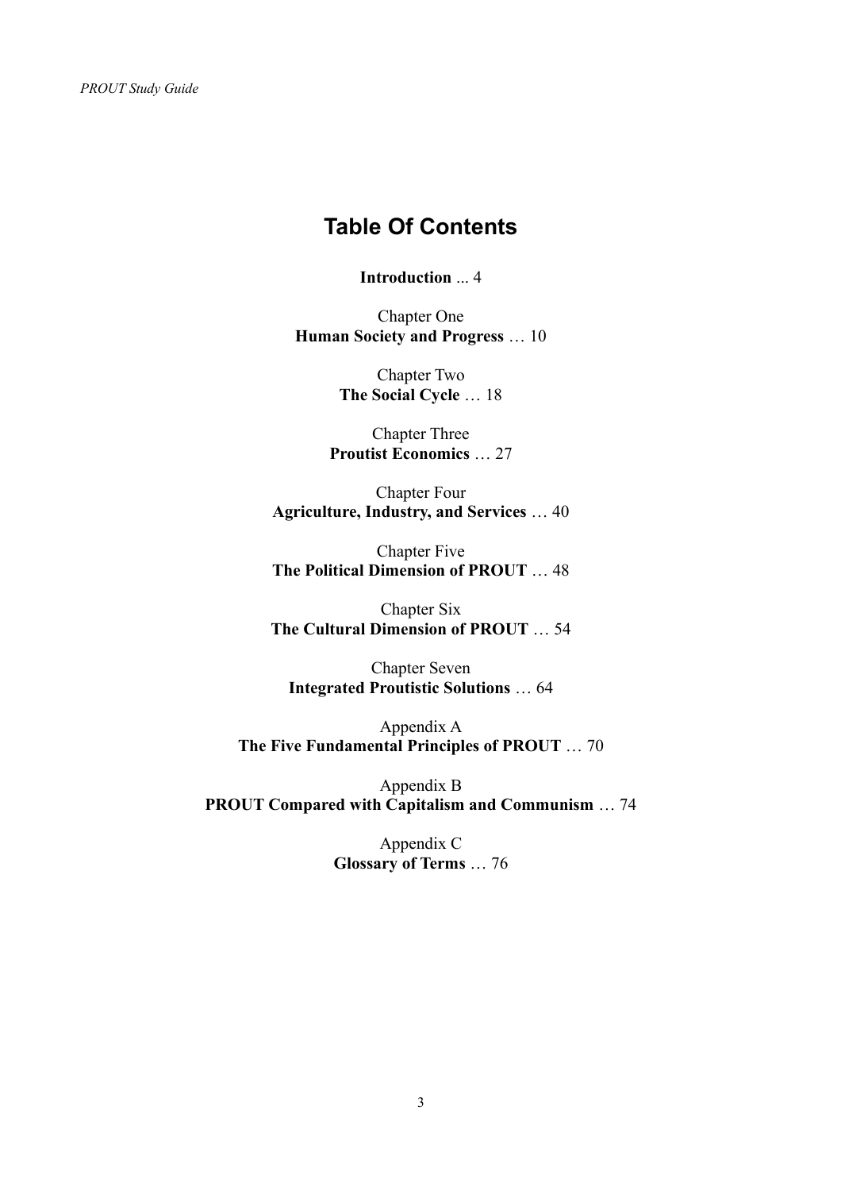# Table Of Contents

**Introduction** ... 4

Chapter One
**Human Society and Progress** … 10

Chapter Two
**The Social Cycle** … 18

Chapter Three
**Proutist Economics** … 27

Chapter Four
**Agriculture, Industry, and Services** … 40

Chapter Five
**The Political Dimension of PROUT** … 48

Chapter Six
**The Cultural Dimension of PROUT** … 54

Chapter Seven
**Integrated Proutistic Solutions** … 64

Appendix A
**The Five Fundamental Principles of PROUT** … 70

Appendix B
**PROUT Compared with Capitalism and Communism** … 74

Appendix C
**Glossary of Terms** … 76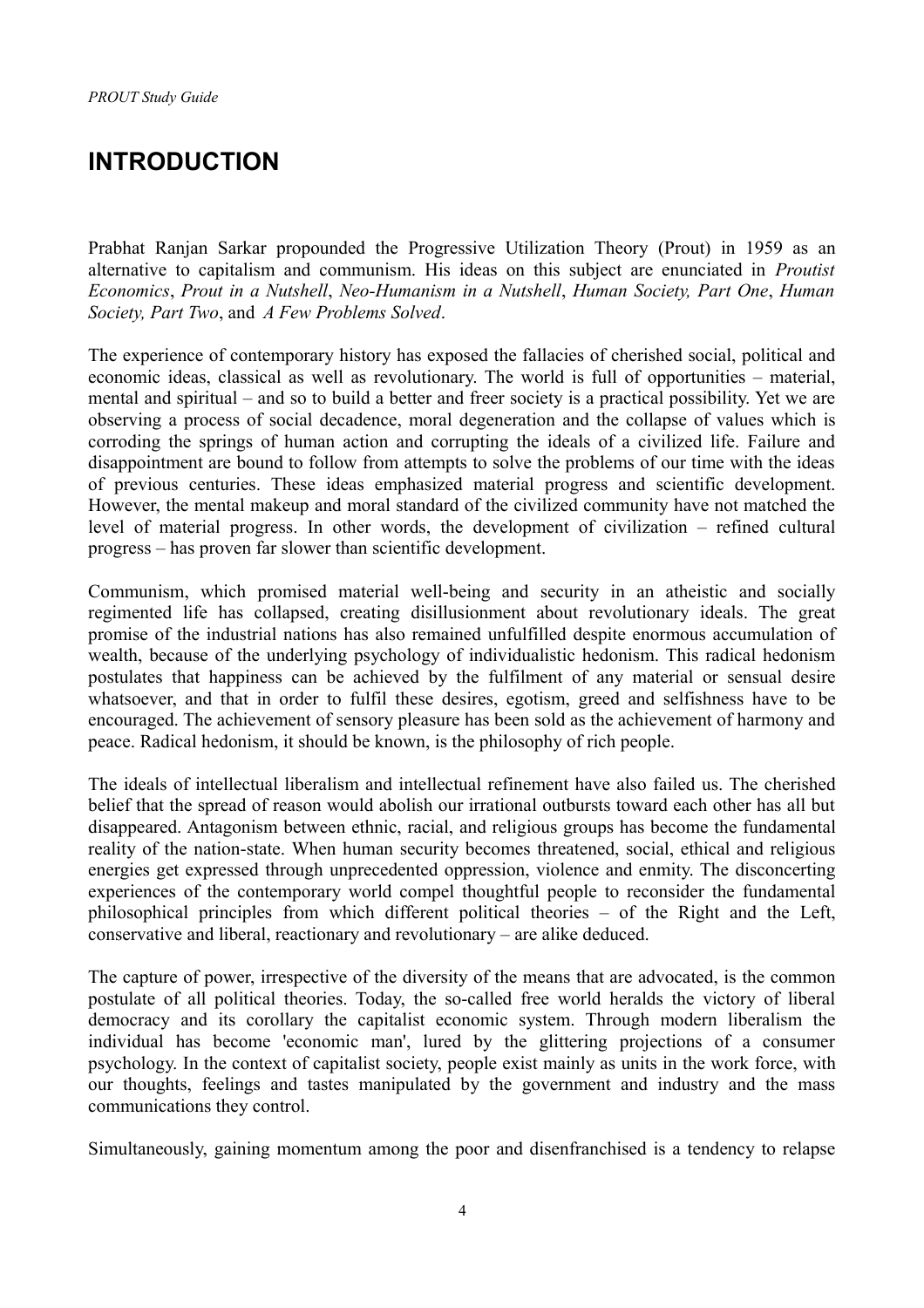# INTRODUCTION

Prabhat Ranjan Sarkar propounded the Progressive Utilization Theory (Prout) in 1959 as an alternative to capitalism and communism. His ideas on this subject are enunciated in *Proutist Economics*, *Prout in a Nutshell*, *Neo-Humanism in a Nutshell*, *Human Society, Part One*, *Human Society, Part Two*, and *A Few Problems Solved*.

The experience of contemporary history has exposed the fallacies of cherished social, political and economic ideas, classical as well as revolutionary. The world is full of opportunities – material, mental and spiritual – and so to build a better and freer society is a practical possibility. Yet we are observing a process of social decadence, moral degeneration and the collapse of values which is corroding the springs of human action and corrupting the ideals of a civilized life. Failure and disappointment are bound to follow from attempts to solve the problems of our time with the ideas of previous centuries. These ideas emphasized material progress and scientific development. However, the mental makeup and moral standard of the civilized community have not matched the level of material progress. In other words, the development of civilization – refined cultural progress – has proven far slower than scientific development.

Communism, which promised material well-being and security in an atheistic and socially regimented life has collapsed, creating disillusionment about revolutionary ideals. The great promise of the industrial nations has also remained unfulfilled despite enormous accumulation of wealth, because of the underlying psychology of individualistic hedonism. This radical hedonism postulates that happiness can be achieved by the fulfilment of any material or sensual desire whatsoever, and that in order to fulfil these desires, egotism, greed and selfishness have to be encouraged. The achievement of sensory pleasure has been sold as the achievement of harmony and peace. Radical hedonism, it should be known, is the philosophy of rich people.

The ideals of intellectual liberalism and intellectual refinement have also failed us. The cherished belief that the spread of reason would abolish our irrational outbursts toward each other has all but disappeared. Antagonism between ethnic, racial, and religious groups has become the fundamental reality of the nation-state. When human security becomes threatened, social, ethical and religious energies get expressed through unprecedented oppression, violence and enmity. The disconcerting experiences of the contemporary world compel thoughtful people to reconsider the fundamental philosophical principles from which different political theories – of the Right and the Left, conservative and liberal, reactionary and revolutionary – are alike deduced.

The capture of power, irrespective of the diversity of the means that are advocated, is the common postulate of all political theories. Today, the so-called free world heralds the victory of liberal democracy and its corollary the capitalist economic system. Through modern liberalism the individual has become 'economic man', lured by the glittering projections of a consumer psychology. In the context of capitalist society, people exist mainly as units in the work force, with our thoughts, feelings and tastes manipulated by the government and industry and the mass communications they control.

Simultaneously, gaining momentum among the poor and disenfranchised is a tendency to relapse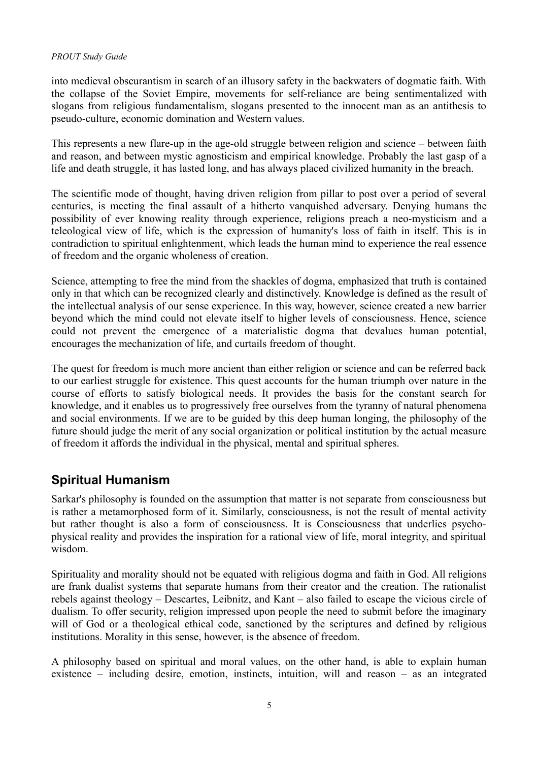into medieval obscurantism in search of an illusory safety in the backwaters of dogmatic faith. With the collapse of the Soviet Empire, movements for self-reliance are being sentimentalized with slogans from religious fundamentalism, slogans presented to the innocent man as an antithesis to pseudo-culture, economic domination and Western values.

This represents a new flare-up in the age-old struggle between religion and science – between faith and reason, and between mystic agnosticism and empirical knowledge. Probably the last gasp of a life and death struggle, it has lasted long, and has always placed civilized humanity in the breach.

The scientific mode of thought, having driven religion from pillar to post over a period of several centuries, is meeting the final assault of a hitherto vanquished adversary. Denying humans the possibility of ever knowing reality through experience, religions preach a neo-mysticism and a teleological view of life, which is the expression of humanity's loss of faith in itself. This is in contradiction to spiritual enlightenment, which leads the human mind to experience the real essence of freedom and the organic wholeness of creation.

Science, attempting to free the mind from the shackles of dogma, emphasized that truth is contained only in that which can be recognized clearly and distinctively. Knowledge is defined as the result of the intellectual analysis of our sense experience. In this way, however, science created a new barrier beyond which the mind could not elevate itself to higher levels of consciousness. Hence, science could not prevent the emergence of a materialistic dogma that devalues human potential, encourages the mechanization of life, and curtails freedom of thought.

The quest for freedom is much more ancient than either religion or science and can be referred back to our earliest struggle for existence. This quest accounts for the human triumph over nature in the course of efforts to satisfy biological needs. It provides the basis for the constant search for knowledge, and it enables us to progressively free ourselves from the tyranny of natural phenomena and social environments. If we are to be guided by this deep human longing, the philosophy of the future should judge the merit of any social organization or political institution by the actual measure of freedom it affords the individual in the physical, mental and spiritual spheres.

## Spiritual Humanism

Sarkar's philosophy is founded on the assumption that matter is not separate from consciousness but is rather a metamorphosed form of it. Similarly, consciousness, is not the result of mental activity but rather thought is also a form of consciousness. It is Consciousness that underlies psycho-physical reality and provides the inspiration for a rational view of life, moral integrity, and spiritual wisdom.

Spirituality and morality should not be equated with religious dogma and faith in God. All religions are frank dualist systems that separate humans from their creator and the creation. The rationalist rebels against theology – Descartes, Leibnitz, and Kant – also failed to escape the vicious circle of dualism. To offer security, religion impressed upon people the need to submit before the imaginary will of God or a theological ethical code, sanctioned by the scriptures and defined by religious institutions. Morality in this sense, however, is the absence of freedom.

A philosophy based on spiritual and moral values, on the other hand, is able to explain human existence – including desire, emotion, instincts, intuition, will and reason – as an integrated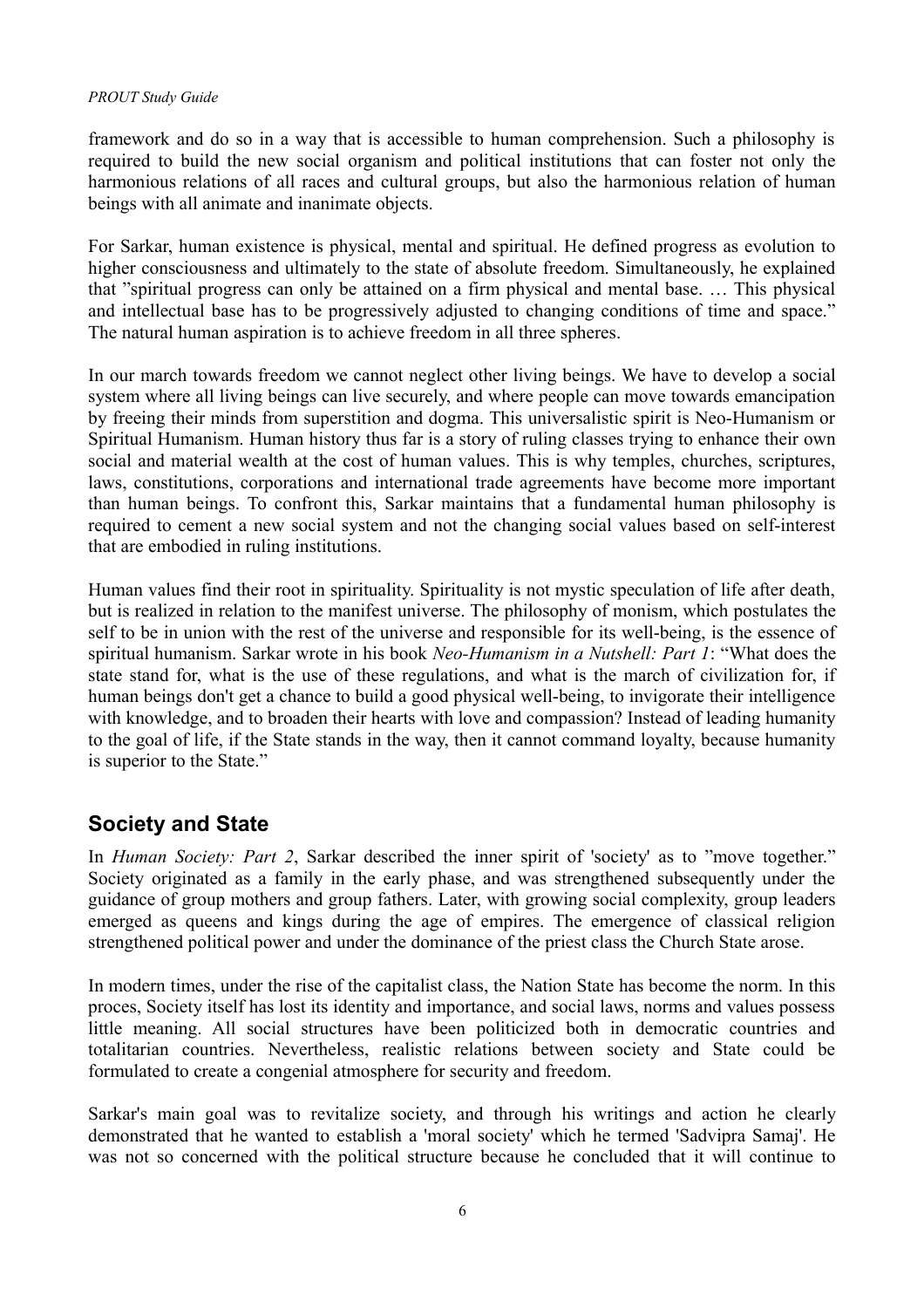framework and do so in a way that is accessible to human comprehension. Such a philosophy is required to build the new social organism and political institutions that can foster not only the harmonious relations of all races and cultural groups, but also the harmonious relation of human beings with all animate and inanimate objects.

For Sarkar, human existence is physical, mental and spiritual. He defined progress as evolution to higher consciousness and ultimately to the state of absolute freedom. Simultaneously, he explained that "spiritual progress can only be attained on a firm physical and mental base. … This physical and intellectual base has to be progressively adjusted to changing conditions of time and space." The natural human aspiration is to achieve freedom in all three spheres.

In our march towards freedom we cannot neglect other living beings. We have to develop a social system where all living beings can live securely, and where people can move towards emancipation by freeing their minds from superstition and dogma. This universalistic spirit is Neo-Humanism or Spiritual Humanism. Human history thus far is a story of ruling classes trying to enhance their own social and material wealth at the cost of human values. This is why temples, churches, scriptures, laws, constitutions, corporations and international trade agreements have become more important than human beings. To confront this, Sarkar maintains that a fundamental human philosophy is required to cement a new social system and not the changing social values based on self-interest that are embodied in ruling institutions.

Human values find their root in spirituality. Spirituality is not mystic speculation of life after death, but is realized in relation to the manifest universe. The philosophy of monism, which postulates the self to be in union with the rest of the universe and responsible for its well-being, is the essence of spiritual humanism. Sarkar wrote in his book *Neo-Humanism in a Nutshell: Part 1*: "What does the state stand for, what is the use of these regulations, and what is the march of civilization for, if human beings don't get a chance to build a good physical well-being, to invigorate their intelligence with knowledge, and to broaden their hearts with love and compassion? Instead of leading humanity to the goal of life, if the State stands in the way, then it cannot command loyalty, because humanity is superior to the State."

## Society and State

In *Human Society: Part 2*, Sarkar described the inner spirit of 'society' as to "move together." Society originated as a family in the early phase, and was strengthened subsequently under the guidance of group mothers and group fathers. Later, with growing social complexity, group leaders emerged as queens and kings during the age of empires. The emergence of classical religion strengthened political power and under the dominance of the priest class the Church State arose.

In modern times, under the rise of the capitalist class, the Nation State has become the norm. In this proces, Society itself has lost its identity and importance, and social laws, norms and values possess little meaning. All social structures have been politicized both in democratic countries and totalitarian countries. Nevertheless, realistic relations between society and State could be formulated to create a congenial atmosphere for security and freedom.

Sarkar's main goal was to revitalize society, and through his writings and action he clearly demonstrated that he wanted to establish a 'moral society' which he termed 'Sadvipra Samaj'. He was not so concerned with the political structure because he concluded that it will continue to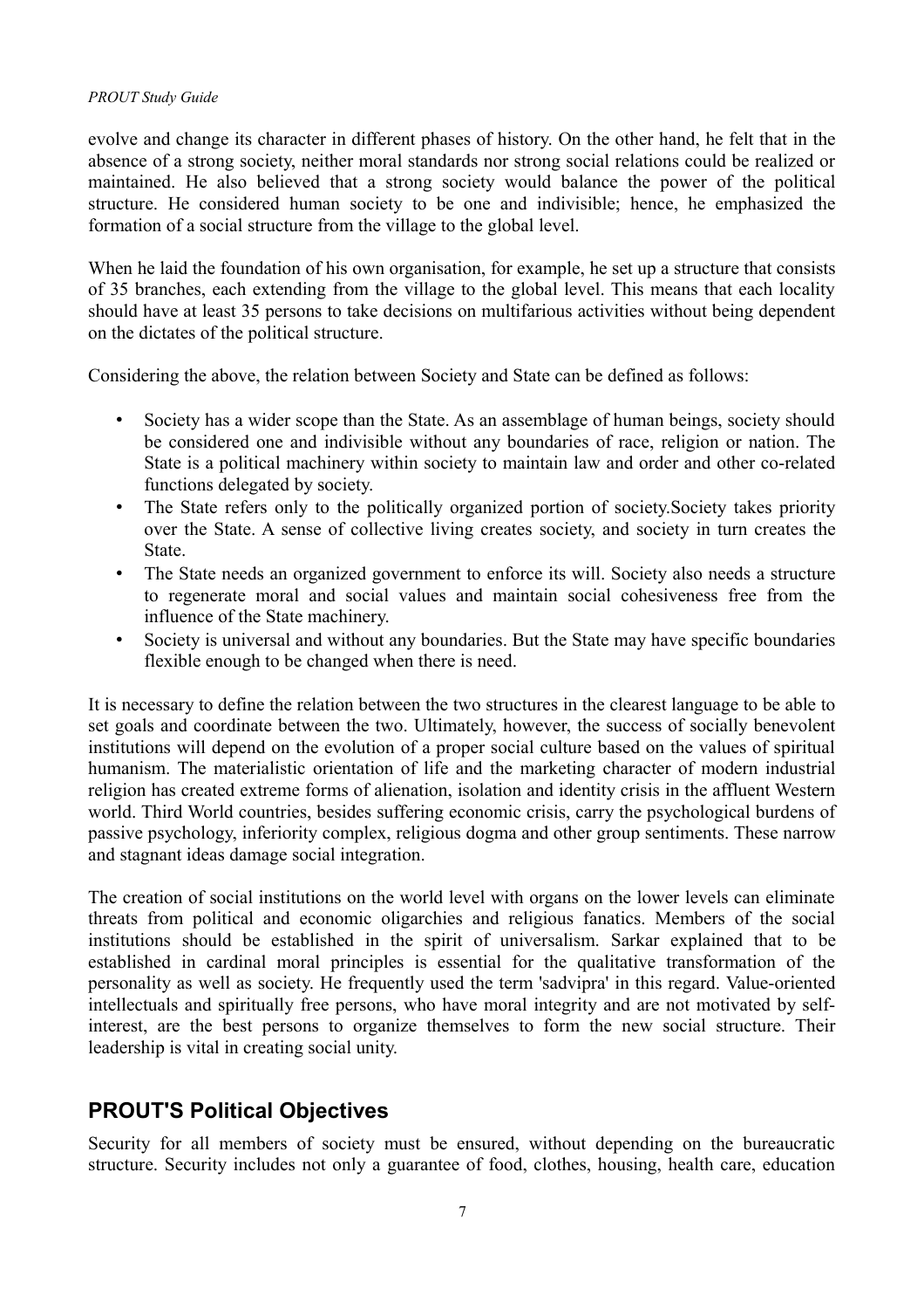evolve and change its character in different phases of history. On the other hand, he felt that in the absence of a strong society, neither moral standards nor strong social relations could be realized or maintained. He also believed that a strong society would balance the power of the political structure. He considered human society to be one and indivisible; hence, he emphasized the formation of a social structure from the village to the global level.

When he laid the foundation of his own organisation, for example, he set up a structure that consists of 35 branches, each extending from the village to the global level. This means that each locality should have at least 35 persons to take decisions on multifarious activities without being dependent on the dictates of the political structure.

Considering the above, the relation between Society and State can be defined as follows:

- Society has a wider scope than the State. As an assemblage of human beings, society should be considered one and indivisible without any boundaries of race, religion or nation. The State is a political machinery within society to maintain law and order and other co-related functions delegated by society.
- The State refers only to the politically organized portion of society.Society takes priority over the State. A sense of collective living creates society, and society in turn creates the State.
- The State needs an organized government to enforce its will. Society also needs a structure to regenerate moral and social values and maintain social cohesiveness free from the influence of the State machinery.
- Society is universal and without any boundaries. But the State may have specific boundaries flexible enough to be changed when there is need.

It is necessary to define the relation between the two structures in the clearest language to be able to set goals and coordinate between the two. Ultimately, however, the success of socially benevolent institutions will depend on the evolution of a proper social culture based on the values of spiritual humanism. The materialistic orientation of life and the marketing character of modern industrial religion has created extreme forms of alienation, isolation and identity crisis in the affluent Western world. Third World countries, besides suffering economic crisis, carry the psychological burdens of passive psychology, inferiority complex, religious dogma and other group sentiments. These narrow and stagnant ideas damage social integration.

The creation of social institutions on the world level with organs on the lower levels can eliminate threats from political and economic oligarchies and religious fanatics. Members of the social institutions should be established in the spirit of universalism. Sarkar explained that to be established in cardinal moral principles is essential for the qualitative transformation of the personality as well as society. He frequently used the term 'sadvipra' in this regard. Value-oriented intellectuals and spiritually free persons, who have moral integrity and are not motivated by self-interest, are the best persons to organize themselves to form the new social structure. Their leadership is vital in creating social unity.

## PROUT'S Political Objectives

Security for all members of society must be ensured, without depending on the bureaucratic structure. Security includes not only a guarantee of food, clothes, housing, health care, education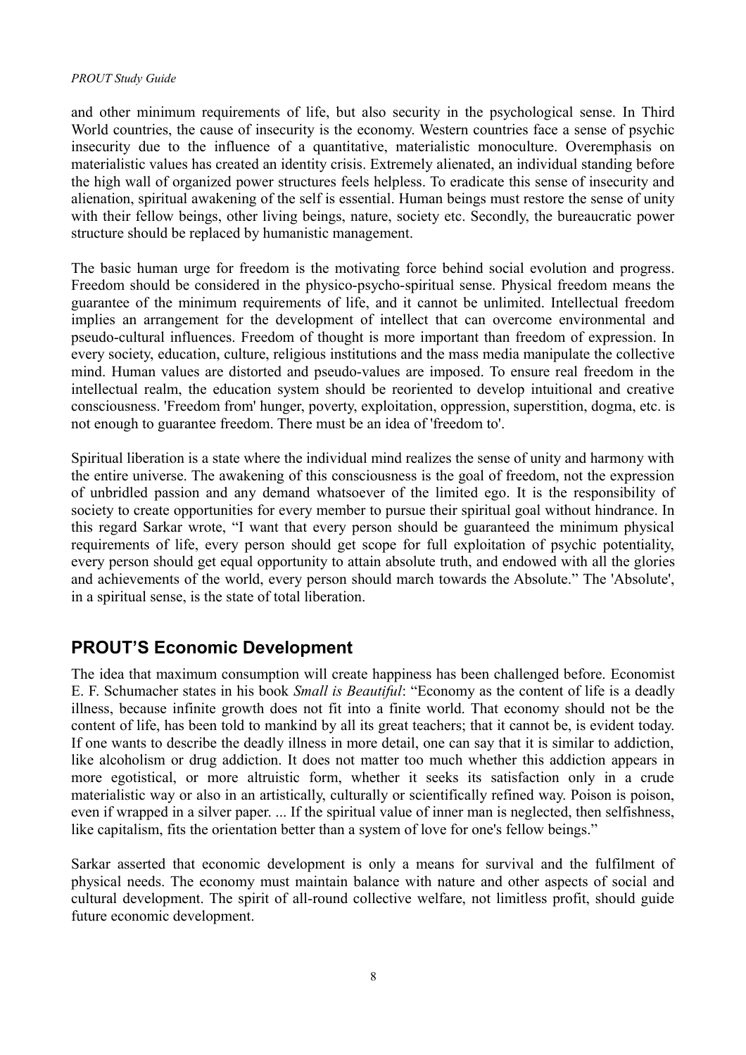and other minimum requirements of life, but also security in the psychological sense. In Third World countries, the cause of insecurity is the economy. Western countries face a sense of psychic insecurity due to the influence of a quantitative, materialistic monoculture. Overemphasis on materialistic values has created an identity crisis. Extremely alienated, an individual standing before the high wall of organized power structures feels helpless. To eradicate this sense of insecurity and alienation, spiritual awakening of the self is essential. Human beings must restore the sense of unity with their fellow beings, other living beings, nature, society etc. Secondly, the bureaucratic power structure should be replaced by humanistic management.

The basic human urge for freedom is the motivating force behind social evolution and progress. Freedom should be considered in the physico-psycho-spiritual sense. Physical freedom means the guarantee of the minimum requirements of life, and it cannot be unlimited. Intellectual freedom implies an arrangement for the development of intellect that can overcome environmental and pseudo-cultural influences. Freedom of thought is more important than freedom of expression. In every society, education, culture, religious institutions and the mass media manipulate the collective mind. Human values are distorted and pseudo-values are imposed. To ensure real freedom in the intellectual realm, the education system should be reoriented to develop intuitional and creative consciousness. 'Freedom from' hunger, poverty, exploitation, oppression, superstition, dogma, etc. is not enough to guarantee freedom. There must be an idea of 'freedom to'.

Spiritual liberation is a state where the individual mind realizes the sense of unity and harmony with the entire universe. The awakening of this consciousness is the goal of freedom, not the expression of unbridled passion and any demand whatsoever of the limited ego. It is the responsibility of society to create opportunities for every member to pursue their spiritual goal without hindrance. In this regard Sarkar wrote, "I want that every person should be guaranteed the minimum physical requirements of life, every person should get scope for full exploitation of psychic potentiality, every person should get equal opportunity to attain absolute truth, and endowed with all the glories and achievements of the world, every person should march towards the Absolute." The 'Absolute', in a spiritual sense, is the state of total liberation.

## PROUT'S Economic Development

The idea that maximum consumption will create happiness has been challenged before. Economist E. F. Schumacher states in his book *Small is Beautiful*: "Economy as the content of life is a deadly illness, because infinite growth does not fit into a finite world. That economy should not be the content of life, has been told to mankind by all its great teachers; that it cannot be, is evident today. If one wants to describe the deadly illness in more detail, one can say that it is similar to addiction, like alcoholism or drug addiction. It does not matter too much whether this addiction appears in more egotistical, or more altruistic form, whether it seeks its satisfaction only in a crude materialistic way or also in an artistically, culturally or scientifically refined way. Poison is poison, even if wrapped in a silver paper. ... If the spiritual value of inner man is neglected, then selfishness, like capitalism, fits the orientation better than a system of love for one's fellow beings."

Sarkar asserted that economic development is only a means for survival and the fulfilment of physical needs. The economy must maintain balance with nature and other aspects of social and cultural development. The spirit of all-round collective welfare, not limitless profit, should guide future economic development.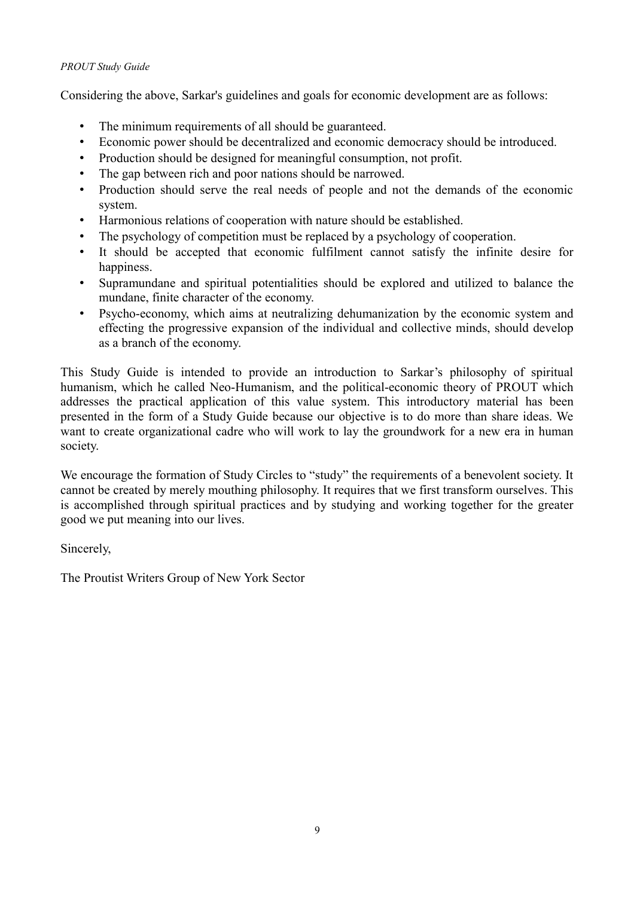Considering the above, Sarkar's guidelines and goals for economic development are as follows:

- The minimum requirements of all should be guaranteed.
- Economic power should be decentralized and economic democracy should be introduced.
- Production should be designed for meaningful consumption, not profit.
- The gap between rich and poor nations should be narrowed.
- Production should serve the real needs of people and not the demands of the economic system.
- Harmonious relations of cooperation with nature should be established.
- The psychology of competition must be replaced by a psychology of cooperation.
- It should be accepted that economic fulfilment cannot satisfy the infinite desire for happiness.
- Supramundane and spiritual potentialities should be explored and utilized to balance the mundane, finite character of the economy.
- Psycho-economy, which aims at neutralizing dehumanization by the economic system and effecting the progressive expansion of the individual and collective minds, should develop as a branch of the economy.

This Study Guide is intended to provide an introduction to Sarkar's philosophy of spiritual humanism, which he called Neo-Humanism, and the political-economic theory of PROUT which addresses the practical application of this value system. This introductory material has been presented in the form of a Study Guide because our objective is to do more than share ideas. We want to create organizational cadre who will work to lay the groundwork for a new era in human society.

We encourage the formation of Study Circles to "study" the requirements of a benevolent society. It cannot be created by merely mouthing philosophy. It requires that we first transform ourselves. This is accomplished through spiritual practices and by studying and working together for the greater good we put meaning into our lives.

Sincerely,

The Proutist Writers Group of New York Sector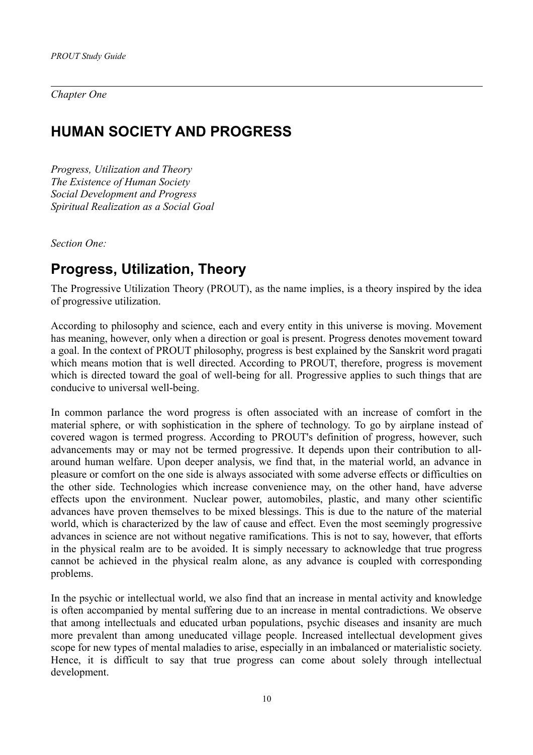*Chapter One*

# HUMAN SOCIETY AND PROGRESS

*Progress, Utilization and Theory*
*The Existence of Human Society*
*Social Development and Progress*
*Spiritual Realization as a Social Goal*

*Section One:*

## Progress, Utilization, Theory

The Progressive Utilization Theory (PROUT), as the name implies, is a theory inspired by the idea of progressive utilization.

According to philosophy and science, each and every entity in this universe is moving. Movement has meaning, however, only when a direction or goal is present. Progress denotes movement toward a goal. In the context of PROUT philosophy, progress is best explained by the Sanskrit word pragati which means motion that is well directed. According to PROUT, therefore, progress is movement which is directed toward the goal of well-being for all. Progressive applies to such things that are conducive to universal well-being.

In common parlance the word progress is often associated with an increase of comfort in the material sphere, or with sophistication in the sphere of technology. To go by airplane instead of covered wagon is termed progress. According to PROUT's definition of progress, however, such advancements may or may not be termed progressive. It depends upon their contribution to all-around human welfare. Upon deeper analysis, we find that, in the material world, an advance in pleasure or comfort on the one side is always associated with some adverse effects or difficulties on the other side. Technologies which increase convenience may, on the other hand, have adverse effects upon the environment. Nuclear power, automobiles, plastic, and many other scientific advances have proven themselves to be mixed blessings. This is due to the nature of the material world, which is characterized by the law of cause and effect. Even the most seemingly progressive advances in science are not without negative ramifications. This is not to say, however, that efforts in the physical realm are to be avoided. It is simply necessary to acknowledge that true progress cannot be achieved in the physical realm alone, as any advance is coupled with corresponding problems.

In the psychic or intellectual world, we also find that an increase in mental activity and knowledge is often accompanied by mental suffering due to an increase in mental contradictions. We observe that among intellectuals and educated urban populations, psychic diseases and insanity are much more prevalent than among uneducated village people. Increased intellectual development gives scope for new types of mental maladies to arise, especially in an imbalanced or materialistic society. Hence, it is difficult to say that true progress can come about solely through intellectual development.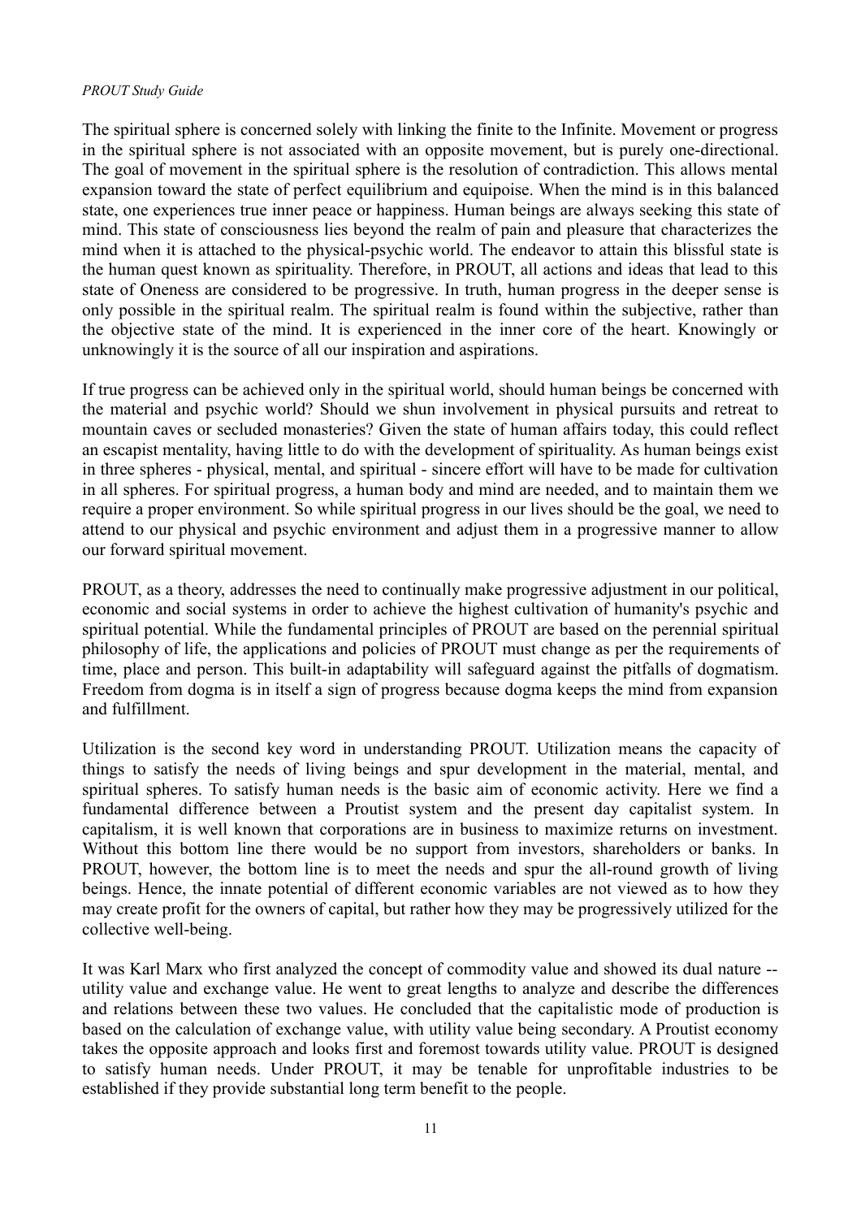The spiritual sphere is concerned solely with linking the finite to the Infinite. Movement or progress in the spiritual sphere is not associated with an opposite movement, but is purely one-directional. The goal of movement in the spiritual sphere is the resolution of contradiction. This allows mental expansion toward the state of perfect equilibrium and equipoise. When the mind is in this balanced state, one experiences true inner peace or happiness. Human beings are always seeking this state of mind. This state of consciousness lies beyond the realm of pain and pleasure that characterizes the mind when it is attached to the physical-psychic world. The endeavor to attain this blissful state is the human quest known as spirituality. Therefore, in PROUT, all actions and ideas that lead to this state of Oneness are considered to be progressive. In truth, human progress in the deeper sense is only possible in the spiritual realm. The spiritual realm is found within the subjective, rather than the objective state of the mind. It is experienced in the inner core of the heart. Knowingly or unknowingly it is the source of all our inspiration and aspirations.

If true progress can be achieved only in the spiritual world, should human beings be concerned with the material and psychic world? Should we shun involvement in physical pursuits and retreat to mountain caves or secluded monasteries? Given the state of human affairs today, this could reflect an escapist mentality, having little to do with the development of spirituality. As human beings exist in three spheres - physical, mental, and spiritual - sincere effort will have to be made for cultivation in all spheres. For spiritual progress, a human body and mind are needed, and to maintain them we require a proper environment. So while spiritual progress in our lives should be the goal, we need to attend to our physical and psychic environment and adjust them in a progressive manner to allow our forward spiritual movement.

PROUT, as a theory, addresses the need to continually make progressive adjustment in our political, economic and social systems in order to achieve the highest cultivation of humanity's psychic and spiritual potential. While the fundamental principles of PROUT are based on the perennial spiritual philosophy of life, the applications and policies of PROUT must change as per the requirements of time, place and person. This built-in adaptability will safeguard against the pitfalls of dogmatism. Freedom from dogma is in itself a sign of progress because dogma keeps the mind from expansion and fulfillment.

Utilization is the second key word in understanding PROUT. Utilization means the capacity of things to satisfy the needs of living beings and spur development in the material, mental, and spiritual spheres. To satisfy human needs is the basic aim of economic activity. Here we find a fundamental difference between a Proutist system and the present day capitalist system. In capitalism, it is well known that corporations are in business to maximize returns on investment. Without this bottom line there would be no support from investors, shareholders or banks. In PROUT, however, the bottom line is to meet the needs and spur the all-round growth of living beings. Hence, the innate potential of different economic variables are not viewed as to how they may create profit for the owners of capital, but rather how they may be progressively utilized for the collective well-being.

It was Karl Marx who first analyzed the concept of commodity value and showed its dual nature -- utility value and exchange value. He went to great lengths to analyze and describe the differences and relations between these two values. He concluded that the capitalistic mode of production is based on the calculation of exchange value, with utility value being secondary. A Proutist economy takes the opposite approach and looks first and foremost towards utility value. PROUT is designed to satisfy human needs. Under PROUT, it may be tenable for unprofitable industries to be established if they provide substantial long term benefit to the people.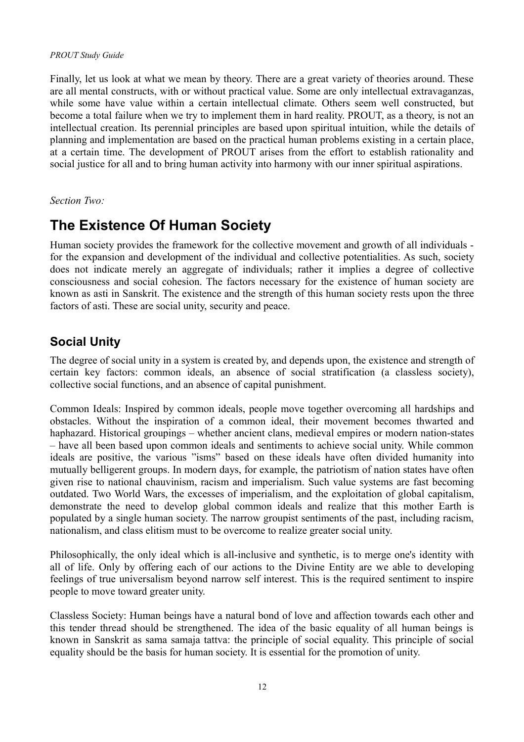Finally, let us look at what we mean by theory. There are a great variety of theories around. These are all mental constructs, with or without practical value. Some are only intellectual extravaganzas, while some have value within a certain intellectual climate. Others seem well constructed, but become a total failure when we try to implement them in hard reality. PROUT, as a theory, is not an intellectual creation. Its perennial principles are based upon spiritual intuition, while the details of planning and implementation are based on the practical human problems existing in a certain place, at a certain time. The development of PROUT arises from the effort to establish rationality and social justice for all and to bring human activity into harmony with our inner spiritual aspirations.

*Section Two:*

# The Existence Of Human Society

Human society provides the framework for the collective movement and growth of all individuals - for the expansion and development of the individual and collective potentialities. As such, society does not indicate merely an aggregate of individuals; rather it implies a degree of collective consciousness and social cohesion. The factors necessary for the existence of human society are known as asti in Sanskrit. The existence and the strength of this human society rests upon the three factors of asti. These are social unity, security and peace.

## Social Unity

The degree of social unity in a system is created by, and depends upon, the existence and strength of certain key factors: common ideals, an absence of social stratification (a classless society), collective social functions, and an absence of capital punishment.

Common Ideals: Inspired by common ideals, people move together overcoming all hardships and obstacles. Without the inspiration of a common ideal, their movement becomes thwarted and haphazard. Historical groupings – whether ancient clans, medieval empires or modern nation-states – have all been based upon common ideals and sentiments to achieve social unity. While common ideals are positive, the various "isms" based on these ideals have often divided humanity into mutually belligerent groups. In modern days, for example, the patriotism of nation states have often given rise to national chauvinism, racism and imperialism. Such value systems are fast becoming outdated. Two World Wars, the excesses of imperialism, and the exploitation of global capitalism, demonstrate the need to develop global common ideals and realize that this mother Earth is populated by a single human society. The narrow groupist sentiments of the past, including racism, nationalism, and class elitism must to be overcome to realize greater social unity.

Philosophically, the only ideal which is all-inclusive and synthetic, is to merge one's identity with all of life. Only by offering each of our actions to the Divine Entity are we able to developing feelings of true universalism beyond narrow self interest. This is the required sentiment to inspire people to move toward greater unity.

Classless Society: Human beings have a natural bond of love and affection towards each other and this tender thread should be strengthened. The idea of the basic equality of all human beings is known in Sanskrit as sama samaja tattva: the principle of social equality. This principle of social equality should be the basis for human society. It is essential for the promotion of unity.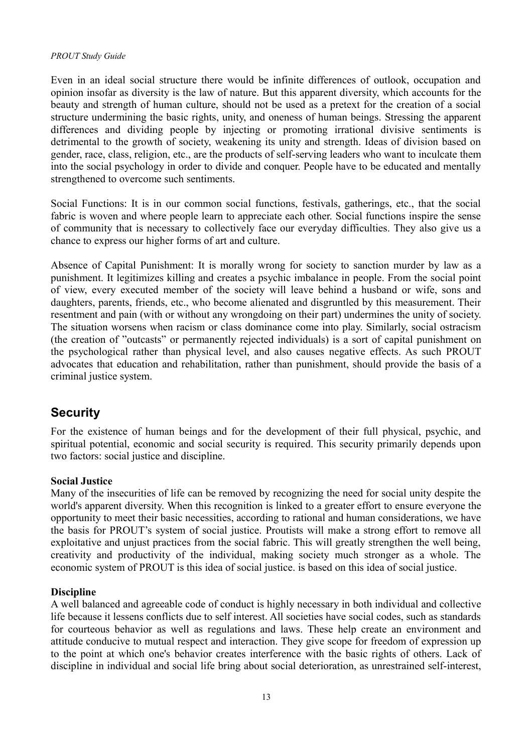Even in an ideal social structure there would be infinite differences of outlook, occupation and opinion insofar as diversity is the law of nature. But this apparent diversity, which accounts for the beauty and strength of human culture, should not be used as a pretext for the creation of a social structure undermining the basic rights, unity, and oneness of human beings. Stressing the apparent differences and dividing people by injecting or promoting irrational divisive sentiments is detrimental to the growth of society, weakening its unity and strength. Ideas of division based on gender, race, class, religion, etc., are the products of self-serving leaders who want to inculcate them into the social psychology in order to divide and conquer. People have to be educated and mentally strengthened to overcome such sentiments.

Social Functions: It is in our common social functions, festivals, gatherings, etc., that the social fabric is woven and where people learn to appreciate each other. Social functions inspire the sense of community that is necessary to collectively face our everyday difficulties. They also give us a chance to express our higher forms of art and culture.

Absence of Capital Punishment: It is morally wrong for society to sanction murder by law as a punishment. It legitimizes killing and creates a psychic imbalance in people. From the social point of view, every executed member of the society will leave behind a husband or wife, sons and daughters, parents, friends, etc., who become alienated and disgruntled by this measurement. Their resentment and pain (with or without any wrongdoing on their part) undermines the unity of society. The situation worsens when racism or class dominance come into play. Similarly, social ostracism (the creation of "outcasts" or permanently rejected individuals) is a sort of capital punishment on the psychological rather than physical level, and also causes negative effects. As such PROUT advocates that education and rehabilitation, rather than punishment, should provide the basis of a criminal justice system.

## Security

For the existence of human beings and for the development of their full physical, psychic, and spiritual potential, economic and social security is required. This security primarily depends upon two factors: social justice and discipline.

**Social Justice**
Many of the insecurities of life can be removed by recognizing the need for social unity despite the world's apparent diversity. When this recognition is linked to a greater effort to ensure everyone the opportunity to meet their basic necessities, according to rational and human considerations, we have the basis for PROUT's system of social justice. Proutists will make a strong effort to remove all exploitative and unjust practices from the social fabric. This will greatly strengthen the well being, creativity and productivity of the individual, making society much stronger as a whole. The economic system of PROUT is this idea of social justice. is based on this idea of social justice.

**Discipline**
A well balanced and agreeable code of conduct is highly necessary in both individual and collective life because it lessens conflicts due to self interest. All societies have social codes, such as standards for courteous behavior as well as regulations and laws. These help create an environment and attitude conducive to mutual respect and interaction. They give scope for freedom of expression up to the point at which one's behavior creates interference with the basic rights of others. Lack of discipline in individual and social life bring about social deterioration, as unrestrained self-interest,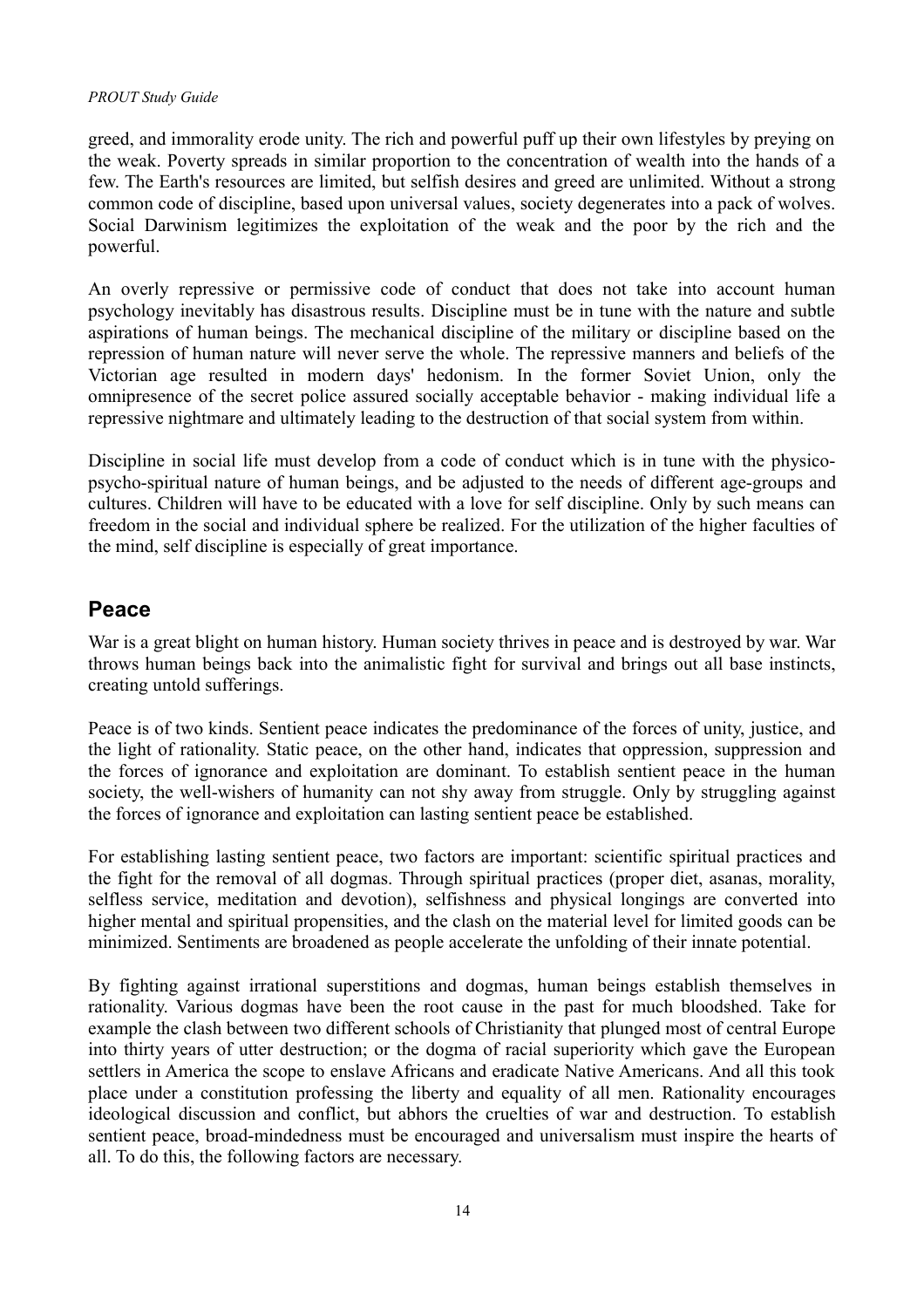greed, and immorality erode unity. The rich and powerful puff up their own lifestyles by preying on the weak. Poverty spreads in similar proportion to the concentration of wealth into the hands of a few. The Earth's resources are limited, but selfish desires and greed are unlimited. Without a strong common code of discipline, based upon universal values, society degenerates into a pack of wolves. Social Darwinism legitimizes the exploitation of the weak and the poor by the rich and the powerful.

An overly repressive or permissive code of conduct that does not take into account human psychology inevitably has disastrous results. Discipline must be in tune with the nature and subtle aspirations of human beings. The mechanical discipline of the military or discipline based on the repression of human nature will never serve the whole. The repressive manners and beliefs of the Victorian age resulted in modern days' hedonism. In the former Soviet Union, only the omnipresence of the secret police assured socially acceptable behavior - making individual life a repressive nightmare and ultimately leading to the destruction of that social system from within.

Discipline in social life must develop from a code of conduct which is in tune with the physico-psycho-spiritual nature of human beings, and be adjusted to the needs of different age-groups and cultures. Children will have to be educated with a love for self discipline. Only by such means can freedom in the social and individual sphere be realized. For the utilization of the higher faculties of the mind, self discipline is especially of great importance.

## Peace

War is a great blight on human history. Human society thrives in peace and is destroyed by war. War throws human beings back into the animalistic fight for survival and brings out all base instincts, creating untold sufferings.

Peace is of two kinds. Sentient peace indicates the predominance of the forces of unity, justice, and the light of rationality. Static peace, on the other hand, indicates that oppression, suppression and the forces of ignorance and exploitation are dominant. To establish sentient peace in the human society, the well-wishers of humanity can not shy away from struggle. Only by struggling against the forces of ignorance and exploitation can lasting sentient peace be established.

For establishing lasting sentient peace, two factors are important: scientific spiritual practices and the fight for the removal of all dogmas. Through spiritual practices (proper diet, asanas, morality, selfless service, meditation and devotion), selfishness and physical longings are converted into higher mental and spiritual propensities, and the clash on the material level for limited goods can be minimized. Sentiments are broadened as people accelerate the unfolding of their innate potential.

By fighting against irrational superstitions and dogmas, human beings establish themselves in rationality. Various dogmas have been the root cause in the past for much bloodshed. Take for example the clash between two different schools of Christianity that plunged most of central Europe into thirty years of utter destruction; or the dogma of racial superiority which gave the European settlers in America the scope to enslave Africans and eradicate Native Americans. And all this took place under a constitution professing the liberty and equality of all men. Rationality encourages ideological discussion and conflict, but abhors the cruelties of war and destruction. To establish sentient peace, broad-mindedness must be encouraged and universalism must inspire the hearts of all. To do this, the following factors are necessary.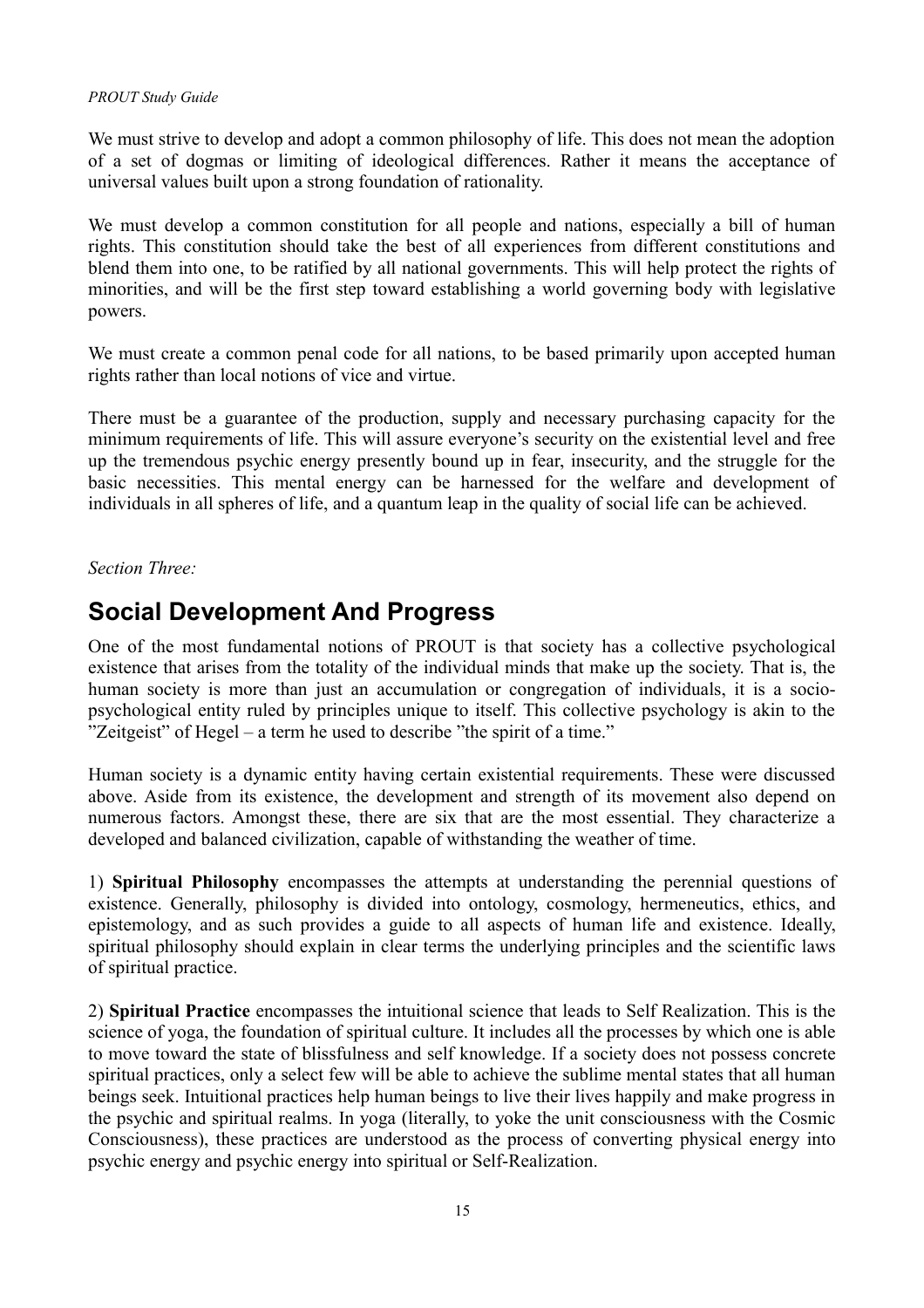We must strive to develop and adopt a common philosophy of life. This does not mean the adoption of a set of dogmas or limiting of ideological differences. Rather it means the acceptance of universal values built upon a strong foundation of rationality.

We must develop a common constitution for all people and nations, especially a bill of human rights. This constitution should take the best of all experiences from different constitutions and blend them into one, to be ratified by all national governments. This will help protect the rights of minorities, and will be the first step toward establishing a world governing body with legislative powers.

We must create a common penal code for all nations, to be based primarily upon accepted human rights rather than local notions of vice and virtue.

There must be a guarantee of the production, supply and necessary purchasing capacity for the minimum requirements of life. This will assure everyone's security on the existential level and free up the tremendous psychic energy presently bound up in fear, insecurity, and the struggle for the basic necessities. This mental energy can be harnessed for the welfare and development of individuals in all spheres of life, and a quantum leap in the quality of social life can be achieved.

*Section Three:*

## Social Development And Progress

One of the most fundamental notions of PROUT is that society has a collective psychological existence that arises from the totality of the individual minds that make up the society. That is, the human society is more than just an accumulation or congregation of individuals, it is a socio-psychological entity ruled by principles unique to itself. This collective psychology is akin to the "Zeitgeist" of Hegel – a term he used to describe "the spirit of a time."

Human society is a dynamic entity having certain existential requirements. These were discussed above. Aside from its existence, the development and strength of its movement also depend on numerous factors. Amongst these, there are six that are the most essential. They characterize a developed and balanced civilization, capable of withstanding the weather of time.

1) **Spiritual Philosophy** encompasses the attempts at understanding the perennial questions of existence. Generally, philosophy is divided into ontology, cosmology, hermeneutics, ethics, and epistemology, and as such provides a guide to all aspects of human life and existence. Ideally, spiritual philosophy should explain in clear terms the underlying principles and the scientific laws of spiritual practice.

2) **Spiritual Practice** encompasses the intuitional science that leads to Self Realization. This is the science of yoga, the foundation of spiritual culture. It includes all the processes by which one is able to move toward the state of blissfulness and self knowledge. If a society does not possess concrete spiritual practices, only a select few will be able to achieve the sublime mental states that all human beings seek. Intuitional practices help human beings to live their lives happily and make progress in the psychic and spiritual realms. In yoga (literally, to yoke the unit consciousness with the Cosmic Consciousness), these practices are understood as the process of converting physical energy into psychic energy and psychic energy into spiritual or Self-Realization.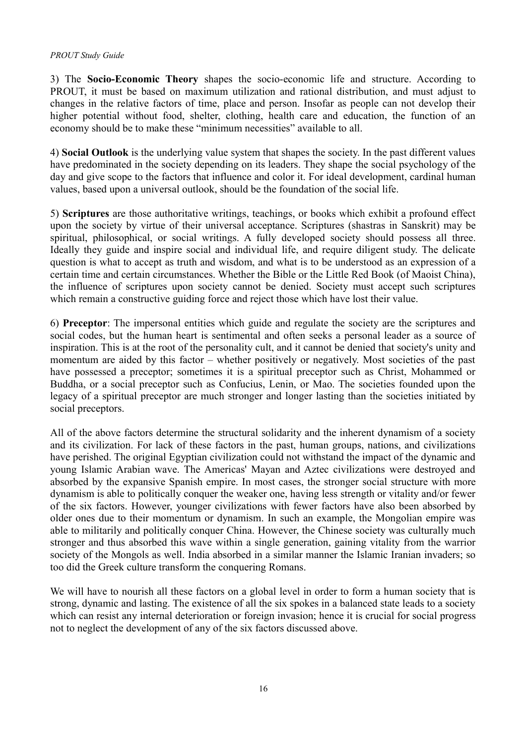3) The **Socio-Economic Theory** shapes the socio-economic life and structure. According to PROUT, it must be based on maximum utilization and rational distribution, and must adjust to changes in the relative factors of time, place and person. Insofar as people can not develop their higher potential without food, shelter, clothing, health care and education, the function of an economy should be to make these "minimum necessities" available to all.

4) **Social Outlook** is the underlying value system that shapes the society. In the past different values have predominated in the society depending on its leaders. They shape the social psychology of the day and give scope to the factors that influence and color it. For ideal development, cardinal human values, based upon a universal outlook, should be the foundation of the social life.

5) **Scriptures** are those authoritative writings, teachings, or books which exhibit a profound effect upon the society by virtue of their universal acceptance. Scriptures (shastras in Sanskrit) may be spiritual, philosophical, or social writings. A fully developed society should possess all three. Ideally they guide and inspire social and individual life, and require diligent study. The delicate question is what to accept as truth and wisdom, and what is to be understood as an expression of a certain time and certain circumstances. Whether the Bible or the Little Red Book (of Maoist China), the influence of scriptures upon society cannot be denied. Society must accept such scriptures which remain a constructive guiding force and reject those which have lost their value.

6) **Preceptor**: The impersonal entities which guide and regulate the society are the scriptures and social codes, but the human heart is sentimental and often seeks a personal leader as a source of inspiration. This is at the root of the personality cult, and it cannot be denied that society's unity and momentum are aided by this factor – whether positively or negatively. Most societies of the past have possessed a preceptor; sometimes it is a spiritual preceptor such as Christ, Mohammed or Buddha, or a social preceptor such as Confucius, Lenin, or Mao. The societies founded upon the legacy of a spiritual preceptor are much stronger and longer lasting than the societies initiated by social preceptors.

All of the above factors determine the structural solidarity and the inherent dynamism of a society and its civilization. For lack of these factors in the past, human groups, nations, and civilizations have perished. The original Egyptian civilization could not withstand the impact of the dynamic and young Islamic Arabian wave. The Americas' Mayan and Aztec civilizations were destroyed and absorbed by the expansive Spanish empire. In most cases, the stronger social structure with more dynamism is able to politically conquer the weaker one, having less strength or vitality and/or fewer of the six factors. However, younger civilizations with fewer factors have also been absorbed by older ones due to their momentum or dynamism. In such an example, the Mongolian empire was able to militarily and politically conquer China. However, the Chinese society was culturally much stronger and thus absorbed this wave within a single generation, gaining vitality from the warrior society of the Mongols as well. India absorbed in a similar manner the Islamic Iranian invaders; so too did the Greek culture transform the conquering Romans.

We will have to nourish all these factors on a global level in order to form a human society that is strong, dynamic and lasting. The existence of all the six spokes in a balanced state leads to a society which can resist any internal deterioration or foreign invasion; hence it is crucial for social progress not to neglect the development of any of the six factors discussed above.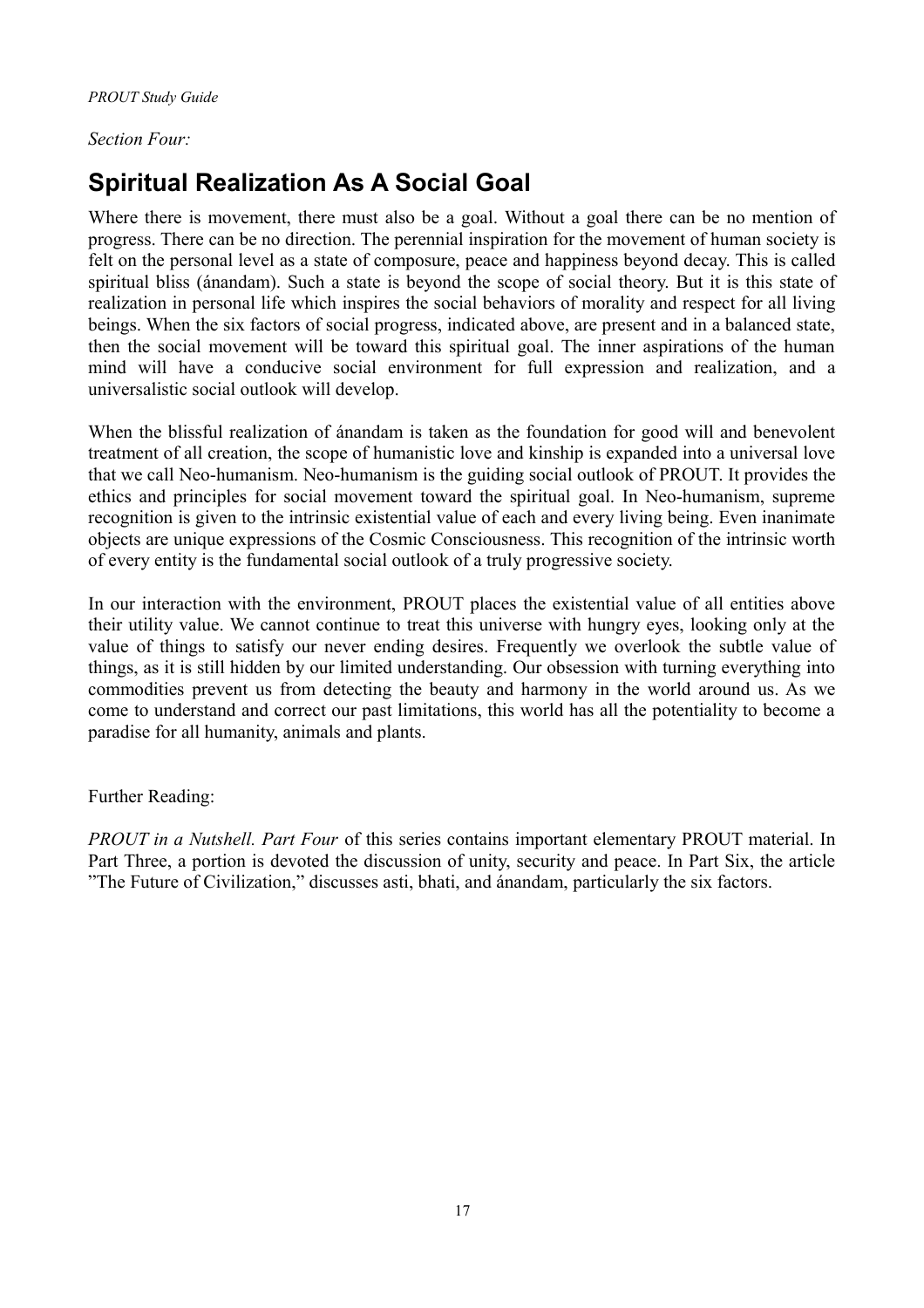*Section Four:*

# Spiritual Realization As A Social Goal

Where there is movement, there must also be a goal. Without a goal there can be no mention of progress. There can be no direction. The perennial inspiration for the movement of human society is felt on the personal level as a state of composure, peace and happiness beyond decay. This is called spiritual bliss (ánandam). Such a state is beyond the scope of social theory. But it is this state of realization in personal life which inspires the social behaviors of morality and respect for all living beings. When the six factors of social progress, indicated above, are present and in a balanced state, then the social movement will be toward this spiritual goal. The inner aspirations of the human mind will have a conducive social environment for full expression and realization, and a universalistic social outlook will develop.

When the blissful realization of ánandam is taken as the foundation for good will and benevolent treatment of all creation, the scope of humanistic love and kinship is expanded into a universal love that we call Neo-humanism. Neo-humanism is the guiding social outlook of PROUT. It provides the ethics and principles for social movement toward the spiritual goal. In Neo-humanism, supreme recognition is given to the intrinsic existential value of each and every living being. Even inanimate objects are unique expressions of the Cosmic Consciousness. This recognition of the intrinsic worth of every entity is the fundamental social outlook of a truly progressive society.

In our interaction with the environment, PROUT places the existential value of all entities above their utility value. We cannot continue to treat this universe with hungry eyes, looking only at the value of things to satisfy our never ending desires. Frequently we overlook the subtle value of things, as it is still hidden by our limited understanding. Our obsession with turning everything into commodities prevent us from detecting the beauty and harmony in the world around us. As we come to understand and correct our past limitations, this world has all the potentiality to become a paradise for all humanity, animals and plants.

Further Reading:

*PROUT in a Nutshell. Part Four* of this series contains important elementary PROUT material. In Part Three, a portion is devoted the discussion of unity, security and peace. In Part Six, the article "The Future of Civilization," discusses asti, bhati, and ánandam, particularly the six factors.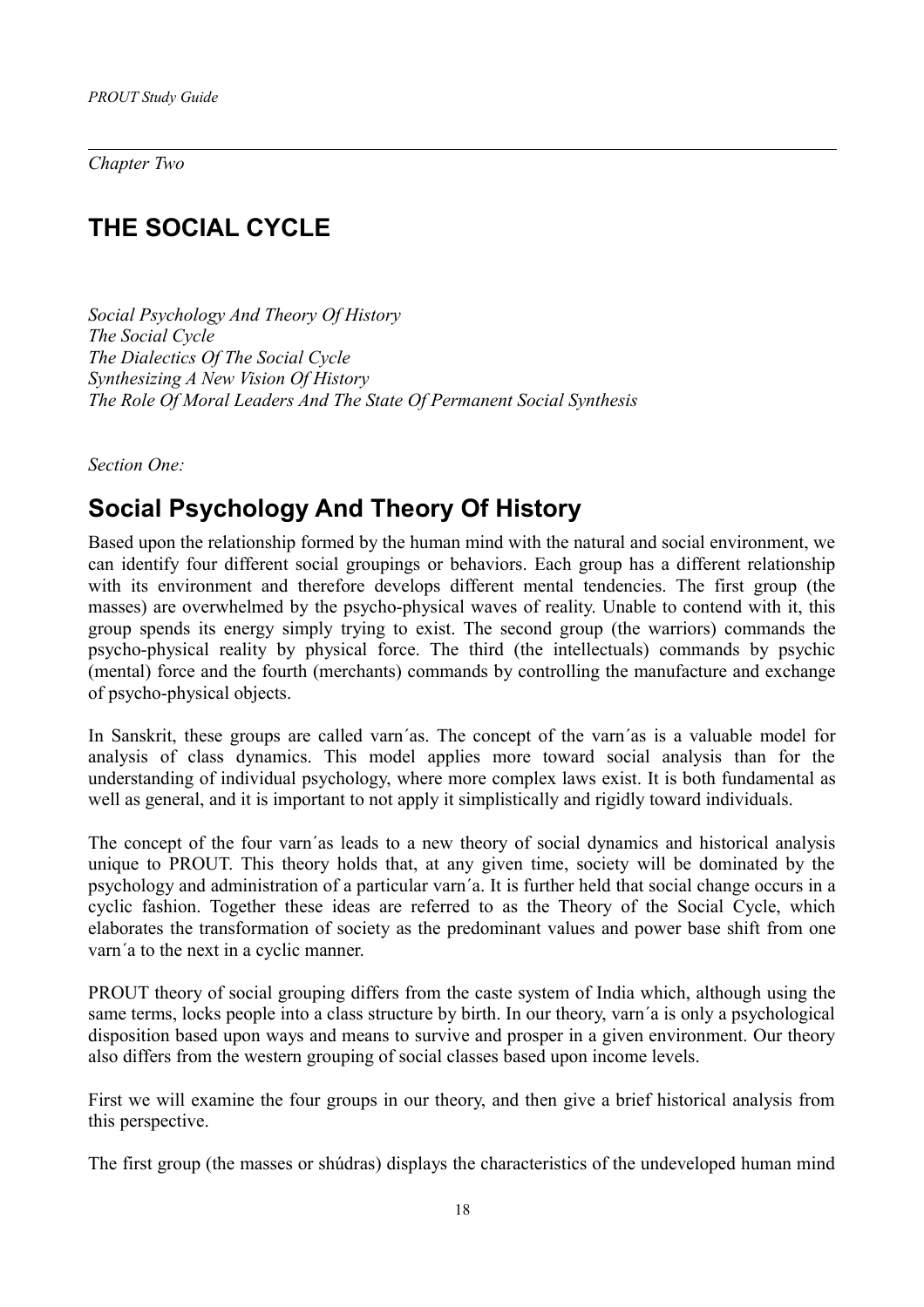*Chapter Two*

# THE SOCIAL CYCLE

*Social Psychology And Theory Of History*
*The Social Cycle*
*The Dialectics Of The Social Cycle*
*Synthesizing A New Vision Of History*
*The Role Of Moral Leaders And The State Of Permanent Social Synthesis*

*Section One:*

## Social Psychology And Theory Of History

Based upon the relationship formed by the human mind with the natural and social environment, we can identify four different social groupings or behaviors. Each group has a different relationship with its environment and therefore develops different mental tendencies. The first group (the masses) are overwhelmed by the psycho-physical waves of reality. Unable to contend with it, this group spends its energy simply trying to exist. The second group (the warriors) commands the psycho-physical reality by physical force. The third (the intellectuals) commands by psychic (mental) force and the fourth (merchants) commands by controlling the manufacture and exchange of psycho-physical objects.

In Sanskrit, these groups are called varn´as. The concept of the varn´as is a valuable model for analysis of class dynamics. This model applies more toward social analysis than for the understanding of individual psychology, where more complex laws exist. It is both fundamental as well as general, and it is important to not apply it simplistically and rigidly toward individuals.

The concept of the four varn´as leads to a new theory of social dynamics and historical analysis unique to PROUT. This theory holds that, at any given time, society will be dominated by the psychology and administration of a particular varn´a. It is further held that social change occurs in a cyclic fashion. Together these ideas are referred to as the Theory of the Social Cycle, which elaborates the transformation of society as the predominant values and power base shift from one varn´a to the next in a cyclic manner.

PROUT theory of social grouping differs from the caste system of India which, although using the same terms, locks people into a class structure by birth. In our theory, varn´a is only a psychological disposition based upon ways and means to survive and prosper in a given environment. Our theory also differs from the western grouping of social classes based upon income levels.

First we will examine the four groups in our theory, and then give a brief historical analysis from this perspective.

The first group (the masses or shúdras) displays the characteristics of the undeveloped human mind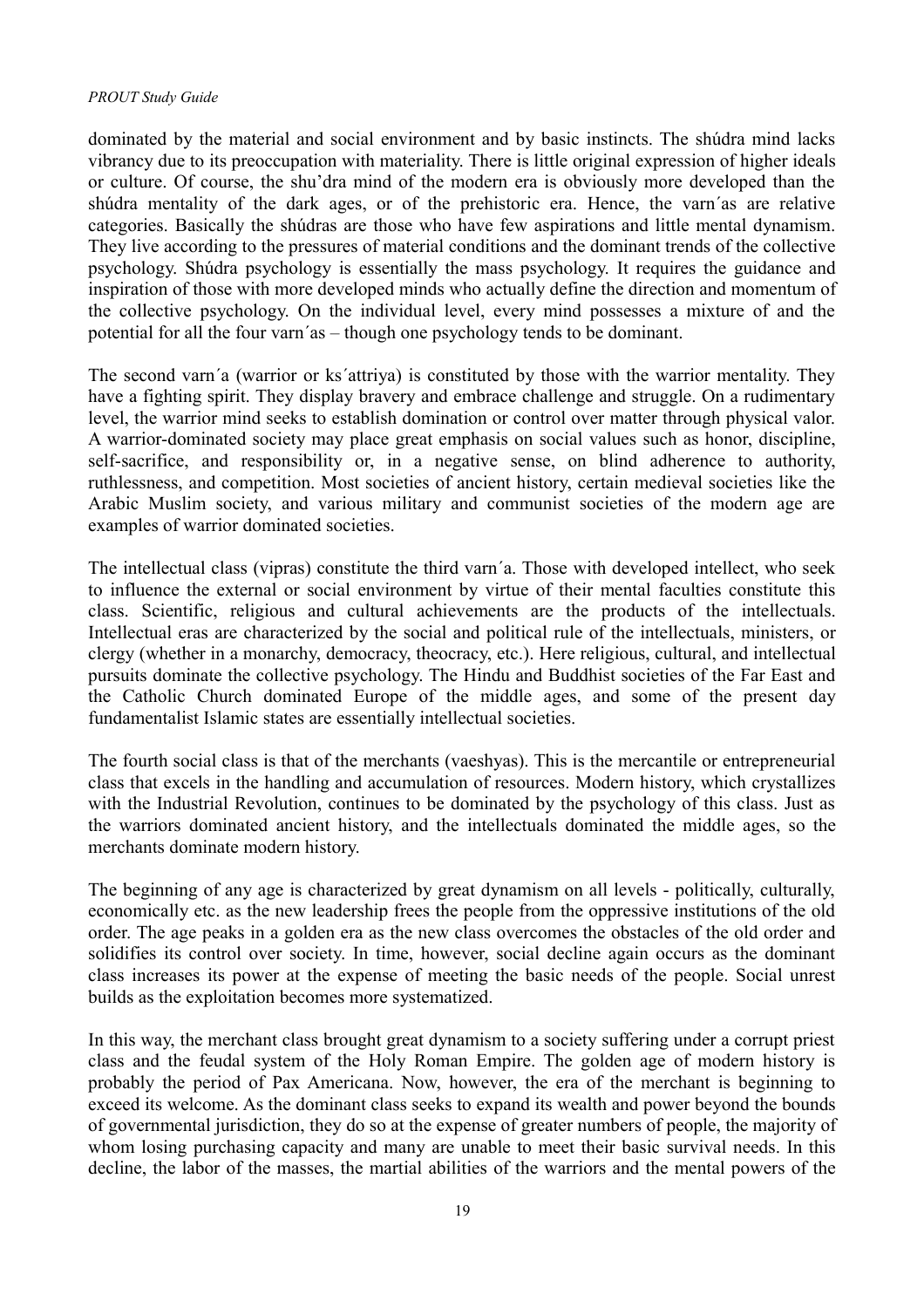dominated by the material and social environment and by basic instincts. The shúdra mind lacks vibrancy due to its preoccupation with materiality. There is little original expression of higher ideals or culture. Of course, the shu'dra mind of the modern era is obviously more developed than the shúdra mentality of the dark ages, or of the prehistoric era. Hence, the varn´as are relative categories. Basically the shúdras are those who have few aspirations and little mental dynamism. They live according to the pressures of material conditions and the dominant trends of the collective psychology. Shúdra psychology is essentially the mass psychology. It requires the guidance and inspiration of those with more developed minds who actually define the direction and momentum of the collective psychology. On the individual level, every mind possesses a mixture of and the potential for all the four varn´as – though one psychology tends to be dominant.

The second varn´a (warrior or ks´attriya) is constituted by those with the warrior mentality. They have a fighting spirit. They display bravery and embrace challenge and struggle. On a rudimentary level, the warrior mind seeks to establish domination or control over matter through physical valor. A warrior-dominated society may place great emphasis on social values such as honor, discipline, self-sacrifice, and responsibility or, in a negative sense, on blind adherence to authority, ruthlessness, and competition. Most societies of ancient history, certain medieval societies like the Arabic Muslim society, and various military and communist societies of the modern age are examples of warrior dominated societies.

The intellectual class (vipras) constitute the third varn´a. Those with developed intellect, who seek to influence the external or social environment by virtue of their mental faculties constitute this class. Scientific, religious and cultural achievements are the products of the intellectuals. Intellectual eras are characterized by the social and political rule of the intellectuals, ministers, or clergy (whether in a monarchy, democracy, theocracy, etc.). Here religious, cultural, and intellectual pursuits dominate the collective psychology. The Hindu and Buddhist societies of the Far East and the Catholic Church dominated Europe of the middle ages, and some of the present day fundamentalist Islamic states are essentially intellectual societies.

The fourth social class is that of the merchants (vaeshyas). This is the mercantile or entrepreneurial class that excels in the handling and accumulation of resources. Modern history, which crystallizes with the Industrial Revolution, continues to be dominated by the psychology of this class. Just as the warriors dominated ancient history, and the intellectuals dominated the middle ages, so the merchants dominate modern history.

The beginning of any age is characterized by great dynamism on all levels - politically, culturally, economically etc. as the new leadership frees the people from the oppressive institutions of the old order. The age peaks in a golden era as the new class overcomes the obstacles of the old order and solidifies its control over society. In time, however, social decline again occurs as the dominant class increases its power at the expense of meeting the basic needs of the people. Social unrest builds as the exploitation becomes more systematized.

In this way, the merchant class brought great dynamism to a society suffering under a corrupt priest class and the feudal system of the Holy Roman Empire. The golden age of modern history is probably the period of Pax Americana. Now, however, the era of the merchant is beginning to exceed its welcome. As the dominant class seeks to expand its wealth and power beyond the bounds of governmental jurisdiction, they do so at the expense of greater numbers of people, the majority of whom losing purchasing capacity and many are unable to meet their basic survival needs. In this decline, the labor of the masses, the martial abilities of the warriors and the mental powers of the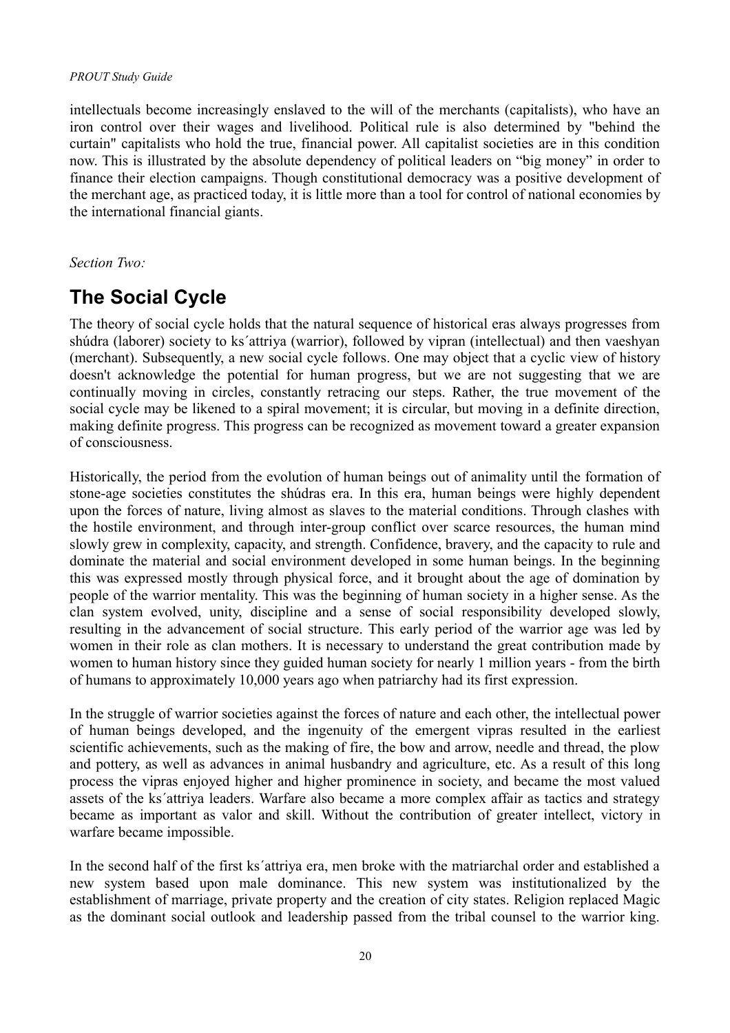intellectuals become increasingly enslaved to the will of the merchants (capitalists), who have an iron control over their wages and livelihood. Political rule is also determined by "behind the curtain" capitalists who hold the true, financial power. All capitalist societies are in this condition now. This is illustrated by the absolute dependency of political leaders on “big money” in order to finance their election campaigns. Though constitutional democracy was a positive development of the merchant age, as practiced today, it is little more than a tool for control of national economies by the international financial giants.

*Section Two:*

# The Social Cycle

The theory of social cycle holds that the natural sequence of historical eras always progresses from shúdra (laborer) society to ks´attriya (warrior), followed by vipran (intellectual) and then vaeshyan (merchant). Subsequently, a new social cycle follows. One may object that a cyclic view of history doesn't acknowledge the potential for human progress, but we are not suggesting that we are continually moving in circles, constantly retracing our steps. Rather, the true movement of the social cycle may be likened to a spiral movement; it is circular, but moving in a definite direction, making definite progress. This progress can be recognized as movement toward a greater expansion of consciousness.

Historically, the period from the evolution of human beings out of animality until the formation of stone-age societies constitutes the shúdras era. In this era, human beings were highly dependent upon the forces of nature, living almost as slaves to the material conditions. Through clashes with the hostile environment, and through inter-group conflict over scarce resources, the human mind slowly grew in complexity, capacity, and strength. Confidence, bravery, and the capacity to rule and dominate the material and social environment developed in some human beings. In the beginning this was expressed mostly through physical force, and it brought about the age of domination by people of the warrior mentality. This was the beginning of human society in a higher sense. As the clan system evolved, unity, discipline and a sense of social responsibility developed slowly, resulting in the advancement of social structure. This early period of the warrior age was led by women in their role as clan mothers. It is necessary to understand the great contribution made by women to human history since they guided human society for nearly 1 million years - from the birth of humans to approximately 10,000 years ago when patriarchy had its first expression.

In the struggle of warrior societies against the forces of nature and each other, the intellectual power of human beings developed, and the ingenuity of the emergent vipras resulted in the earliest scientific achievements, such as the making of fire, the bow and arrow, needle and thread, the plow and pottery, as well as advances in animal husbandry and agriculture, etc. As a result of this long process the vipras enjoyed higher and higher prominence in society, and became the most valued assets of the ks´attriya leaders. Warfare also became a more complex affair as tactics and strategy became as important as valor and skill. Without the contribution of greater intellect, victory in warfare became impossible.

In the second half of the first ks´attriya era, men broke with the matriarchal order and established a new system based upon male dominance. This new system was institutionalized by the establishment of marriage, private property and the creation of city states. Religion replaced Magic as the dominant social outlook and leadership passed from the tribal counsel to the warrior king.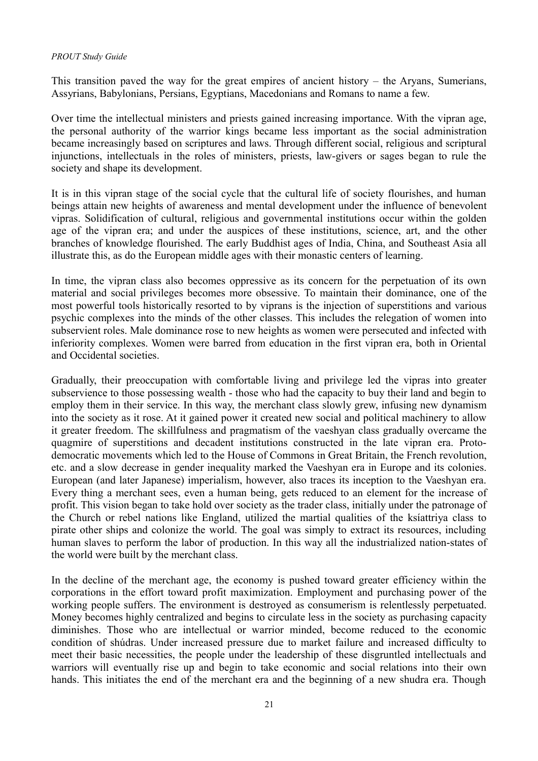This transition paved the way for the great empires of ancient history – the Aryans, Sumerians, Assyrians, Babylonians, Persians, Egyptians, Macedonians and Romans to name a few.

Over time the intellectual ministers and priests gained increasing importance. With the vipran age, the personal authority of the warrior kings became less important as the social administration became increasingly based on scriptures and laws. Through different social, religious and scriptural injunctions, intellectuals in the roles of ministers, priests, law-givers or sages began to rule the society and shape its development.

It is in this vipran stage of the social cycle that the cultural life of society flourishes, and human beings attain new heights of awareness and mental development under the influence of benevolent vipras. Solidification of cultural, religious and governmental institutions occur within the golden age of the vipran era; and under the auspices of these institutions, science, art, and the other branches of knowledge flourished. The early Buddhist ages of India, China, and Southeast Asia all illustrate this, as do the European middle ages with their monastic centers of learning.

In time, the vipran class also becomes oppressive as its concern for the perpetuation of its own material and social privileges becomes more obsessive. To maintain their dominance, one of the most powerful tools historically resorted to by viprans is the injection of superstitions and various psychic complexes into the minds of the other classes. This includes the relegation of women into subservient roles. Male dominance rose to new heights as women were persecuted and infected with inferiority complexes. Women were barred from education in the first vipran era, both in Oriental and Occidental societies.

Gradually, their preoccupation with comfortable living and privilege led the vipras into greater subservience to those possessing wealth - those who had the capacity to buy their land and begin to employ them in their service. In this way, the merchant class slowly grew, infusing new dynamism into the society as it rose. At it gained power it created new social and political machinery to allow it greater freedom. The skillfulness and pragmatism of the vaeshyan class gradually overcame the quagmire of superstitions and decadent institutions constructed in the late vipran era. Proto-democratic movements which led to the House of Commons in Great Britain, the French revolution, etc. and a slow decrease in gender inequality marked the Vaeshyan era in Europe and its colonies. European (and later Japanese) imperialism, however, also traces its inception to the Vaeshyan era. Every thing a merchant sees, even a human being, gets reduced to an element for the increase of profit. This vision began to take hold over society as the trader class, initially under the patronage of the Church or rebel nations like England, utilized the martial qualities of the ksíattriya class to pirate other ships and colonize the world. The goal was simply to extract its resources, including human slaves to perform the labor of production. In this way all the industrialized nation-states of the world were built by the merchant class.

In the decline of the merchant age, the economy is pushed toward greater efficiency within the corporations in the effort toward profit maximization. Employment and purchasing power of the working people suffers. The environment is destroyed as consumerism is relentlessly perpetuated. Money becomes highly centralized and begins to circulate less in the society as purchasing capacity diminishes. Those who are intellectual or warrior minded, become reduced to the economic condition of shúdras. Under increased pressure due to market failure and increased difficulty to meet their basic necessities, the people under the leadership of these disgruntled intellectuals and warriors will eventually rise up and begin to take economic and social relations into their own hands. This initiates the end of the merchant era and the beginning of a new shudra era. Though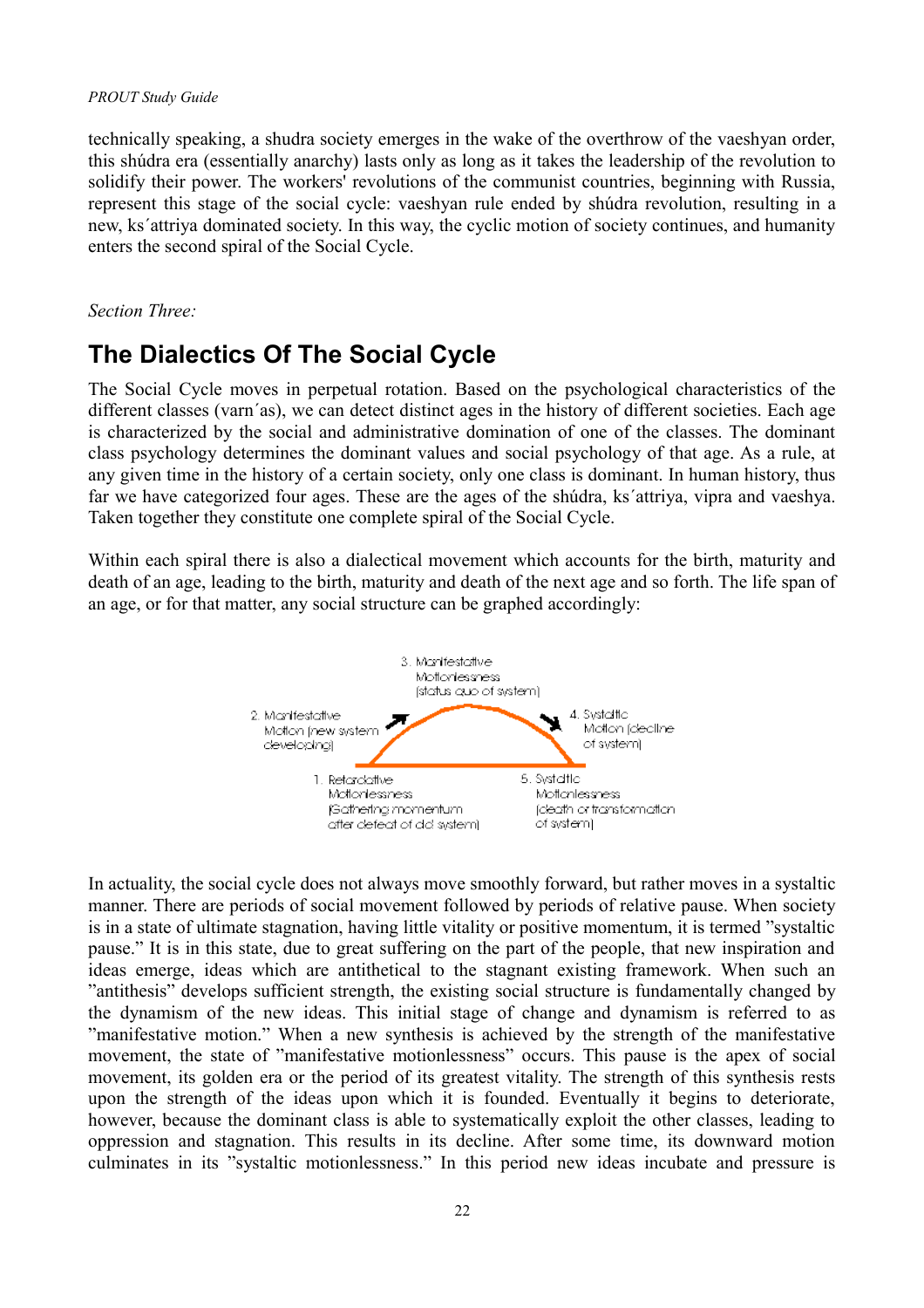technically speaking, a shudra society emerges in the wake of the overthrow of the vaeshyan order, this shúdra era (essentially anarchy) lasts only as long as it takes the leadership of the revolution to solidify their power. The workers' revolutions of the communist countries, beginning with Russia, represent this stage of the social cycle: vaeshyan rule ended by shúdra revolution, resulting in a new, ks´attriya dominated society. In this way, the cyclic motion of society continues, and humanity enters the second spiral of the Social Cycle.

*Section Three:*

## The Dialectics Of The Social Cycle

The Social Cycle moves in perpetual rotation. Based on the psychological characteristics of the different classes (varn´as), we can detect distinct ages in the history of different societies. Each age is characterized by the social and administrative domination of one of the classes. The dominant class psychology determines the dominant values and social psychology of that age. As a rule, at any given time in the history of a certain society, only one class is dominant. In human history, thus far we have categorized four ages. These are the ages of the shúdra, ks´attriya, vipra and vaeshya. Taken together they constitute one complete spiral of the Social Cycle.

Within each spiral there is also a dialectical movement which accounts for the birth, maturity and death of an age, leading to the birth, maturity and death of the next age and so forth. The life span of an age, or for that matter, any social structure can be graphed accordingly:

3. Manifestative Motionlessness (status quo of system)
2. Manifestative Motion (new system developing)
4. Systaltic Motion (decline of system)
1. Retardative Motionlessness (Gathering momentum after defeat of old system)
5. Systaltic Motionlessness (death or transformation of system)

In actuality, the social cycle does not always move smoothly forward, but rather moves in a systaltic manner. There are periods of social movement followed by periods of relative pause. When society is in a state of ultimate stagnation, having little vitality or positive momentum, it is termed "systaltic pause." It is in this state, due to great suffering on the part of the people, that new inspiration and ideas emerge, ideas which are antithetical to the stagnant existing framework. When such an "antithesis" develops sufficient strength, the existing social structure is fundamentally changed by the dynamism of the new ideas. This initial stage of change and dynamism is referred to as "manifestative motion." When a new synthesis is achieved by the strength of the manifestative movement, the state of "manifestative motionlessness" occurs. This pause is the apex of social movement, its golden era or the period of its greatest vitality. The strength of this synthesis rests upon the strength of the ideas upon which it is founded. Eventually it begins to deteriorate, however, because the dominant class is able to systematically exploit the other classes, leading to oppression and stagnation. This results in its decline. After some time, its downward motion culminates in its "systaltic motionlessness." In this period new ideas incubate and pressure is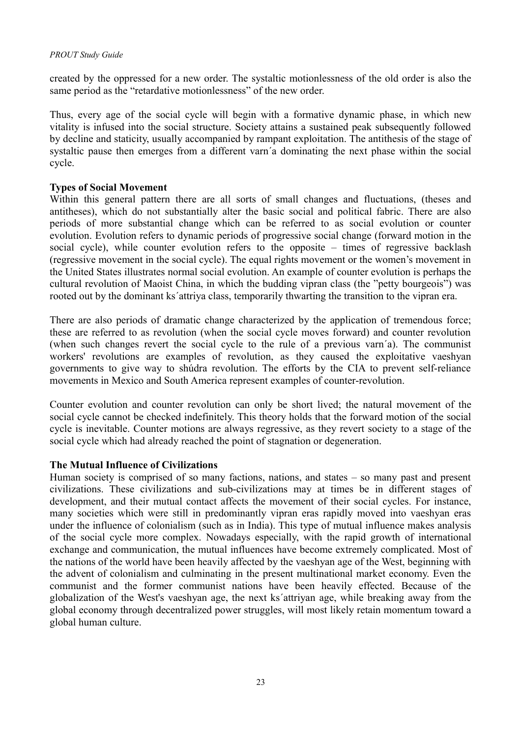created by the oppressed for a new order. The systaltic motionlessness of the old order is also the same period as the "retardative motionlessness" of the new order.

Thus, every age of the social cycle will begin with a formative dynamic phase, in which new vitality is infused into the social structure. Society attains a sustained peak subsequently followed by decline and staticity, usually accompanied by rampant exploitation. The antithesis of the stage of systaltic pause then emerges from a different varn´a dominating the next phase within the social cycle.

**Types of Social Movement**

Within this general pattern there are all sorts of small changes and fluctuations, (theses and antitheses), which do not substantially alter the basic social and political fabric. There are also periods of more substantial change which can be referred to as social evolution or counter evolution. Evolution refers to dynamic periods of progressive social change (forward motion in the social cycle), while counter evolution refers to the opposite – times of regressive backlash (regressive movement in the social cycle). The equal rights movement or the women's movement in the United States illustrates normal social evolution. An example of counter evolution is perhaps the cultural revolution of Maoist China, in which the budding vipran class (the "petty bourgeois") was rooted out by the dominant ks´attriya class, temporarily thwarting the transition to the vipran era.

There are also periods of dramatic change characterized by the application of tremendous force; these are referred to as revolution (when the social cycle moves forward) and counter revolution (when such changes revert the social cycle to the rule of a previous varn´a). The communist workers' revolutions are examples of revolution, as they caused the exploitative vaeshyan governments to give way to shúdra revolution. The efforts by the CIA to prevent self-reliance movements in Mexico and South America represent examples of counter-revolution.

Counter evolution and counter revolution can only be short lived; the natural movement of the social cycle cannot be checked indefinitely. This theory holds that the forward motion of the social cycle is inevitable. Counter motions are always regressive, as they revert society to a stage of the social cycle which had already reached the point of stagnation or degeneration.

**The Mutual Influence of Civilizations**

Human society is comprised of so many factions, nations, and states – so many past and present civilizations. These civilizations and sub-civilizations may at times be in different stages of development, and their mutual contact affects the movement of their social cycles. For instance, many societies which were still in predominantly vipran eras rapidly moved into vaeshyan eras under the influence of colonialism (such as in India). This type of mutual influence makes analysis of the social cycle more complex. Nowadays especially, with the rapid growth of international exchange and communication, the mutual influences have become extremely complicated. Most of the nations of the world have been heavily affected by the vaeshyan age of the West, beginning with the advent of colonialism and culminating in the present multinational market economy. Even the communist and the former communist nations have been heavily effected. Because of the globalization of the West's vaeshyan age, the next ks´attriyan age, while breaking away from the global economy through decentralized power struggles, will most likely retain momentum toward a global human culture.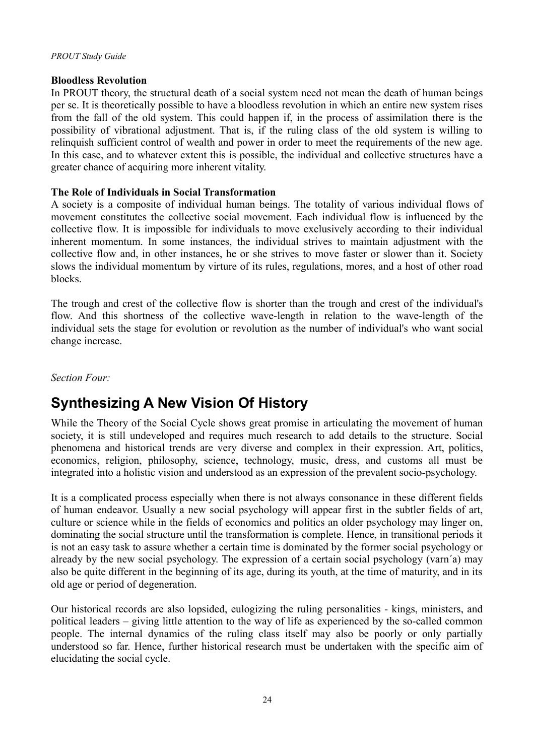**Bloodless Revolution**

In PROUT theory, the structural death of a social system need not mean the death of human beings per se. It is theoretically possible to have a bloodless revolution in which an entire new system rises from the fall of the old system. This could happen if, in the process of assimilation there is the possibility of vibrational adjustment. That is, if the ruling class of the old system is willing to relinquish sufficient control of wealth and power in order to meet the requirements of the new age. In this case, and to whatever extent this is possible, the individual and collective structures have a greater chance of acquiring more inherent vitality.

**The Role of Individuals in Social Transformation**

A society is a composite of individual human beings. The totality of various individual flows of movement constitutes the collective social movement. Each individual flow is influenced by the collective flow. It is impossible for individuals to move exclusively according to their individual inherent momentum. In some instances, the individual strives to maintain adjustment with the collective flow and, in other instances, he or she strives to move faster or slower than it. Society slows the individual momentum by virture of its rules, regulations, mores, and a host of other road blocks.

The trough and crest of the collective flow is shorter than the trough and crest of the individual's flow. And this shortness of the collective wave-length in relation to the wave-length of the individual sets the stage for evolution or revolution as the number of individual's who want social change increase.

*Section Four:*

## Synthesizing A New Vision Of History

While the Theory of the Social Cycle shows great promise in articulating the movement of human society, it is still undeveloped and requires much research to add details to the structure. Social phenomena and historical trends are very diverse and complex in their expression. Art, politics, economics, religion, philosophy, science, technology, music, dress, and customs all must be integrated into a holistic vision and understood as an expression of the prevalent socio-psychology.

It is a complicated process especially when there is not always consonance in these different fields of human endeavor. Usually a new social psychology will appear first in the subtler fields of art, culture or science while in the fields of economics and politics an older psychology may linger on, dominating the social structure until the transformation is complete. Hence, in transitional periods it is not an easy task to assure whether a certain time is dominated by the former social psychology or already by the new social psychology. The expression of a certain social psychology (varn´a) may also be quite different in the beginning of its age, during its youth, at the time of maturity, and in its old age or period of degeneration.

Our historical records are also lopsided, eulogizing the ruling personalities - kings, ministers, and political leaders – giving little attention to the way of life as experienced by the so-called common people. The internal dynamics of the ruling class itself may also be poorly or only partially understood so far. Hence, further historical research must be undertaken with the specific aim of elucidating the social cycle.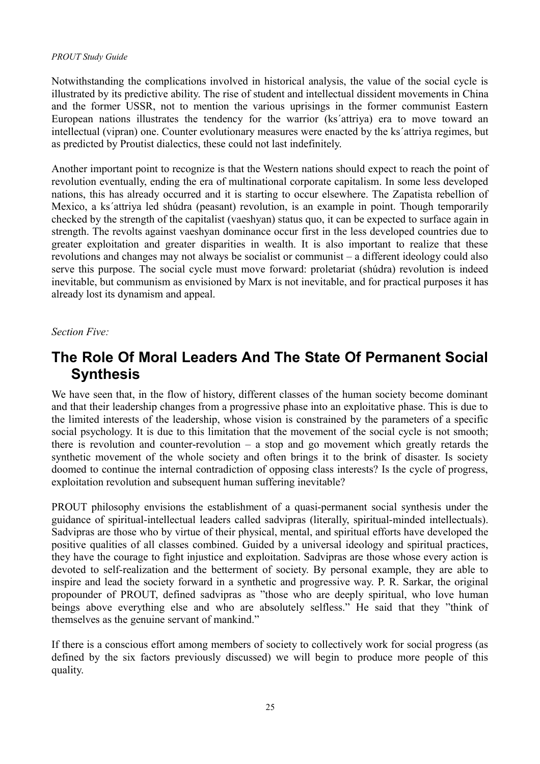Notwithstanding the complications involved in historical analysis, the value of the social cycle is illustrated by its predictive ability. The rise of student and intellectual dissident movements in China and the former USSR, not to mention the various uprisings in the former communist Eastern European nations illustrates the tendency for the warrior (ks´attriya) era to move toward an intellectual (vipran) one. Counter evolutionary measures were enacted by the ks´attriya regimes, but as predicted by Proutist dialectics, these could not last indefinitely.

Another important point to recognize is that the Western nations should expect to reach the point of revolution eventually, ending the era of multinational corporate capitalism. In some less developed nations, this has already occurred and it is starting to occur elsewhere. The Zapatista rebellion of Mexico, a ks´attriya led shúdra (peasant) revolution, is an example in point. Though temporarily checked by the strength of the capitalist (vaeshyan) status quo, it can be expected to surface again in strength. The revolts against vaeshyan dominance occur first in the less developed countries due to greater exploitation and greater disparities in wealth. It is also important to realize that these revolutions and changes may not always be socialist or communist – a different ideology could also serve this purpose. The social cycle must move forward: proletariat (shúdra) revolution is indeed inevitable, but communism as envisioned by Marx is not inevitable, and for practical purposes it has already lost its dynamism and appeal.

*Section Five:*

## The Role Of Moral Leaders And The State Of Permanent Social Synthesis

We have seen that, in the flow of history, different classes of the human society become dominant and that their leadership changes from a progressive phase into an exploitative phase. This is due to the limited interests of the leadership, whose vision is constrained by the parameters of a specific social psychology. It is due to this limitation that the movement of the social cycle is not smooth; there is revolution and counter-revolution – a stop and go movement which greatly retards the synthetic movement of the whole society and often brings it to the brink of disaster. Is society doomed to continue the internal contradiction of opposing class interests? Is the cycle of progress, exploitation revolution and subsequent human suffering inevitable?

PROUT philosophy envisions the establishment of a quasi-permanent social synthesis under the guidance of spiritual-intellectual leaders called sadvipras (literally, spiritual-minded intellectuals). Sadvipras are those who by virtue of their physical, mental, and spiritual efforts have developed the positive qualities of all classes combined. Guided by a universal ideology and spiritual practices, they have the courage to fight injustice and exploitation. Sadvipras are those whose every action is devoted to self-realization and the betterment of society. By personal example, they are able to inspire and lead the society forward in a synthetic and progressive way. P. R. Sarkar, the original propounder of PROUT, defined sadvipras as "those who are deeply spiritual, who love human beings above everything else and who are absolutely selfless." He said that they "think of themselves as the genuine servant of mankind."

If there is a conscious effort among members of society to collectively work for social progress (as defined by the six factors previously discussed) we will begin to produce more people of this quality.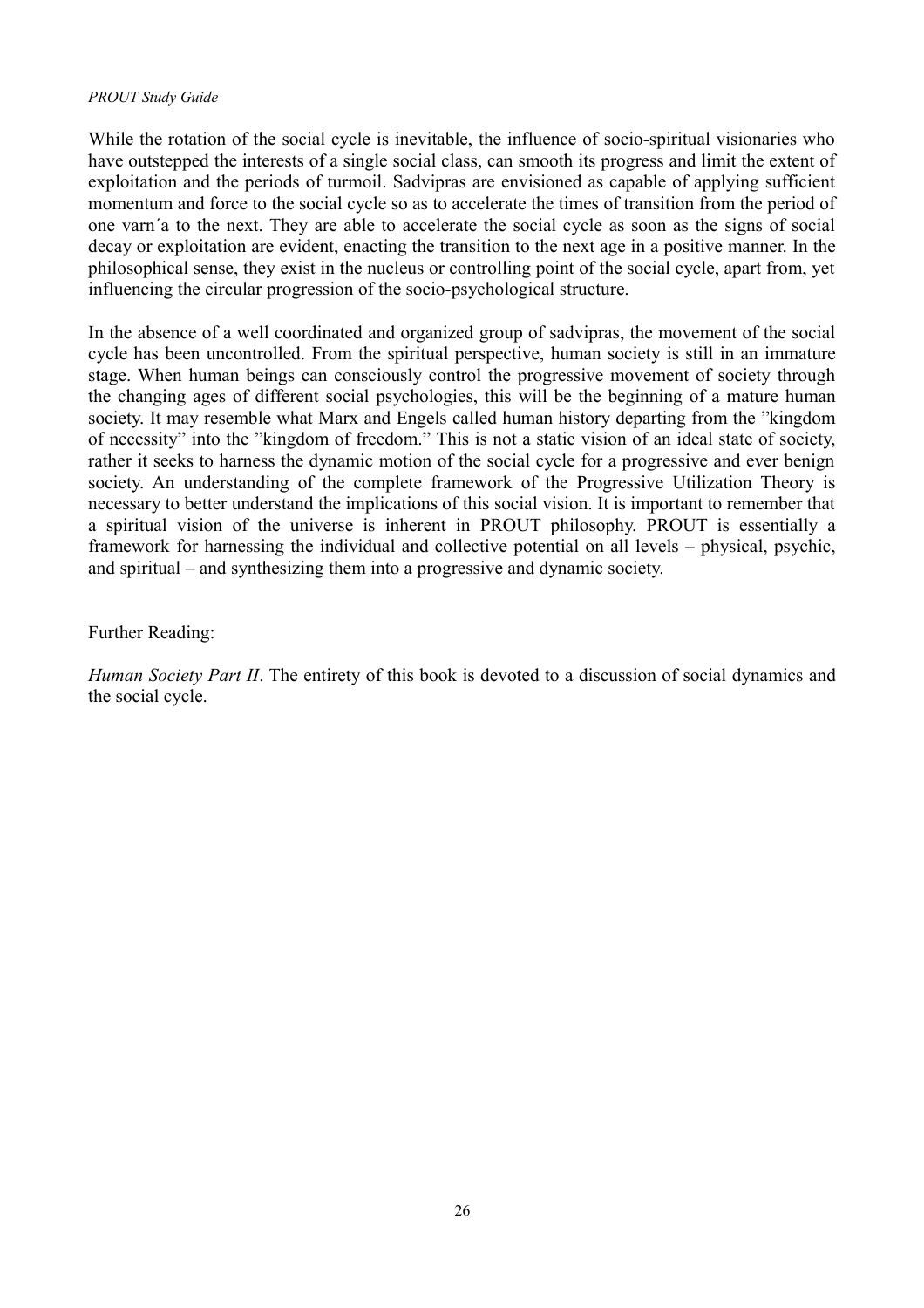While the rotation of the social cycle is inevitable, the influence of socio-spiritual visionaries who have outstepped the interests of a single social class, can smooth its progress and limit the extent of exploitation and the periods of turmoil. Sadvipras are envisioned as capable of applying sufficient momentum and force to the social cycle so as to accelerate the times of transition from the period of one varn´a to the next. They are able to accelerate the social cycle as soon as the signs of social decay or exploitation are evident, enacting the transition to the next age in a positive manner. In the philosophical sense, they exist in the nucleus or controlling point of the social cycle, apart from, yet influencing the circular progression of the socio-psychological structure.

In the absence of a well coordinated and organized group of sadvipras, the movement of the social cycle has been uncontrolled. From the spiritual perspective, human society is still in an immature stage. When human beings can consciously control the progressive movement of society through the changing ages of different social psychologies, this will be the beginning of a mature human society. It may resemble what Marx and Engels called human history departing from the "kingdom of necessity" into the "kingdom of freedom." This is not a static vision of an ideal state of society, rather it seeks to harness the dynamic motion of the social cycle for a progressive and ever benign society. An understanding of the complete framework of the Progressive Utilization Theory is necessary to better understand the implications of this social vision. It is important to remember that a spiritual vision of the universe is inherent in PROUT philosophy. PROUT is essentially a framework for harnessing the individual and collective potential on all levels – physical, psychic, and spiritual – and synthesizing them into a progressive and dynamic society.

Further Reading:

*Human Society Part II*. The entirety of this book is devoted to a discussion of social dynamics and the social cycle.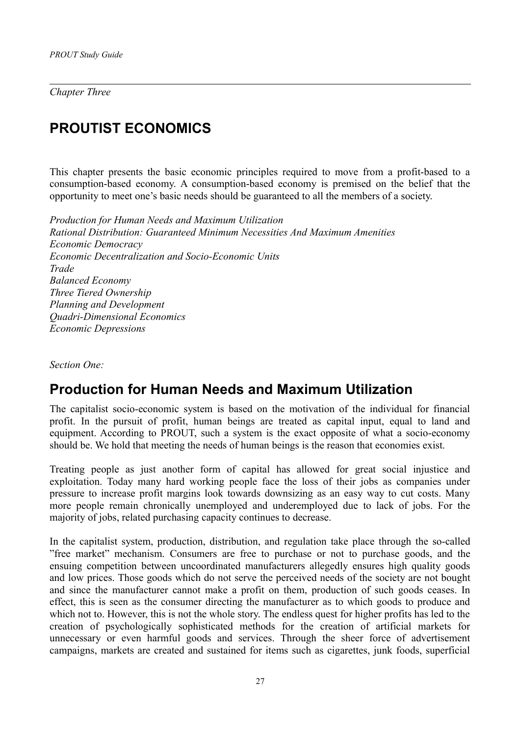*Chapter Three*

# PROUTIST ECONOMICS

This chapter presents the basic economic principles required to move from a profit-based to a consumption-based economy. A consumption-based economy is premised on the belief that the opportunity to meet one's basic needs should be guaranteed to all the members of a society.

*Production for Human Needs and Maximum Utilization*
*Rational Distribution: Guaranteed Minimum Necessities And Maximum Amenities*
*Economic Democracy*
*Economic Decentralization and Socio-Economic Units*
*Trade*
*Balanced Economy*
*Three Tiered Ownership*
*Planning and Development*
*Quadri-Dimensional Economics*
*Economic Depressions*

*Section One:*

## Production for Human Needs and Maximum Utilization

The capitalist socio-economic system is based on the motivation of the individual for financial profit. In the pursuit of profit, human beings are treated as capital input, equal to land and equipment. According to PROUT, such a system is the exact opposite of what a socio-economy should be. We hold that meeting the needs of human beings is the reason that economies exist.

Treating people as just another form of capital has allowed for great social injustice and exploitation. Today many hard working people face the loss of their jobs as companies under pressure to increase profit margins look towards downsizing as an easy way to cut costs. Many more people remain chronically unemployed and underemployed due to lack of jobs. For the majority of jobs, related purchasing capacity continues to decrease.

In the capitalist system, production, distribution, and regulation take place through the so-called "free market" mechanism. Consumers are free to purchase or not to purchase goods, and the ensuing competition between uncoordinated manufacturers allegedly ensures high quality goods and low prices. Those goods which do not serve the perceived needs of the society are not bought and since the manufacturer cannot make a profit on them, production of such goods ceases. In effect, this is seen as the consumer directing the manufacturer as to which goods to produce and which not to. However, this is not the whole story. The endless quest for higher profits has led to the creation of psychologically sophisticated methods for the creation of artificial markets for unnecessary or even harmful goods and services. Through the sheer force of advertisement campaigns, markets are created and sustained for items such as cigarettes, junk foods, superficial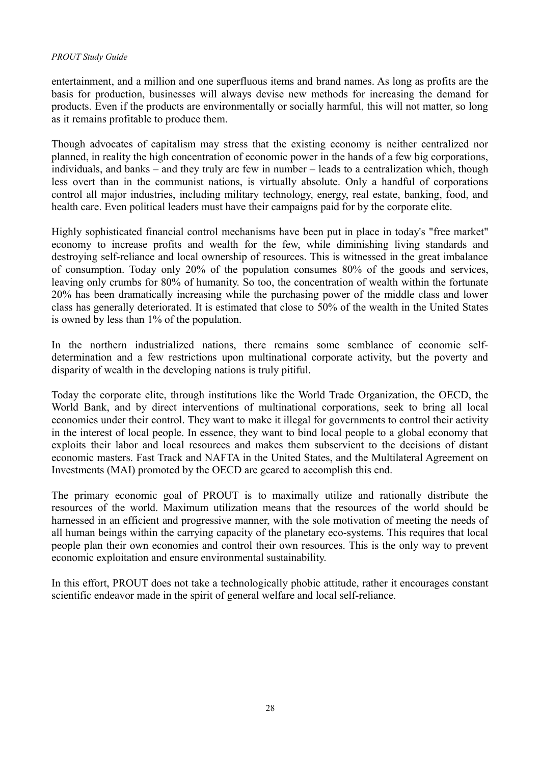entertainment, and a million and one superfluous items and brand names. As long as profits are the basis for production, businesses will always devise new methods for increasing the demand for products. Even if the products are environmentally or socially harmful, this will not matter, so long as it remains profitable to produce them.

Though advocates of capitalism may stress that the existing economy is neither centralized nor planned, in reality the high concentration of economic power in the hands of a few big corporations, individuals, and banks – and they truly are few in number – leads to a centralization which, though less overt than in the communist nations, is virtually absolute. Only a handful of corporations control all major industries, including military technology, energy, real estate, banking, food, and health care. Even political leaders must have their campaigns paid for by the corporate elite.

Highly sophisticated financial control mechanisms have been put in place in today's "free market" economy to increase profits and wealth for the few, while diminishing living standards and destroying self-reliance and local ownership of resources. This is witnessed in the great imbalance of consumption. Today only 20% of the population consumes 80% of the goods and services, leaving only crumbs for 80% of humanity. So too, the concentration of wealth within the fortunate 20% has been dramatically increasing while the purchasing power of the middle class and lower class has generally deteriorated. It is estimated that close to 50% of the wealth in the United States is owned by less than 1% of the population.

In the northern industrialized nations, there remains some semblance of economic self-determination and a few restrictions upon multinational corporate activity, but the poverty and disparity of wealth in the developing nations is truly pitiful.

Today the corporate elite, through institutions like the World Trade Organization, the OECD, the World Bank, and by direct interventions of multinational corporations, seek to bring all local economies under their control. They want to make it illegal for governments to control their activity in the interest of local people. In essence, they want to bind local people to a global economy that exploits their labor and local resources and makes them subservient to the decisions of distant economic masters. Fast Track and NAFTA in the United States, and the Multilateral Agreement on Investments (MAI) promoted by the OECD are geared to accomplish this end.

The primary economic goal of PROUT is to maximally utilize and rationally distribute the resources of the world. Maximum utilization means that the resources of the world should be harnessed in an efficient and progressive manner, with the sole motivation of meeting the needs of all human beings within the carrying capacity of the planetary eco-systems. This requires that local people plan their own economies and control their own resources. This is the only way to prevent economic exploitation and ensure environmental sustainability.

In this effort, PROUT does not take a technologically phobic attitude, rather it encourages constant scientific endeavor made in the spirit of general welfare and local self-reliance.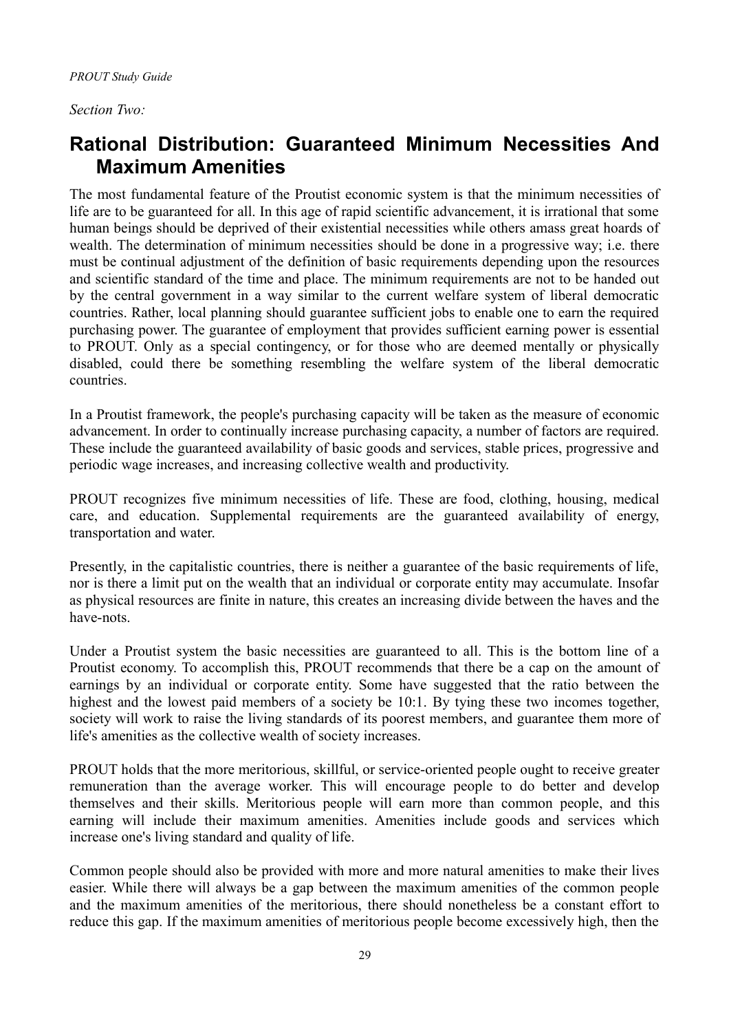*Section Two:*

## Rational Distribution: Guaranteed Minimum Necessities And Maximum Amenities

The most fundamental feature of the Proutist economic system is that the minimum necessities of life are to be guaranteed for all. In this age of rapid scientific advancement, it is irrational that some human beings should be deprived of their existential necessities while others amass great hoards of wealth. The determination of minimum necessities should be done in a progressive way; i.e. there must be continual adjustment of the definition of basic requirements depending upon the resources and scientific standard of the time and place. The minimum requirements are not to be handed out by the central government in a way similar to the current welfare system of liberal democratic countries. Rather, local planning should guarantee sufficient jobs to enable one to earn the required purchasing power. The guarantee of employment that provides sufficient earning power is essential to PROUT. Only as a special contingency, or for those who are deemed mentally or physically disabled, could there be something resembling the welfare system of the liberal democratic countries.

In a Proutist framework, the people's purchasing capacity will be taken as the measure of economic advancement. In order to continually increase purchasing capacity, a number of factors are required. These include the guaranteed availability of basic goods and services, stable prices, progressive and periodic wage increases, and increasing collective wealth and productivity.

PROUT recognizes five minimum necessities of life. These are food, clothing, housing, medical care, and education. Supplemental requirements are the guaranteed availability of energy, transportation and water.

Presently, in the capitalistic countries, there is neither a guarantee of the basic requirements of life, nor is there a limit put on the wealth that an individual or corporate entity may accumulate. Insofar as physical resources are finite in nature, this creates an increasing divide between the haves and the have-nots.

Under a Proutist system the basic necessities are guaranteed to all. This is the bottom line of a Proutist economy. To accomplish this, PROUT recommends that there be a cap on the amount of earnings by an individual or corporate entity. Some have suggested that the ratio between the highest and the lowest paid members of a society be 10:1. By tying these two incomes together, society will work to raise the living standards of its poorest members, and guarantee them more of life's amenities as the collective wealth of society increases.

PROUT holds that the more meritorious, skillful, or service-oriented people ought to receive greater remuneration than the average worker. This will encourage people to do better and develop themselves and their skills. Meritorious people will earn more than common people, and this earning will include their maximum amenities. Amenities include goods and services which increase one's living standard and quality of life.

Common people should also be provided with more and more natural amenities to make their lives easier. While there will always be a gap between the maximum amenities of the common people and the maximum amenities of the meritorious, there should nonetheless be a constant effort to reduce this gap. If the maximum amenities of meritorious people become excessively high, then the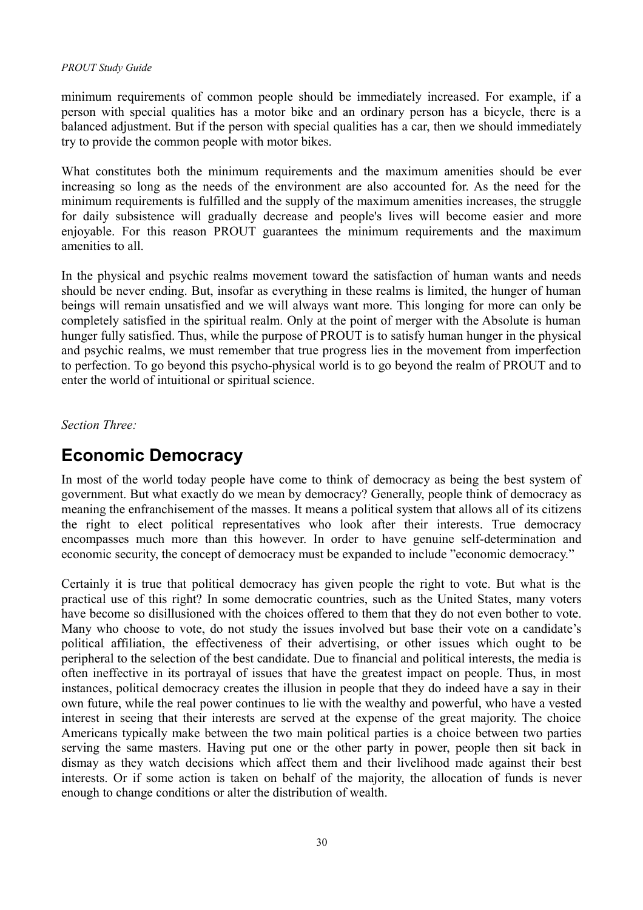minimum requirements of common people should be immediately increased. For example, if a person with special qualities has a motor bike and an ordinary person has a bicycle, there is a balanced adjustment. But if the person with special qualities has a car, then we should immediately try to provide the common people with motor bikes.

What constitutes both the minimum requirements and the maximum amenities should be ever increasing so long as the needs of the environment are also accounted for. As the need for the minimum requirements is fulfilled and the supply of the maximum amenities increases, the struggle for daily subsistence will gradually decrease and people's lives will become easier and more enjoyable. For this reason PROUT guarantees the minimum requirements and the maximum amenities to all.

In the physical and psychic realms movement toward the satisfaction of human wants and needs should be never ending. But, insofar as everything in these realms is limited, the hunger of human beings will remain unsatisfied and we will always want more. This longing for more can only be completely satisfied in the spiritual realm. Only at the point of merger with the Absolute is human hunger fully satisfied. Thus, while the purpose of PROUT is to satisfy human hunger in the physical and psychic realms, we must remember that true progress lies in the movement from imperfection to perfection. To go beyond this psycho-physical world is to go beyond the realm of PROUT and to enter the world of intuitional or spiritual science.

*Section Three:*

## Economic Democracy

In most of the world today people have come to think of democracy as being the best system of government. But what exactly do we mean by democracy? Generally, people think of democracy as meaning the enfranchisement of the masses. It means a political system that allows all of its citizens the right to elect political representatives who look after their interests. True democracy encompasses much more than this however. In order to have genuine self-determination and economic security, the concept of democracy must be expanded to include "economic democracy."

Certainly it is true that political democracy has given people the right to vote. But what is the practical use of this right? In some democratic countries, such as the United States, many voters have become so disillusioned with the choices offered to them that they do not even bother to vote. Many who choose to vote, do not study the issues involved but base their vote on a candidate's political affiliation, the effectiveness of their advertising, or other issues which ought to be peripheral to the selection of the best candidate. Due to financial and political interests, the media is often ineffective in its portrayal of issues that have the greatest impact on people. Thus, in most instances, political democracy creates the illusion in people that they do indeed have a say in their own future, while the real power continues to lie with the wealthy and powerful, who have a vested interest in seeing that their interests are served at the expense of the great majority. The choice Americans typically make between the two main political parties is a choice between two parties serving the same masters. Having put one or the other party in power, people then sit back in dismay as they watch decisions which affect them and their livelihood made against their best interests. Or if some action is taken on behalf of the majority, the allocation of funds is never enough to change conditions or alter the distribution of wealth.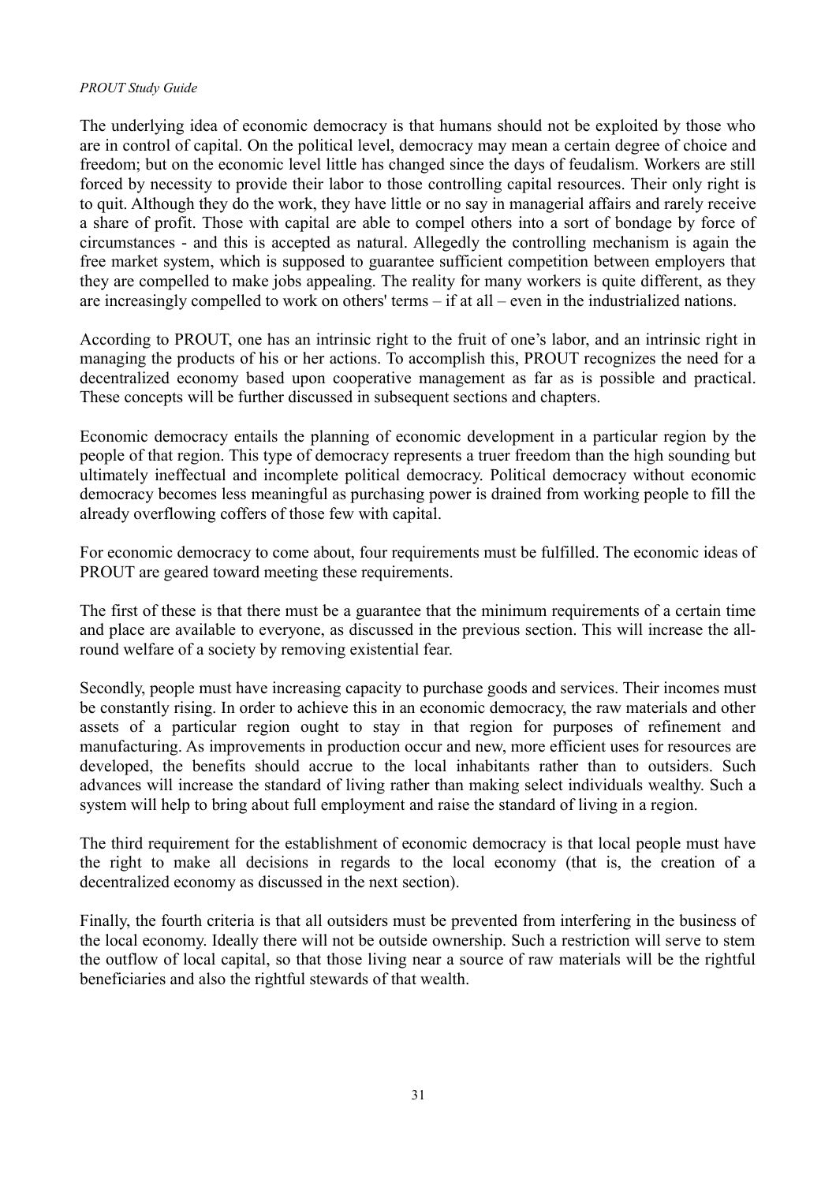The underlying idea of economic democracy is that humans should not be exploited by those who are in control of capital. On the political level, democracy may mean a certain degree of choice and freedom; but on the economic level little has changed since the days of feudalism. Workers are still forced by necessity to provide their labor to those controlling capital resources. Their only right is to quit. Although they do the work, they have little or no say in managerial affairs and rarely receive a share of profit. Those with capital are able to compel others into a sort of bondage by force of circumstances - and this is accepted as natural. Allegedly the controlling mechanism is again the free market system, which is supposed to guarantee sufficient competition between employers that they are compelled to make jobs appealing. The reality for many workers is quite different, as they are increasingly compelled to work on others' terms – if at all – even in the industrialized nations.

According to PROUT, one has an intrinsic right to the fruit of one's labor, and an intrinsic right in managing the products of his or her actions. To accomplish this, PROUT recognizes the need for a decentralized economy based upon cooperative management as far as is possible and practical. These concepts will be further discussed in subsequent sections and chapters.

Economic democracy entails the planning of economic development in a particular region by the people of that region. This type of democracy represents a truer freedom than the high sounding but ultimately ineffectual and incomplete political democracy. Political democracy without economic democracy becomes less meaningful as purchasing power is drained from working people to fill the already overflowing coffers of those few with capital.

For economic democracy to come about, four requirements must be fulfilled. The economic ideas of PROUT are geared toward meeting these requirements.

The first of these is that there must be a guarantee that the minimum requirements of a certain time and place are available to everyone, as discussed in the previous section. This will increase the all-round welfare of a society by removing existential fear.

Secondly, people must have increasing capacity to purchase goods and services. Their incomes must be constantly rising. In order to achieve this in an economic democracy, the raw materials and other assets of a particular region ought to stay in that region for purposes of refinement and manufacturing. As improvements in production occur and new, more efficient uses for resources are developed, the benefits should accrue to the local inhabitants rather than to outsiders. Such advances will increase the standard of living rather than making select individuals wealthy. Such a system will help to bring about full employment and raise the standard of living in a region.

The third requirement for the establishment of economic democracy is that local people must have the right to make all decisions in regards to the local economy (that is, the creation of a decentralized economy as discussed in the next section).

Finally, the fourth criteria is that all outsiders must be prevented from interfering in the business of the local economy. Ideally there will not be outside ownership. Such a restriction will serve to stem the outflow of local capital, so that those living near a source of raw materials will be the rightful beneficiaries and also the rightful stewards of that wealth.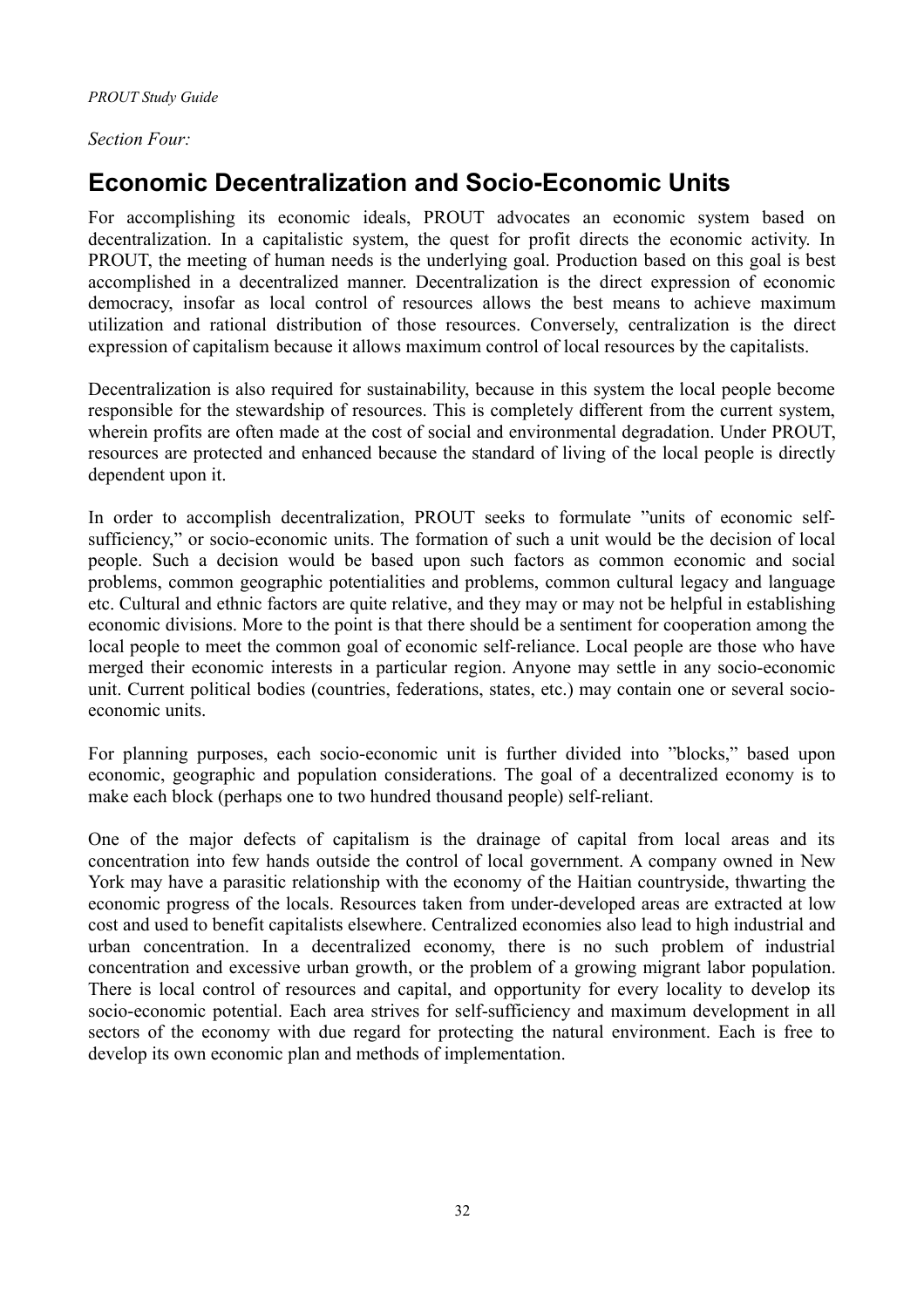*Section Four:*

## Economic Decentralization and Socio-Economic Units

For accomplishing its economic ideals, PROUT advocates an economic system based on decentralization. In a capitalistic system, the quest for profit directs the economic activity. In PROUT, the meeting of human needs is the underlying goal. Production based on this goal is best accomplished in a decentralized manner. Decentralization is the direct expression of economic democracy, insofar as local control of resources allows the best means to achieve maximum utilization and rational distribution of those resources. Conversely, centralization is the direct expression of capitalism because it allows maximum control of local resources by the capitalists.

Decentralization is also required for sustainability, because in this system the local people become responsible for the stewardship of resources. This is completely different from the current system, wherein profits are often made at the cost of social and environmental degradation. Under PROUT, resources are protected and enhanced because the standard of living of the local people is directly dependent upon it.

In order to accomplish decentralization, PROUT seeks to formulate "units of economic self-sufficiency," or socio-economic units. The formation of such a unit would be the decision of local people. Such a decision would be based upon such factors as common economic and social problems, common geographic potentialities and problems, common cultural legacy and language etc. Cultural and ethnic factors are quite relative, and they may or may not be helpful in establishing economic divisions. More to the point is that there should be a sentiment for cooperation among the local people to meet the common goal of economic self-reliance. Local people are those who have merged their economic interests in a particular region. Anyone may settle in any socio-economic unit. Current political bodies (countries, federations, states, etc.) may contain one or several socio-economic units.

For planning purposes, each socio-economic unit is further divided into "blocks," based upon economic, geographic and population considerations. The goal of a decentralized economy is to make each block (perhaps one to two hundred thousand people) self-reliant.

One of the major defects of capitalism is the drainage of capital from local areas and its concentration into few hands outside the control of local government. A company owned in New York may have a parasitic relationship with the economy of the Haitian countryside, thwarting the economic progress of the locals. Resources taken from under-developed areas are extracted at low cost and used to benefit capitalists elsewhere. Centralized economies also lead to high industrial and urban concentration. In a decentralized economy, there is no such problem of industrial concentration and excessive urban growth, or the problem of a growing migrant labor population. There is local control of resources and capital, and opportunity for every locality to develop its socio-economic potential. Each area strives for self-sufficiency and maximum development in all sectors of the economy with due regard for protecting the natural environment. Each is free to develop its own economic plan and methods of implementation.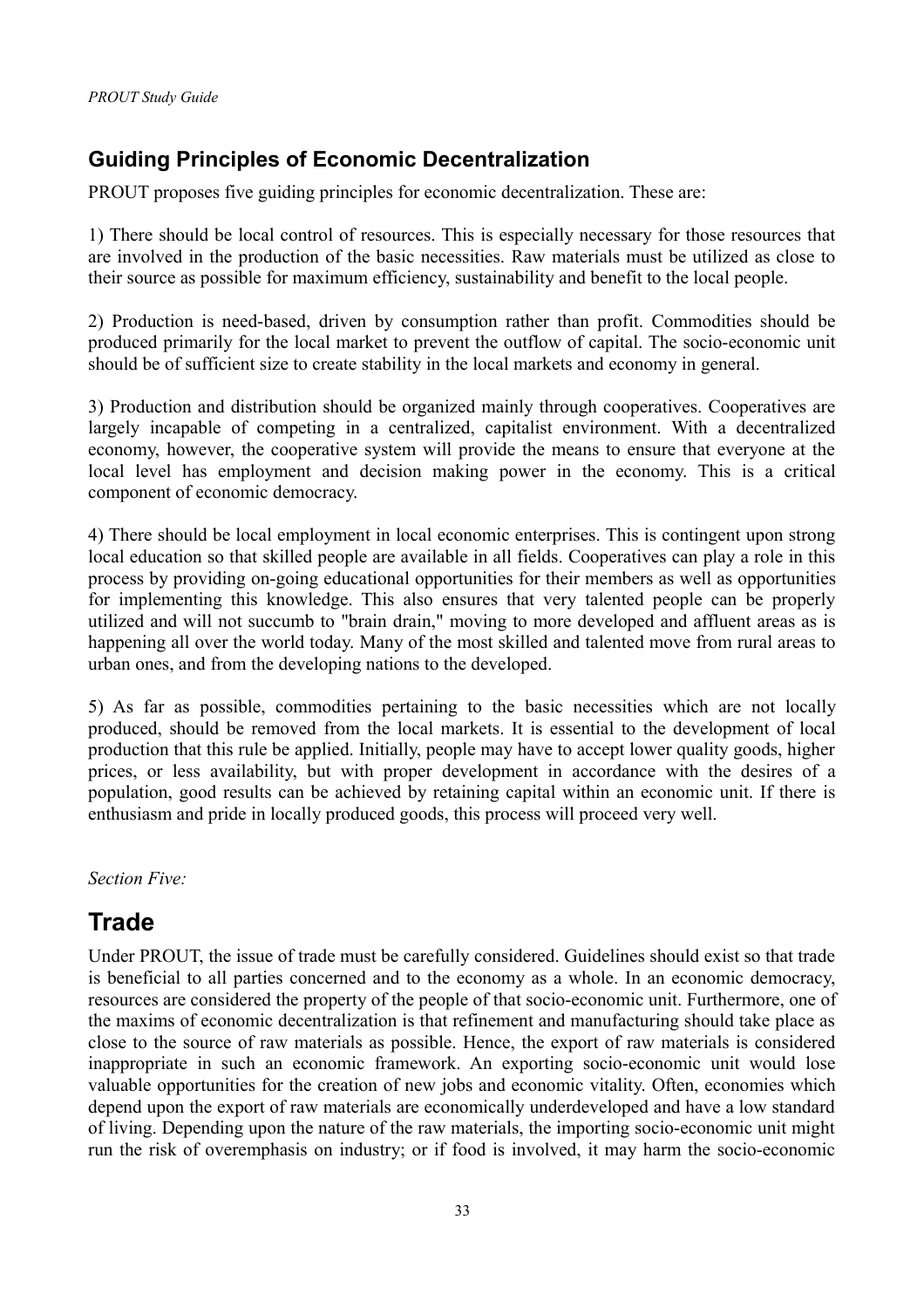## Guiding Principles of Economic Decentralization

PROUT proposes five guiding principles for economic decentralization. These are:

1) There should be local control of resources. This is especially necessary for those resources that are involved in the production of the basic necessities. Raw materials must be utilized as close to their source as possible for maximum efficiency, sustainability and benefit to the local people.

2) Production is need-based, driven by consumption rather than profit. Commodities should be produced primarily for the local market to prevent the outflow of capital. The socio-economic unit should be of sufficient size to create stability in the local markets and economy in general.

3) Production and distribution should be organized mainly through cooperatives. Cooperatives are largely incapable of competing in a centralized, capitalist environment. With a decentralized economy, however, the cooperative system will provide the means to ensure that everyone at the local level has employment and decision making power in the economy. This is a critical component of economic democracy.

4) There should be local employment in local economic enterprises. This is contingent upon strong local education so that skilled people are available in all fields. Cooperatives can play a role in this process by providing on-going educational opportunities for their members as well as opportunities for implementing this knowledge. This also ensures that very talented people can be properly utilized and will not succumb to "brain drain," moving to more developed and affluent areas as is happening all over the world today. Many of the most skilled and talented move from rural areas to urban ones, and from the developing nations to the developed.

5) As far as possible, commodities pertaining to the basic necessities which are not locally produced, should be removed from the local markets. It is essential to the development of local production that this rule be applied. Initially, people may have to accept lower quality goods, higher prices, or less availability, but with proper development in accordance with the desires of a population, good results can be achieved by retaining capital within an economic unit. If there is enthusiasm and pride in locally produced goods, this process will proceed very well.

*Section Five:*

# Trade

Under PROUT, the issue of trade must be carefully considered. Guidelines should exist so that trade is beneficial to all parties concerned and to the economy as a whole. In an economic democracy, resources are considered the property of the people of that socio-economic unit. Furthermore, one of the maxims of economic decentralization is that refinement and manufacturing should take place as close to the source of raw materials as possible. Hence, the export of raw materials is considered inappropriate in such an economic framework. An exporting socio-economic unit would lose valuable opportunities for the creation of new jobs and economic vitality. Often, economies which depend upon the export of raw materials are economically underdeveloped and have a low standard of living. Depending upon the nature of the raw materials, the importing socio-economic unit might run the risk of overemphasis on industry; or if food is involved, it may harm the socio-economic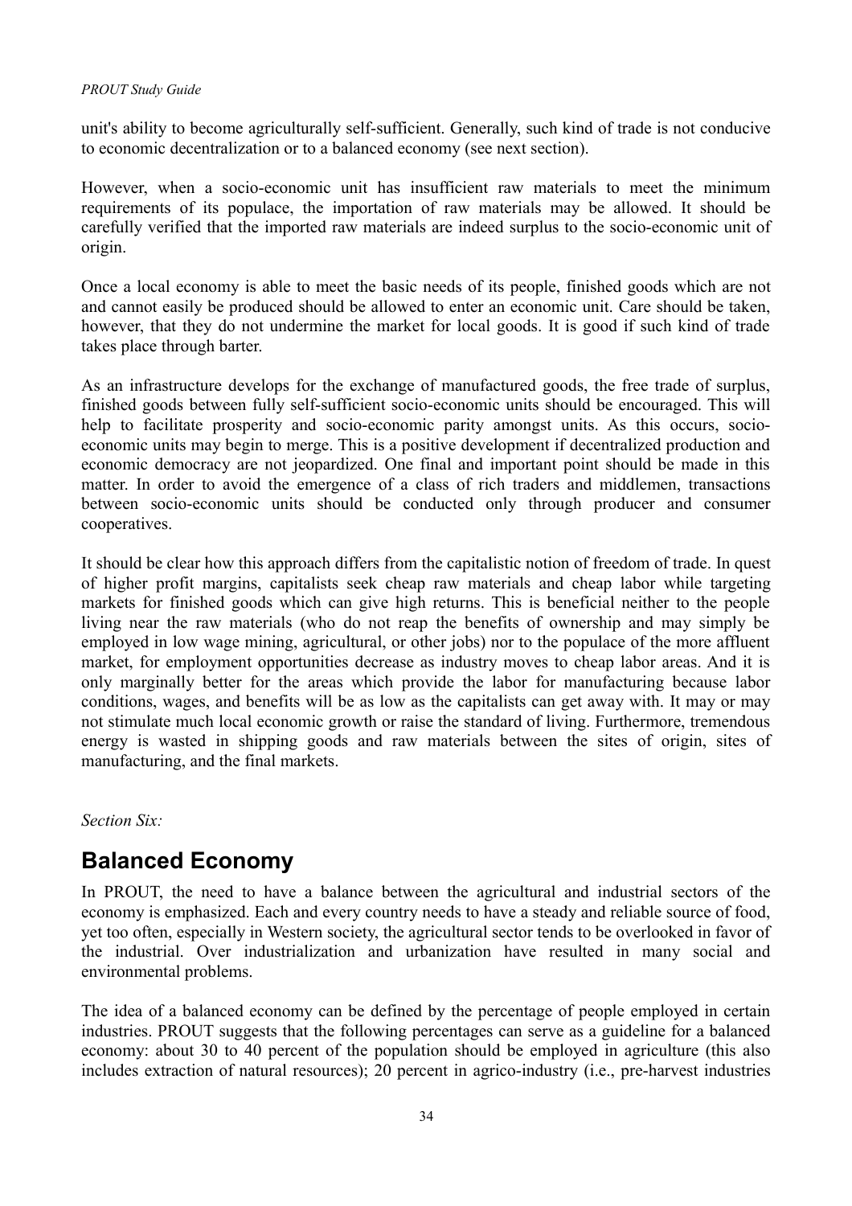unit's ability to become agriculturally self-sufficient. Generally, such kind of trade is not conducive to economic decentralization or to a balanced economy (see next section).

However, when a socio-economic unit has insufficient raw materials to meet the minimum requirements of its populace, the importation of raw materials may be allowed. It should be carefully verified that the imported raw materials are indeed surplus to the socio-economic unit of origin.

Once a local economy is able to meet the basic needs of its people, finished goods which are not and cannot easily be produced should be allowed to enter an economic unit. Care should be taken, however, that they do not undermine the market for local goods. It is good if such kind of trade takes place through barter.

As an infrastructure develops for the exchange of manufactured goods, the free trade of surplus, finished goods between fully self-sufficient socio-economic units should be encouraged. This will help to facilitate prosperity and socio-economic parity amongst units. As this occurs, socio-economic units may begin to merge. This is a positive development if decentralized production and economic democracy are not jeopardized. One final and important point should be made in this matter. In order to avoid the emergence of a class of rich traders and middlemen, transactions between socio-economic units should be conducted only through producer and consumer cooperatives.

It should be clear how this approach differs from the capitalistic notion of freedom of trade. In quest of higher profit margins, capitalists seek cheap raw materials and cheap labor while targeting markets for finished goods which can give high returns. This is beneficial neither to the people living near the raw materials (who do not reap the benefits of ownership and may simply be employed in low wage mining, agricultural, or other jobs) nor to the populace of the more affluent market, for employment opportunities decrease as industry moves to cheap labor areas. And it is only marginally better for the areas which provide the labor for manufacturing because labor conditions, wages, and benefits will be as low as the capitalists can get away with. It may or may not stimulate much local economic growth or raise the standard of living. Furthermore, tremendous energy is wasted in shipping goods and raw materials between the sites of origin, sites of manufacturing, and the final markets.

*Section Six:*

## Balanced Economy

In PROUT, the need to have a balance between the agricultural and industrial sectors of the economy is emphasized. Each and every country needs to have a steady and reliable source of food, yet too often, especially in Western society, the agricultural sector tends to be overlooked in favor of the industrial. Over industrialization and urbanization have resulted in many social and environmental problems.

The idea of a balanced economy can be defined by the percentage of people employed in certain industries. PROUT suggests that the following percentages can serve as a guideline for a balanced economy: about 30 to 40 percent of the population should be employed in agriculture (this also includes extraction of natural resources); 20 percent in agrico-industry (i.e., pre-harvest industries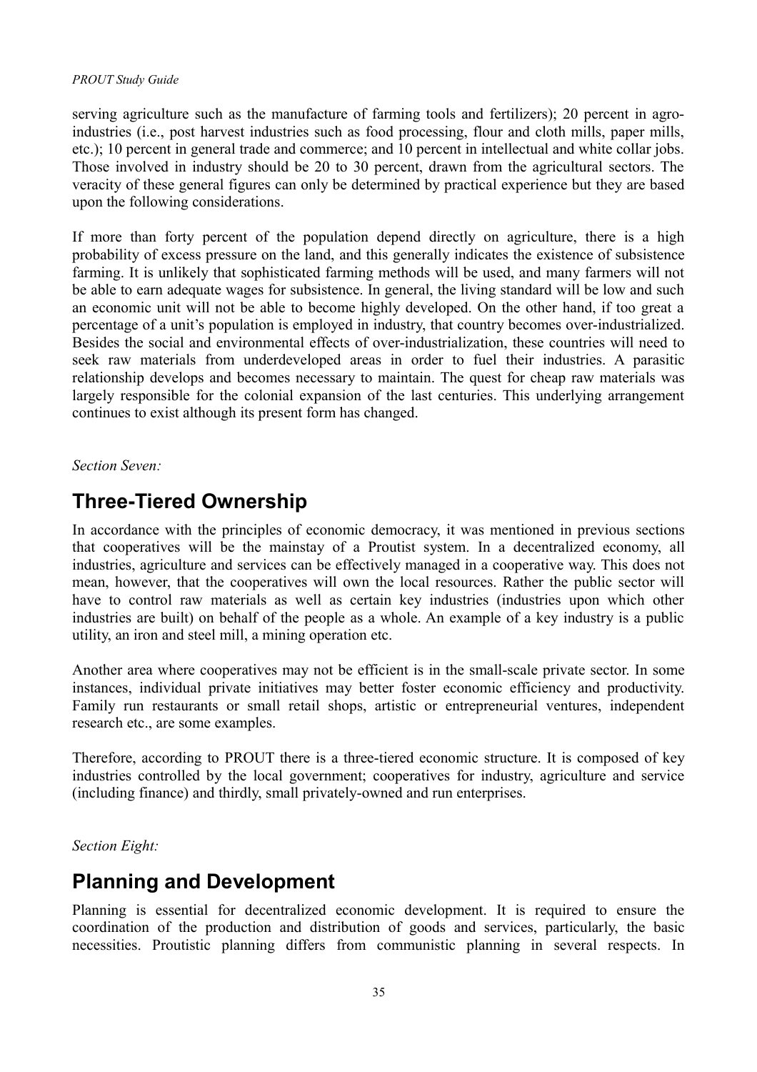serving agriculture such as the manufacture of farming tools and fertilizers); 20 percent in agro-industries (i.e., post harvest industries such as food processing, flour and cloth mills, paper mills, etc.); 10 percent in general trade and commerce; and 10 percent in intellectual and white collar jobs. Those involved in industry should be 20 to 30 percent, drawn from the agricultural sectors. The veracity of these general figures can only be determined by practical experience but they are based upon the following considerations.

If more than forty percent of the population depend directly on agriculture, there is a high probability of excess pressure on the land, and this generally indicates the existence of subsistence farming. It is unlikely that sophisticated farming methods will be used, and many farmers will not be able to earn adequate wages for subsistence. In general, the living standard will be low and such an economic unit will not be able to become highly developed. On the other hand, if too great a percentage of a unit's population is employed in industry, that country becomes over-industrialized. Besides the social and environmental effects of over-industrialization, these countries will need to seek raw materials from underdeveloped areas in order to fuel their industries. A parasitic relationship develops and becomes necessary to maintain. The quest for cheap raw materials was largely responsible for the colonial expansion of the last centuries. This underlying arrangement continues to exist although its present form has changed.

*Section Seven:*

## Three-Tiered Ownership

In accordance with the principles of economic democracy, it was mentioned in previous sections that cooperatives will be the mainstay of a Proutist system. In a decentralized economy, all industries, agriculture and services can be effectively managed in a cooperative way. This does not mean, however, that the cooperatives will own the local resources. Rather the public sector will have to control raw materials as well as certain key industries (industries upon which other industries are built) on behalf of the people as a whole. An example of a key industry is a public utility, an iron and steel mill, a mining operation etc.

Another area where cooperatives may not be efficient is in the small-scale private sector. In some instances, individual private initiatives may better foster economic efficiency and productivity. Family run restaurants or small retail shops, artistic or entrepreneurial ventures, independent research etc., are some examples.

Therefore, according to PROUT there is a three-tiered economic structure. It is composed of key industries controlled by the local government; cooperatives for industry, agriculture and service (including finance) and thirdly, small privately-owned and run enterprises.

*Section Eight:*

## Planning and Development

Planning is essential for decentralized economic development. It is required to ensure the coordination of the production and distribution of goods and services, particularly, the basic necessities. Proutistic planning differs from communistic planning in several respects. In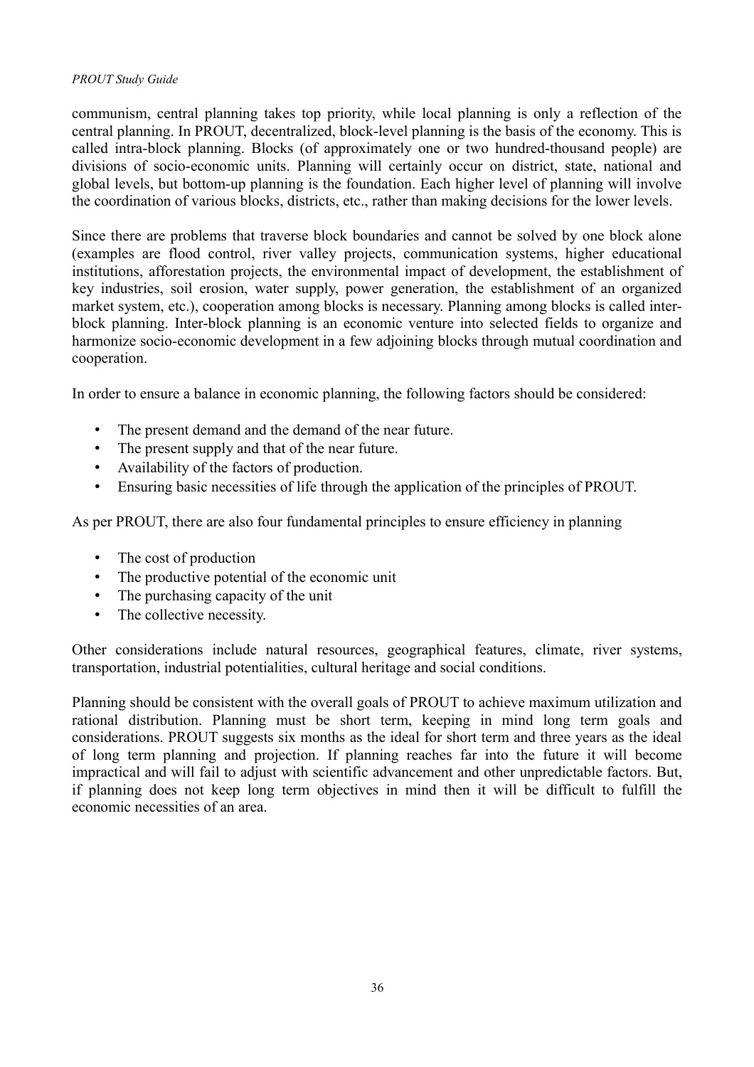communism, central planning takes top priority, while local planning is only a reflection of the central planning. In PROUT, decentralized, block-level planning is the basis of the economy. This is called intra-block planning. Blocks (of approximately one or two hundred-thousand people) are divisions of socio-economic units. Planning will certainly occur on district, state, national and global levels, but bottom-up planning is the foundation. Each higher level of planning will involve the coordination of various blocks, districts, etc., rather than making decisions for the lower levels.

Since there are problems that traverse block boundaries and cannot be solved by one block alone (examples are flood control, river valley projects, communication systems, higher educational institutions, afforestation projects, the environmental impact of development, the establishment of key industries, soil erosion, water supply, power generation, the establishment of an organized market system, etc.), cooperation among blocks is necessary. Planning among blocks is called inter-block planning. Inter-block planning is an economic venture into selected fields to organize and harmonize socio-economic development in a few adjoining blocks through mutual coordination and cooperation.

In order to ensure a balance in economic planning, the following factors should be considered:

- The present demand and the demand of the near future.
- The present supply and that of the near future.
- Availability of the factors of production.
- Ensuring basic necessities of life through the application of the principles of PROUT.

As per PROUT, there are also four fundamental principles to ensure efficiency in planning

- The cost of production
- The productive potential of the economic unit
- The purchasing capacity of the unit
- The collective necessity.

Other considerations include natural resources, geographical features, climate, river systems, transportation, industrial potentialities, cultural heritage and social conditions.

Planning should be consistent with the overall goals of PROUT to achieve maximum utilization and rational distribution. Planning must be short term, keeping in mind long term goals and considerations. PROUT suggests six months as the ideal for short term and three years as the ideal of long term planning and projection. If planning reaches far into the future it will become impractical and will fail to adjust with scientific advancement and other unpredictable factors. But, if planning does not keep long term objectives in mind then it will be difficult to fulfill the economic necessities of an area.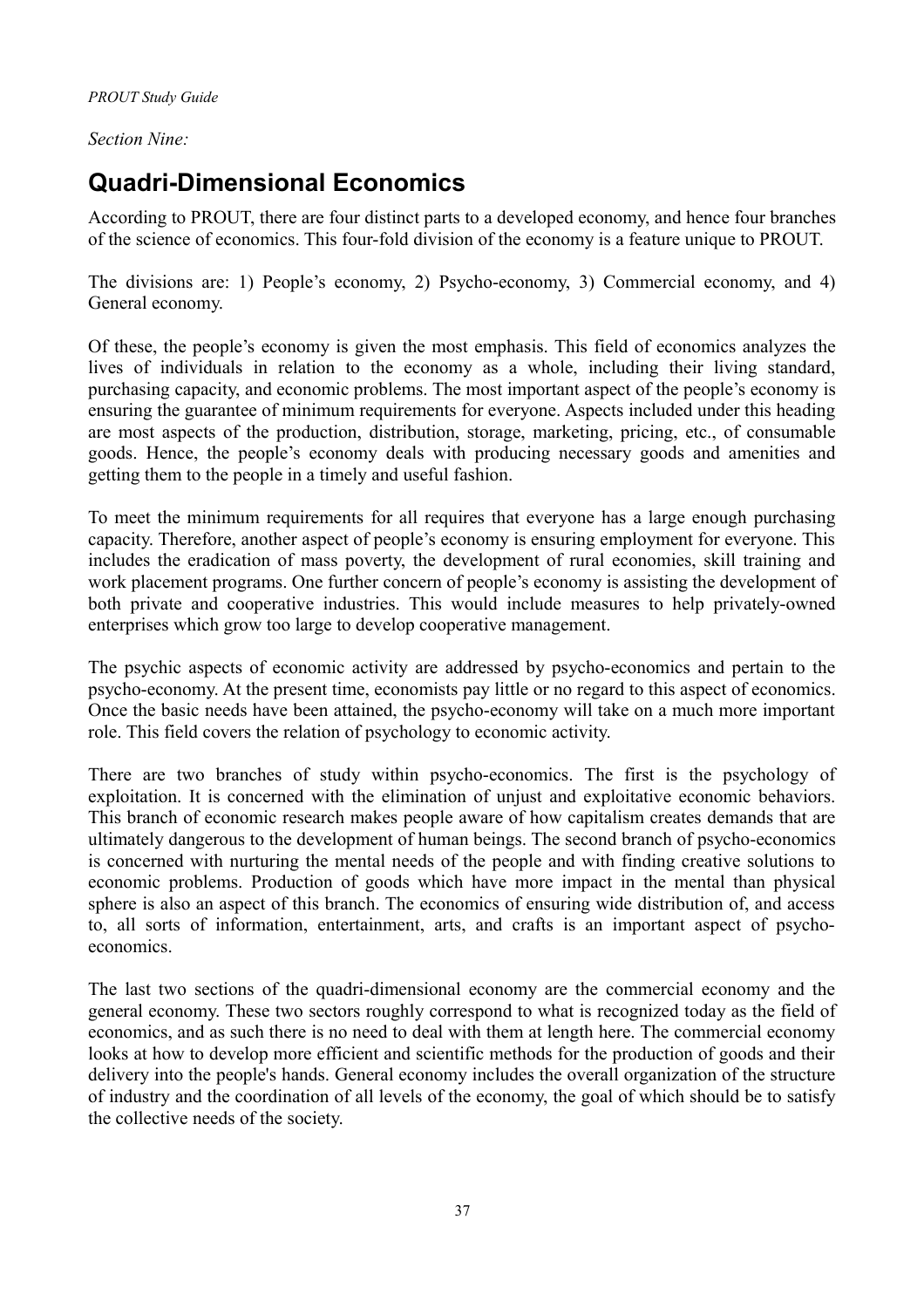*Section Nine:*

# Quadri-Dimensional Economics

According to PROUT, there are four distinct parts to a developed economy, and hence four branches of the science of economics. This four-fold division of the economy is a feature unique to PROUT.

The divisions are: 1) People's economy, 2) Psycho-economy, 3) Commercial economy, and 4) General economy.

Of these, the people's economy is given the most emphasis. This field of economics analyzes the lives of individuals in relation to the economy as a whole, including their living standard, purchasing capacity, and economic problems. The most important aspect of the people's economy is ensuring the guarantee of minimum requirements for everyone. Aspects included under this heading are most aspects of the production, distribution, storage, marketing, pricing, etc., of consumable goods. Hence, the people's economy deals with producing necessary goods and amenities and getting them to the people in a timely and useful fashion.

To meet the minimum requirements for all requires that everyone has a large enough purchasing capacity. Therefore, another aspect of people's economy is ensuring employment for everyone. This includes the eradication of mass poverty, the development of rural economies, skill training and work placement programs. One further concern of people's economy is assisting the development of both private and cooperative industries. This would include measures to help privately-owned enterprises which grow too large to develop cooperative management.

The psychic aspects of economic activity are addressed by psycho-economics and pertain to the psycho-economy. At the present time, economists pay little or no regard to this aspect of economics. Once the basic needs have been attained, the psycho-economy will take on a much more important role. This field covers the relation of psychology to economic activity.

There are two branches of study within psycho-economics. The first is the psychology of exploitation. It is concerned with the elimination of unjust and exploitative economic behaviors. This branch of economic research makes people aware of how capitalism creates demands that are ultimately dangerous to the development of human beings. The second branch of psycho-economics is concerned with nurturing the mental needs of the people and with finding creative solutions to economic problems. Production of goods which have more impact in the mental than physical sphere is also an aspect of this branch. The economics of ensuring wide distribution of, and access to, all sorts of information, entertainment, arts, and crafts is an important aspect of psycho-economics.

The last two sections of the quadri-dimensional economy are the commercial economy and the general economy. These two sectors roughly correspond to what is recognized today as the field of economics, and as such there is no need to deal with them at length here. The commercial economy looks at how to develop more efficient and scientific methods for the production of goods and their delivery into the people's hands. General economy includes the overall organization of the structure of industry and the coordination of all levels of the economy, the goal of which should be to satisfy the collective needs of the society.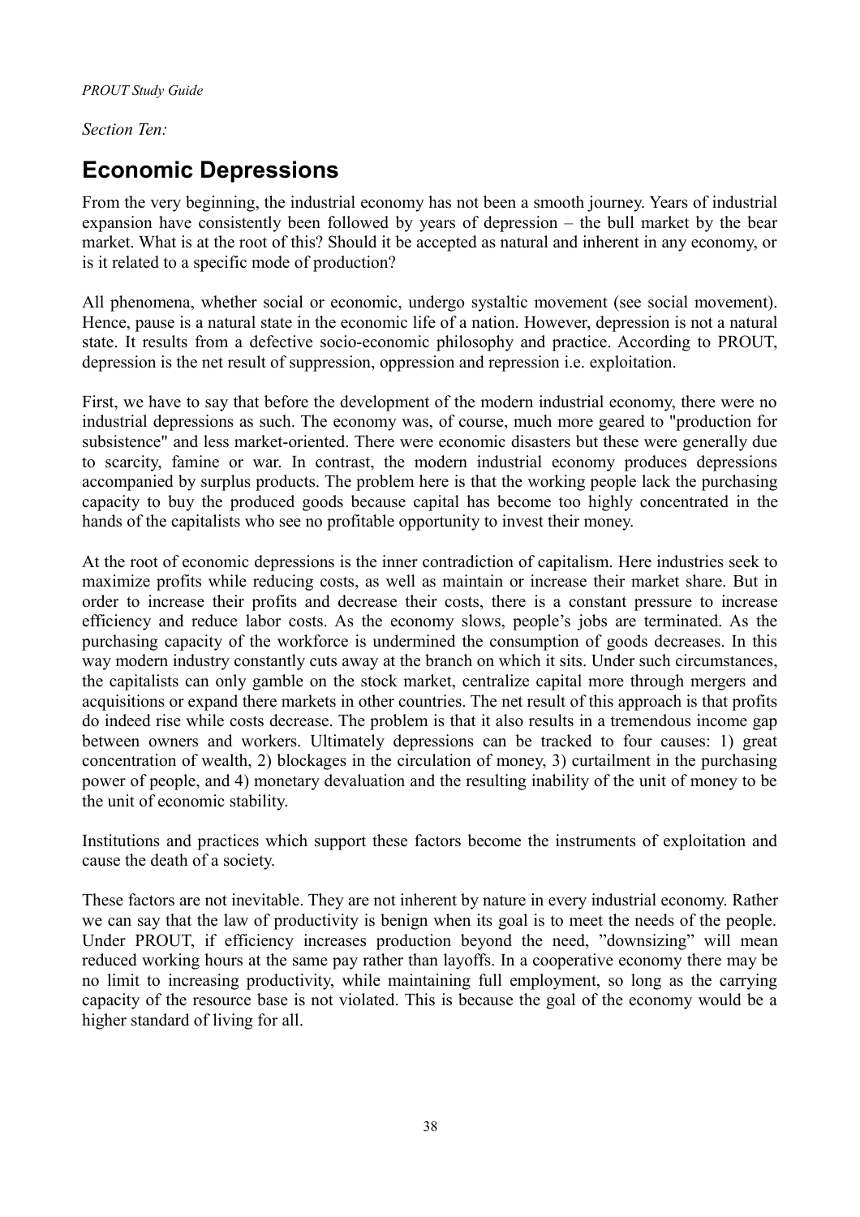*Section Ten:*

# Economic Depressions

From the very beginning, the industrial economy has not been a smooth journey. Years of industrial expansion have consistently been followed by years of depression – the bull market by the bear market. What is at the root of this? Should it be accepted as natural and inherent in any economy, or is it related to a specific mode of production?

All phenomena, whether social or economic, undergo systaltic movement (see social movement). Hence, pause is a natural state in the economic life of a nation. However, depression is not a natural state. It results from a defective socio-economic philosophy and practice. According to PROUT, depression is the net result of suppression, oppression and repression i.e. exploitation.

First, we have to say that before the development of the modern industrial economy, there were no industrial depressions as such. The economy was, of course, much more geared to "production for subsistence" and less market-oriented. There were economic disasters but these were generally due to scarcity, famine or war. In contrast, the modern industrial economy produces depressions accompanied by surplus products. The problem here is that the working people lack the purchasing capacity to buy the produced goods because capital has become too highly concentrated in the hands of the capitalists who see no profitable opportunity to invest their money.

At the root of economic depressions is the inner contradiction of capitalism. Here industries seek to maximize profits while reducing costs, as well as maintain or increase their market share. But in order to increase their profits and decrease their costs, there is a constant pressure to increase efficiency and reduce labor costs. As the economy slows, people's jobs are terminated. As the purchasing capacity of the workforce is undermined the consumption of goods decreases. In this way modern industry constantly cuts away at the branch on which it sits. Under such circumstances, the capitalists can only gamble on the stock market, centralize capital more through mergers and acquisitions or expand there markets in other countries. The net result of this approach is that profits do indeed rise while costs decrease. The problem is that it also results in a tremendous income gap between owners and workers. Ultimately depressions can be tracked to four causes: 1) great concentration of wealth, 2) blockages in the circulation of money, 3) curtailment in the purchasing power of people, and 4) monetary devaluation and the resulting inability of the unit of money to be the unit of economic stability.

Institutions and practices which support these factors become the instruments of exploitation and cause the death of a society.

These factors are not inevitable. They are not inherent by nature in every industrial economy. Rather we can say that the law of productivity is benign when its goal is to meet the needs of the people. Under PROUT, if efficiency increases production beyond the need, "downsizing" will mean reduced working hours at the same pay rather than layoffs. In a cooperative economy there may be no limit to increasing productivity, while maintaining full employment, so long as the carrying capacity of the resource base is not violated. This is because the goal of the economy would be a higher standard of living for all.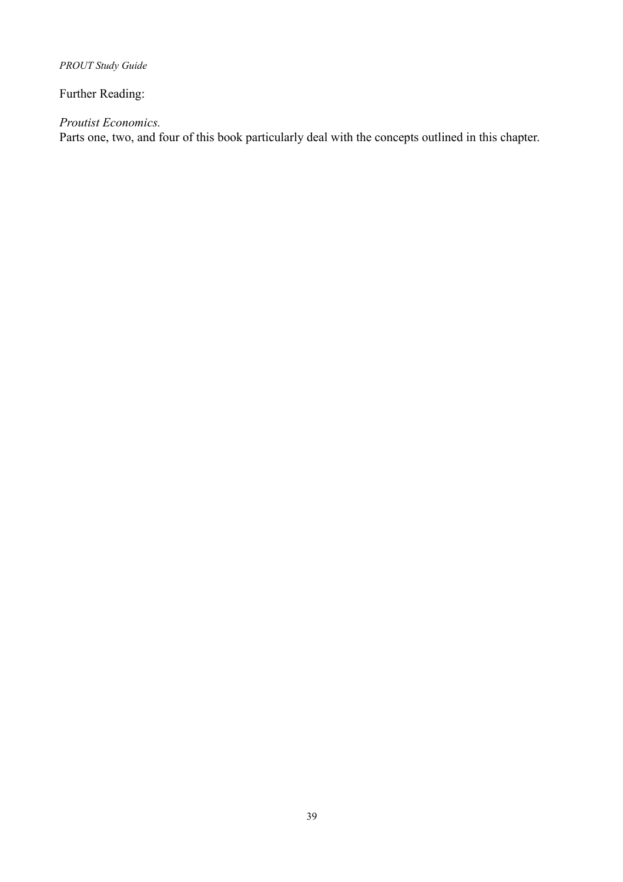Further Reading:

*Proutist Economics.*
Parts one, two, and four of this book particularly deal with the concepts outlined in this chapter.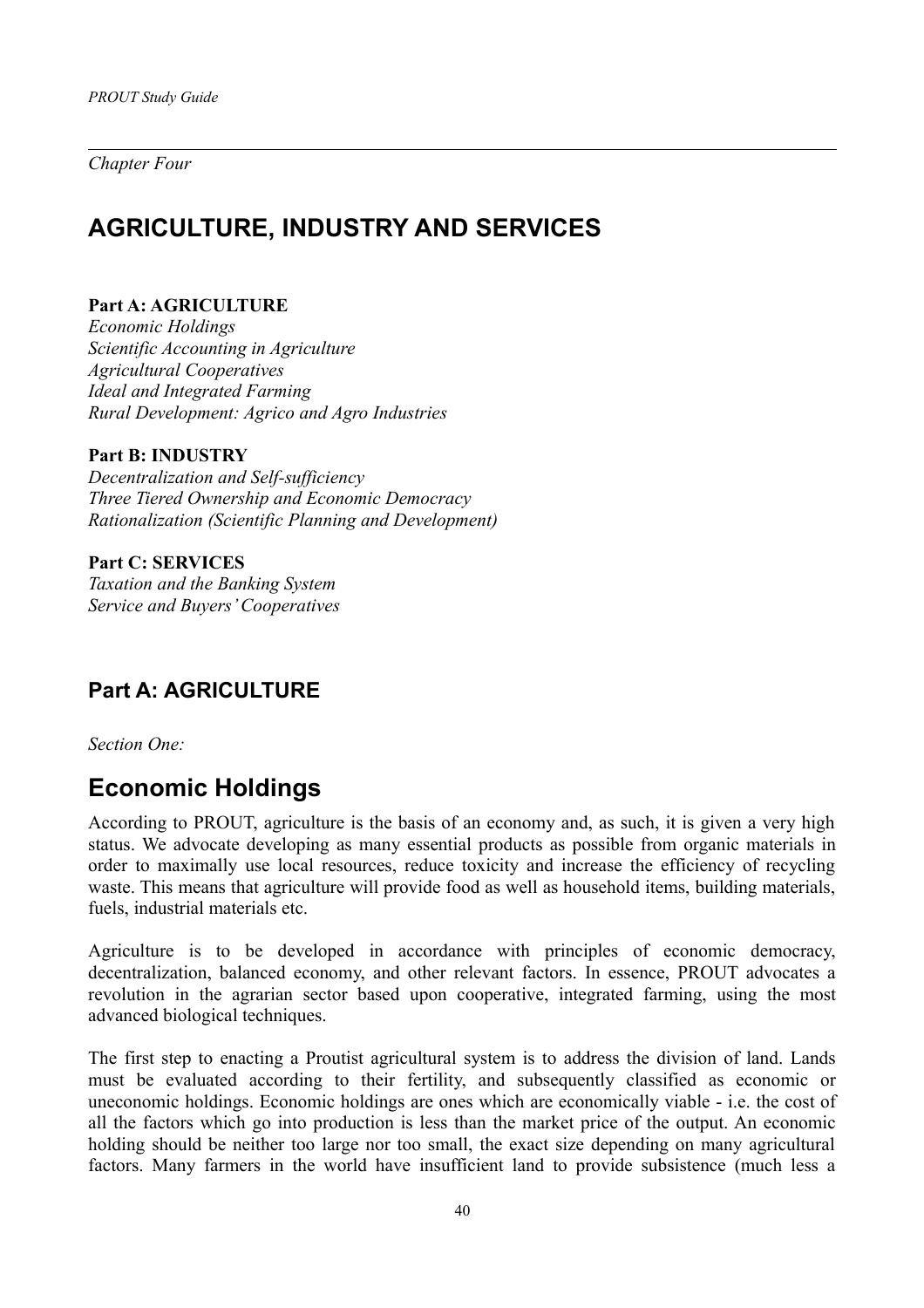*Chapter Four*

# AGRICULTURE, INDUSTRY AND SERVICES

**Part A: AGRICULTURE**
*Economic Holdings*
*Scientific Accounting in Agriculture*
*Agricultural Cooperatives*
*Ideal and Integrated Farming*
*Rural Development: Agrico and Agro Industries*

**Part B: INDUSTRY**
*Decentralization and Self-sufficiency*
*Three Tiered Ownership and Economic Democracy*
*Rationalization (Scientific Planning and Development)*

**Part C: SERVICES**
*Taxation and the Banking System*
*Service and Buyers' Cooperatives*

## Part A: AGRICULTURE

*Section One:*

## Economic Holdings

According to PROUT, agriculture is the basis of an economy and, as such, it is given a very high status. We advocate developing as many essential products as possible from organic materials in order to maximally use local resources, reduce toxicity and increase the efficiency of recycling waste. This means that agriculture will provide food as well as household items, building materials, fuels, industrial materials etc.

Agriculture is to be developed in accordance with principles of economic democracy, decentralization, balanced economy, and other relevant factors. In essence, PROUT advocates a revolution in the agrarian sector based upon cooperative, integrated farming, using the most advanced biological techniques.

The first step to enacting a Proutist agricultural system is to address the division of land. Lands must be evaluated according to their fertility, and subsequently classified as economic or uneconomic holdings. Economic holdings are ones which are economically viable - i.e. the cost of all the factors which go into production is less than the market price of the output. An economic holding should be neither too large nor too small, the exact size depending on many agricultural factors. Many farmers in the world have insufficient land to provide subsistence (much less a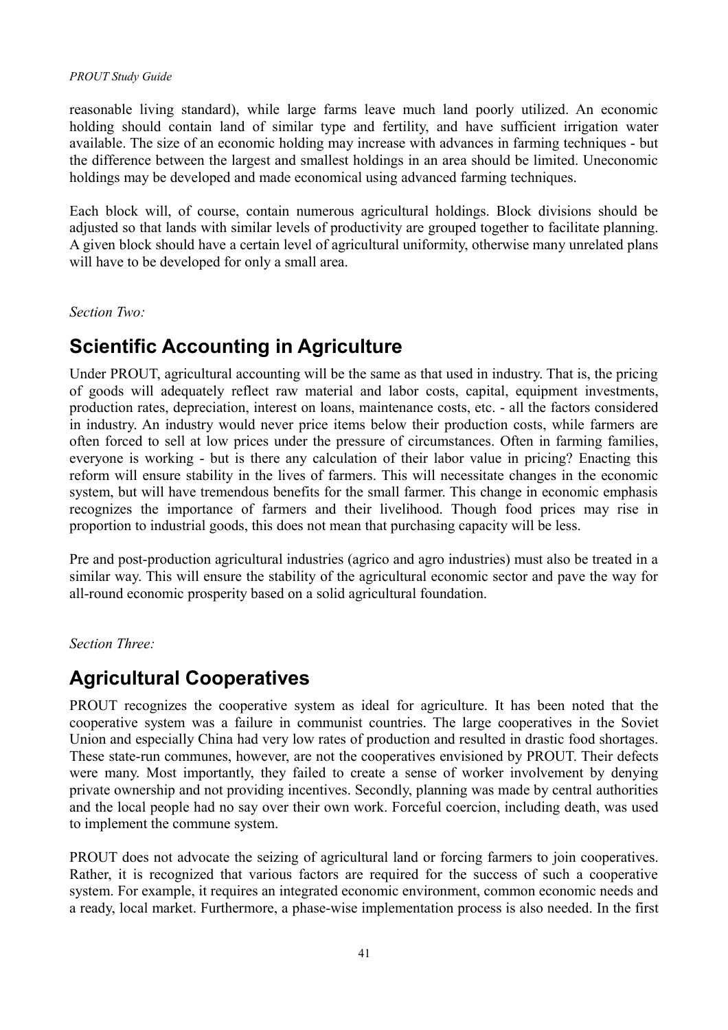reasonable living standard), while large farms leave much land poorly utilized. An economic holding should contain land of similar type and fertility, and have sufficient irrigation water available. The size of an economic holding may increase with advances in farming techniques - but the difference between the largest and smallest holdings in an area should be limited. Uneconomic holdings may be developed and made economical using advanced farming techniques.

Each block will, of course, contain numerous agricultural holdings. Block divisions should be adjusted so that lands with similar levels of productivity are grouped together to facilitate planning. A given block should have a certain level of agricultural uniformity, otherwise many unrelated plans will have to be developed for only a small area.

*Section Two:*

## Scientific Accounting in Agriculture

Under PROUT, agricultural accounting will be the same as that used in industry. That is, the pricing of goods will adequately reflect raw material and labor costs, capital, equipment investments, production rates, depreciation, interest on loans, maintenance costs, etc. - all the factors considered in industry. An industry would never price items below their production costs, while farmers are often forced to sell at low prices under the pressure of circumstances. Often in farming families, everyone is working - but is there any calculation of their labor value in pricing? Enacting this reform will ensure stability in the lives of farmers. This will necessitate changes in the economic system, but will have tremendous benefits for the small farmer. This change in economic emphasis recognizes the importance of farmers and their livelihood. Though food prices may rise in proportion to industrial goods, this does not mean that purchasing capacity will be less.

Pre and post-production agricultural industries (agrico and agro industries) must also be treated in a similar way. This will ensure the stability of the agricultural economic sector and pave the way for all-round economic prosperity based on a solid agricultural foundation.

*Section Three:*

## Agricultural Cooperatives

PROUT recognizes the cooperative system as ideal for agriculture. It has been noted that the cooperative system was a failure in communist countries. The large cooperatives in the Soviet Union and especially China had very low rates of production and resulted in drastic food shortages. These state-run communes, however, are not the cooperatives envisioned by PROUT. Their defects were many. Most importantly, they failed to create a sense of worker involvement by denying private ownership and not providing incentives. Secondly, planning was made by central authorities and the local people had no say over their own work. Forceful coercion, including death, was used to implement the commune system.

PROUT does not advocate the seizing of agricultural land or forcing farmers to join cooperatives. Rather, it is recognized that various factors are required for the success of such a cooperative system. For example, it requires an integrated economic environment, common economic needs and a ready, local market. Furthermore, a phase-wise implementation process is also needed. In the first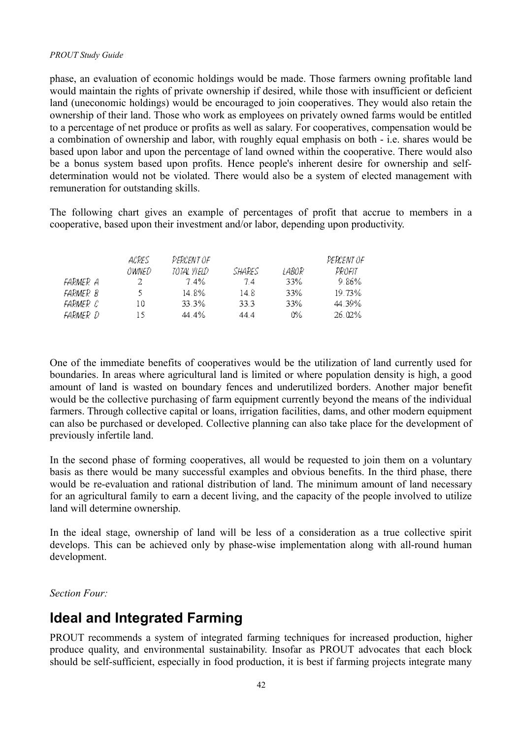phase, an evaluation of economic holdings would be made. Those farmers owning profitable land would maintain the rights of private ownership if desired, while those with insufficient or deficient land (uneconomic holdings) would be encouraged to join cooperatives. They would also retain the ownership of their land. Those who work as employees on privately owned farms would be entitled to a percentage of net produce or profits as well as salary. For cooperatives, compensation would be a combination of ownership and labor, with roughly equal emphasis on both - i.e. shares would be based upon labor and upon the percentage of land owned within the cooperative. There would also be a bonus system based upon profits. Hence people's inherent desire for ownership and self-determination would not be violated. There would also be a system of elected management with remuneration for outstanding skills.

The following chart gives an example of percentages of profit that accrue to members in a cooperative, based upon their investment and/or labor, depending upon productivity.

| | ACRES OWNED | PERCENT OF TOTAL YIELD | SHARES | LABOR | PERCENT OF PROFIT |
|---|---|---|---|---|---|
| FARMER A | 2 | 7.4% | 7.4 | 33% | 9.86% |
| FARMER B | 5 | 14.8% | 14.8 | 33% | 19.73% |
| FARMER C | 10 | 33.3% | 33.3 | 33% | 44.39% |
| FARMER D | 15 | 44.4% | 44.4 | 0% | 26.02% |

One of the immediate benefits of cooperatives would be the utilization of land currently used for boundaries. In areas where agricultural land is limited or where population density is high, a good amount of land is wasted on boundary fences and underutilized borders. Another major benefit would be the collective purchasing of farm equipment currently beyond the means of the individual farmers. Through collective capital or loans, irrigation facilities, dams, and other modern equipment can also be purchased or developed. Collective planning can also take place for the development of previously infertile land.

In the second phase of forming cooperatives, all would be requested to join them on a voluntary basis as there would be many successful examples and obvious benefits. In the third phase, there would be re-evaluation and rational distribution of land. The minimum amount of land necessary for an agricultural family to earn a decent living, and the capacity of the people involved to utilize land will determine ownership.

In the ideal stage, ownership of land will be less of a consideration as a true collective spirit develops. This can be achieved only by phase-wise implementation along with all-round human development.

*Section Four:*

## Ideal and Integrated Farming

PROUT recommends a system of integrated farming techniques for increased production, higher produce quality, and environmental sustainability. Insofar as PROUT advocates that each block should be self-sufficient, especially in food production, it is best if farming projects integrate many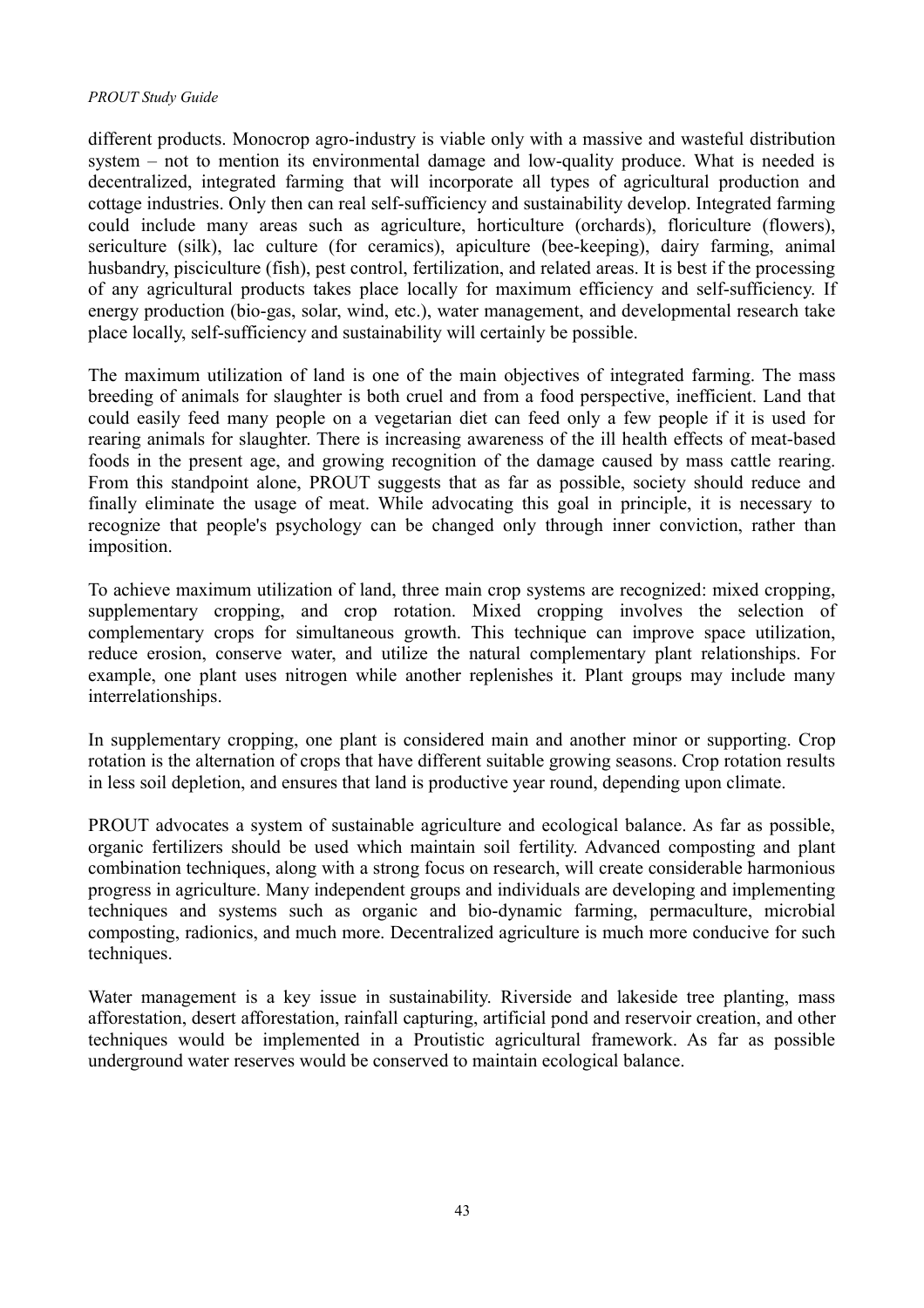different products. Monocrop agro-industry is viable only with a massive and wasteful distribution system – not to mention its environmental damage and low-quality produce. What is needed is decentralized, integrated farming that will incorporate all types of agricultural production and cottage industries. Only then can real self-sufficiency and sustainability develop. Integrated farming could include many areas such as agriculture, horticulture (orchards), floriculture (flowers), sericulture (silk), lac culture (for ceramics), apiculture (bee-keeping), dairy farming, animal husbandry, pisciculture (fish), pest control, fertilization, and related areas. It is best if the processing of any agricultural products takes place locally for maximum efficiency and self-sufficiency. If energy production (bio-gas, solar, wind, etc.), water management, and developmental research take place locally, self-sufficiency and sustainability will certainly be possible.

The maximum utilization of land is one of the main objectives of integrated farming. The mass breeding of animals for slaughter is both cruel and from a food perspective, inefficient. Land that could easily feed many people on a vegetarian diet can feed only a few people if it is used for rearing animals for slaughter. There is increasing awareness of the ill health effects of meat-based foods in the present age, and growing recognition of the damage caused by mass cattle rearing. From this standpoint alone, PROUT suggests that as far as possible, society should reduce and finally eliminate the usage of meat. While advocating this goal in principle, it is necessary to recognize that people's psychology can be changed only through inner conviction, rather than imposition.

To achieve maximum utilization of land, three main crop systems are recognized: mixed cropping, supplementary cropping, and crop rotation. Mixed cropping involves the selection of complementary crops for simultaneous growth. This technique can improve space utilization, reduce erosion, conserve water, and utilize the natural complementary plant relationships. For example, one plant uses nitrogen while another replenishes it. Plant groups may include many interrelationships.

In supplementary cropping, one plant is considered main and another minor or supporting. Crop rotation is the alternation of crops that have different suitable growing seasons. Crop rotation results in less soil depletion, and ensures that land is productive year round, depending upon climate.

PROUT advocates a system of sustainable agriculture and ecological balance. As far as possible, organic fertilizers should be used which maintain soil fertility. Advanced composting and plant combination techniques, along with a strong focus on research, will create considerable harmonious progress in agriculture. Many independent groups and individuals are developing and implementing techniques and systems such as organic and bio-dynamic farming, permaculture, microbial composting, radionics, and much more. Decentralized agriculture is much more conducive for such techniques.

Water management is a key issue in sustainability. Riverside and lakeside tree planting, mass afforestation, desert afforestation, rainfall capturing, artificial pond and reservoir creation, and other techniques would be implemented in a Proutistic agricultural framework. As far as possible underground water reserves would be conserved to maintain ecological balance.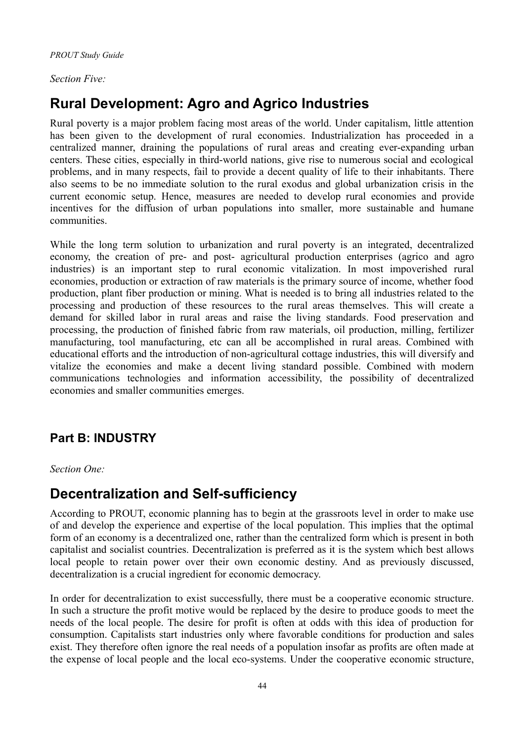*Section Five:*

## Rural Development: Agro and Agrico Industries

Rural poverty is a major problem facing most areas of the world. Under capitalism, little attention has been given to the development of rural economies. Industrialization has proceeded in a centralized manner, draining the populations of rural areas and creating ever-expanding urban centers. These cities, especially in third-world nations, give rise to numerous social and ecological problems, and in many respects, fail to provide a decent quality of life to their inhabitants. There also seems to be no immediate solution to the rural exodus and global urbanization crisis in the current economic setup. Hence, measures are needed to develop rural economies and provide incentives for the diffusion of urban populations into smaller, more sustainable and humane communities.

While the long term solution to urbanization and rural poverty is an integrated, decentralized economy, the creation of pre- and post- agricultural production enterprises (agrico and agro industries) is an important step to rural economic vitalization. In most impoverished rural economies, production or extraction of raw materials is the primary source of income, whether food production, plant fiber production or mining. What is needed is to bring all industries related to the processing and production of these resources to the rural areas themselves. This will create a demand for skilled labor in rural areas and raise the living standards. Food preservation and processing, the production of finished fabric from raw materials, oil production, milling, fertilizer manufacturing, tool manufacturing, etc can all be accomplished in rural areas. Combined with educational efforts and the introduction of non-agricultural cottage industries, this will diversify and vitalize the economies and make a decent living standard possible. Combined with modern communications technologies and information accessibility, the possibility of decentralized economies and smaller communities emerges.

### Part B: INDUSTRY

*Section One:*

## Decentralization and Self-sufficiency

According to PROUT, economic planning has to begin at the grassroots level in order to make use of and develop the experience and expertise of the local population. This implies that the optimal form of an economy is a decentralized one, rather than the centralized form which is present in both capitalist and socialist countries. Decentralization is preferred as it is the system which best allows local people to retain power over their own economic destiny. And as previously discussed, decentralization is a crucial ingredient for economic democracy.

In order for decentralization to exist successfully, there must be a cooperative economic structure. In such a structure the profit motive would be replaced by the desire to produce goods to meet the needs of the local people. The desire for profit is often at odds with this idea of production for consumption. Capitalists start industries only where favorable conditions for production and sales exist. They therefore often ignore the real needs of a population insofar as profits are often made at the expense of local people and the local eco-systems. Under the cooperative economic structure,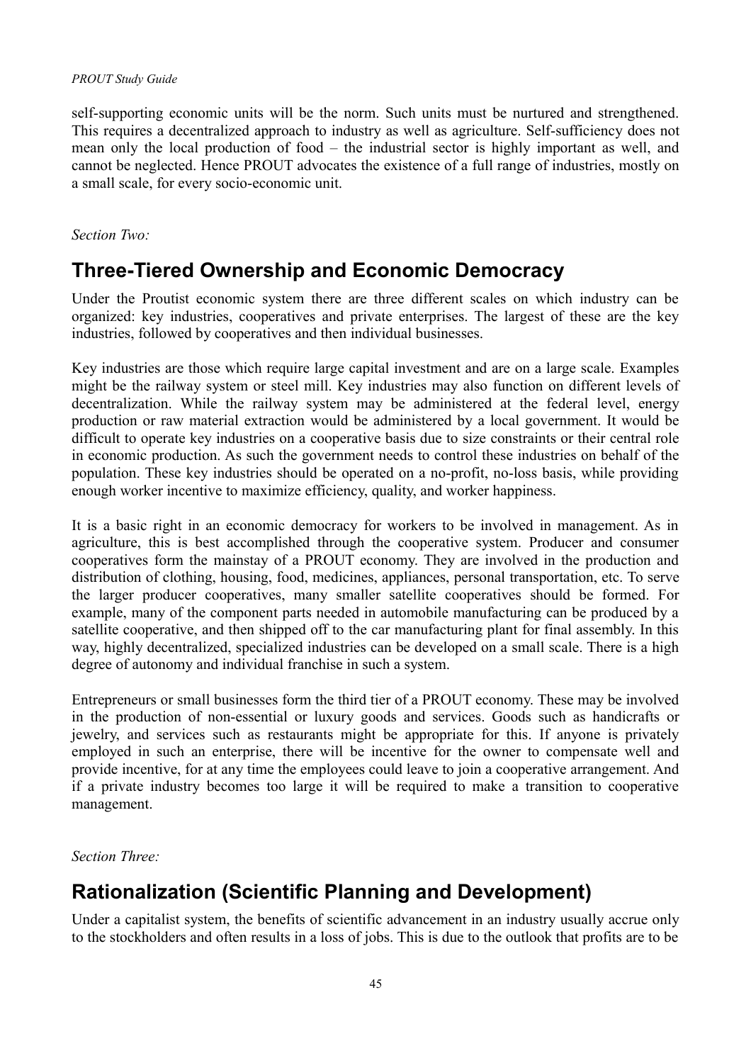self-supporting economic units will be the norm. Such units must be nurtured and strengthened. This requires a decentralized approach to industry as well as agriculture. Self-sufficiency does not mean only the local production of food – the industrial sector is highly important as well, and cannot be neglected. Hence PROUT advocates the existence of a full range of industries, mostly on a small scale, for every socio-economic unit.

*Section Two:*

## Three-Tiered Ownership and Economic Democracy

Under the Proutist economic system there are three different scales on which industry can be organized: key industries, cooperatives and private enterprises. The largest of these are the key industries, followed by cooperatives and then individual businesses.

Key industries are those which require large capital investment and are on a large scale. Examples might be the railway system or steel mill. Key industries may also function on different levels of decentralization. While the railway system may be administered at the federal level, energy production or raw material extraction would be administered by a local government. It would be difficult to operate key industries on a cooperative basis due to size constraints or their central role in economic production. As such the government needs to control these industries on behalf of the population. These key industries should be operated on a no-profit, no-loss basis, while providing enough worker incentive to maximize efficiency, quality, and worker happiness.

It is a basic right in an economic democracy for workers to be involved in management. As in agriculture, this is best accomplished through the cooperative system. Producer and consumer cooperatives form the mainstay of a PROUT economy. They are involved in the production and distribution of clothing, housing, food, medicines, appliances, personal transportation, etc. To serve the larger producer cooperatives, many smaller satellite cooperatives should be formed. For example, many of the component parts needed in automobile manufacturing can be produced by a satellite cooperative, and then shipped off to the car manufacturing plant for final assembly. In this way, highly decentralized, specialized industries can be developed on a small scale. There is a high degree of autonomy and individual franchise in such a system.

Entrepreneurs or small businesses form the third tier of a PROUT economy. These may be involved in the production of non-essential or luxury goods and services. Goods such as handicrafts or jewelry, and services such as restaurants might be appropriate for this. If anyone is privately employed in such an enterprise, there will be incentive for the owner to compensate well and provide incentive, for at any time the employees could leave to join a cooperative arrangement. And if a private industry becomes too large it will be required to make a transition to cooperative management.

*Section Three:*

## Rationalization (Scientific Planning and Development)

Under a capitalist system, the benefits of scientific advancement in an industry usually accrue only to the stockholders and often results in a loss of jobs. This is due to the outlook that profits are to be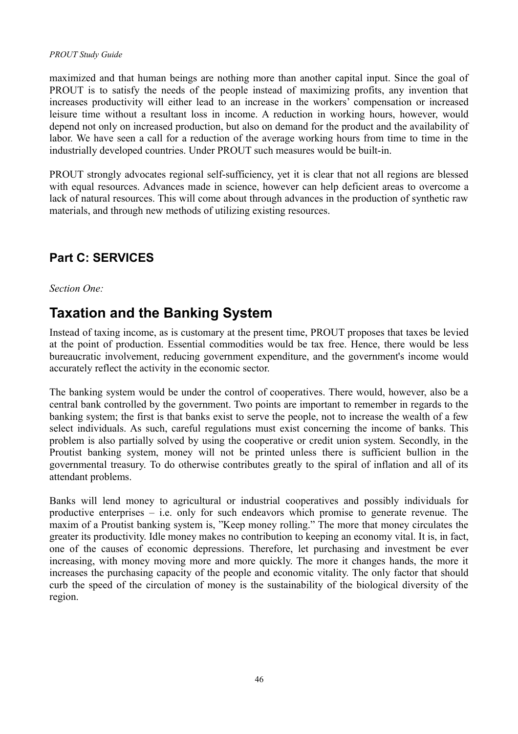maximized and that human beings are nothing more than another capital input. Since the goal of PROUT is to satisfy the needs of the people instead of maximizing profits, any invention that increases productivity will either lead to an increase in the workers' compensation or increased leisure time without a resultant loss in income. A reduction in working hours, however, would depend not only on increased production, but also on demand for the product and the availability of labor. We have seen a call for a reduction of the average working hours from time to time in the industrially developed countries. Under PROUT such measures would be built-in.

PROUT strongly advocates regional self-sufficiency, yet it is clear that not all regions are blessed with equal resources. Advances made in science, however can help deficient areas to overcome a lack of natural resources. This will come about through advances in the production of synthetic raw materials, and through new methods of utilizing existing resources.

## Part C: SERVICES

*Section One:*

# Taxation and the Banking System

Instead of taxing income, as is customary at the present time, PROUT proposes that taxes be levied at the point of production. Essential commodities would be tax free. Hence, there would be less bureaucratic involvement, reducing government expenditure, and the government's income would accurately reflect the activity in the economic sector.

The banking system would be under the control of cooperatives. There would, however, also be a central bank controlled by the government. Two points are important to remember in regards to the banking system; the first is that banks exist to serve the people, not to increase the wealth of a few select individuals. As such, careful regulations must exist concerning the income of banks. This problem is also partially solved by using the cooperative or credit union system. Secondly, in the Proutist banking system, money will not be printed unless there is sufficient bullion in the governmental treasury. To do otherwise contributes greatly to the spiral of inflation and all of its attendant problems.

Banks will lend money to agricultural or industrial cooperatives and possibly individuals for productive enterprises – i.e. only for such endeavors which promise to generate revenue. The maxim of a Proutist banking system is, "Keep money rolling." The more that money circulates the greater its productivity. Idle money makes no contribution to keeping an economy vital. It is, in fact, one of the causes of economic depressions. Therefore, let purchasing and investment be ever increasing, with money moving more and more quickly. The more it changes hands, the more it increases the purchasing capacity of the people and economic vitality. The only factor that should curb the speed of the circulation of money is the sustainability of the biological diversity of the region.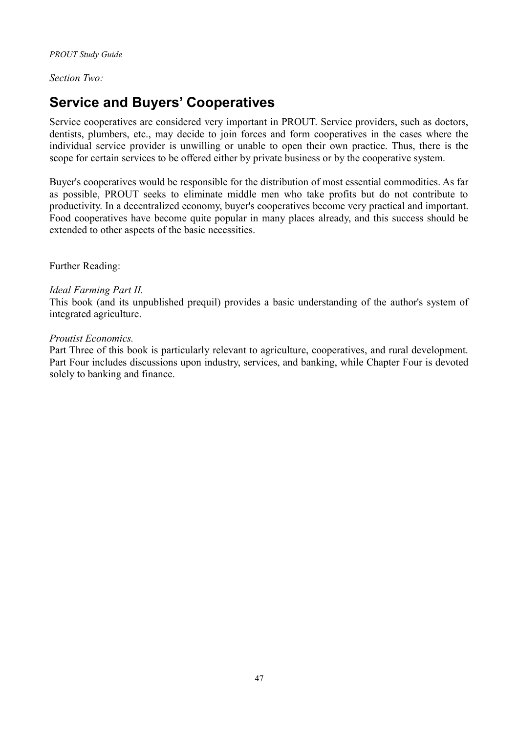*Section Two:*

## Service and Buyers' Cooperatives

Service cooperatives are considered very important in PROUT. Service providers, such as doctors, dentists, plumbers, etc., may decide to join forces and form cooperatives in the cases where the individual service provider is unwilling or unable to open their own practice. Thus, there is the scope for certain services to be offered either by private business or by the cooperative system.

Buyer's cooperatives would be responsible for the distribution of most essential commodities. As far as possible, PROUT seeks to eliminate middle men who take profits but do not contribute to productivity. In a decentralized economy, buyer's cooperatives become very practical and important. Food cooperatives have become quite popular in many places already, and this success should be extended to other aspects of the basic necessities.

Further Reading:

*Ideal Farming Part II.*
This book (and its unpublished prequil) provides a basic understanding of the author's system of integrated agriculture.

*Proutist Economics.*
Part Three of this book is particularly relevant to agriculture, cooperatives, and rural development. Part Four includes discussions upon industry, services, and banking, while Chapter Four is devoted solely to banking and finance.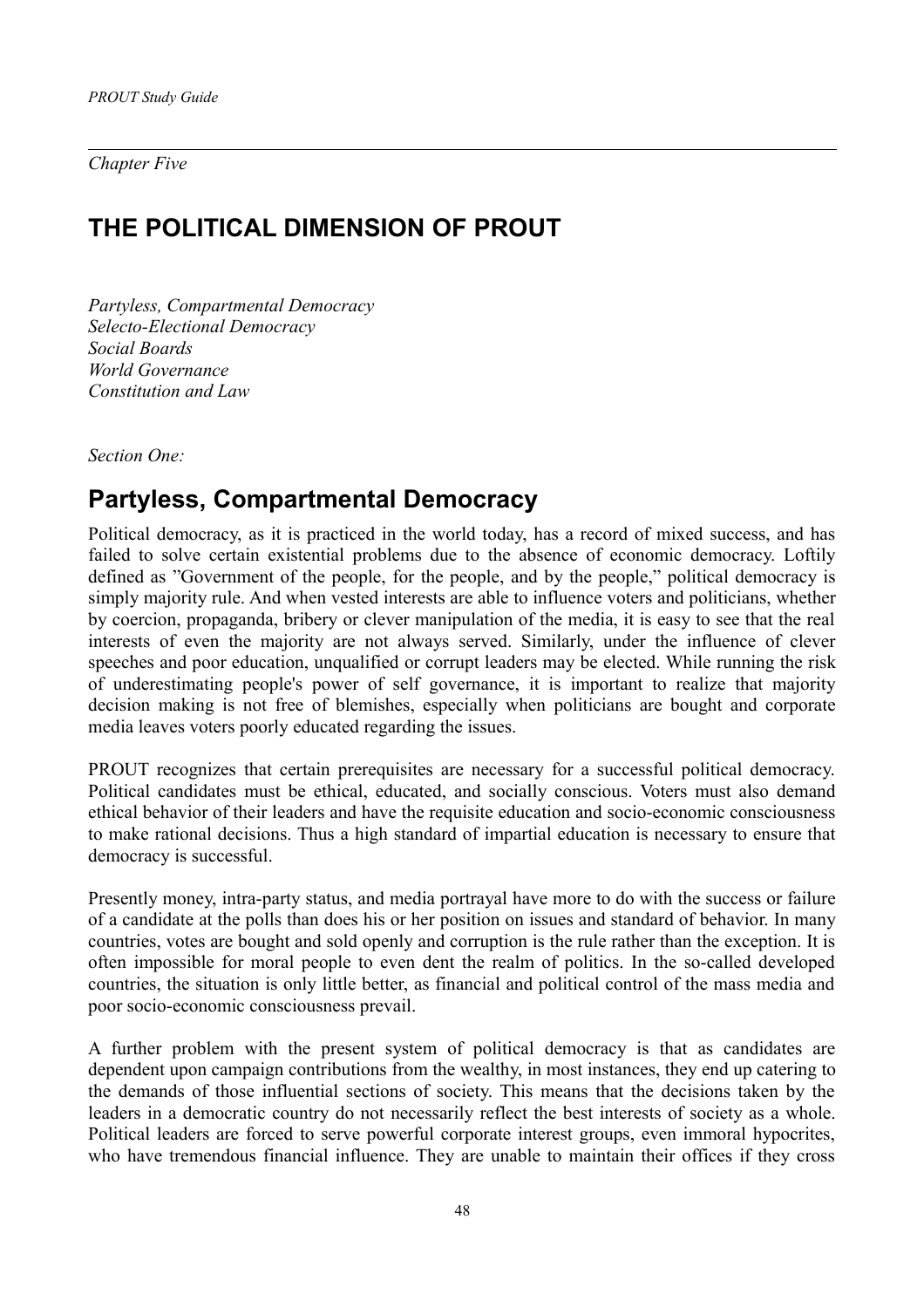*Chapter Five*

# THE POLITICAL DIMENSION OF PROUT

*Partyless, Compartmental Democracy*
*Selecto-Electional Democracy*
*Social Boards*
*World Governance*
*Constitution and Law*

*Section One:*

## Partyless, Compartmental Democracy

Political democracy, as it is practiced in the world today, has a record of mixed success, and has failed to solve certain existential problems due to the absence of economic democracy. Loftily defined as "Government of the people, for the people, and by the people," political democracy is simply majority rule. And when vested interests are able to influence voters and politicians, whether by coercion, propaganda, bribery or clever manipulation of the media, it is easy to see that the real interests of even the majority are not always served. Similarly, under the influence of clever speeches and poor education, unqualified or corrupt leaders may be elected. While running the risk of underestimating people's power of self governance, it is important to realize that majority decision making is not free of blemishes, especially when politicians are bought and corporate media leaves voters poorly educated regarding the issues.

PROUT recognizes that certain prerequisites are necessary for a successful political democracy. Political candidates must be ethical, educated, and socially conscious. Voters must also demand ethical behavior of their leaders and have the requisite education and socio-economic consciousness to make rational decisions. Thus a high standard of impartial education is necessary to ensure that democracy is successful.

Presently money, intra-party status, and media portrayal have more to do with the success or failure of a candidate at the polls than does his or her position on issues and standard of behavior. In many countries, votes are bought and sold openly and corruption is the rule rather than the exception. It is often impossible for moral people to even dent the realm of politics. In the so-called developed countries, the situation is only little better, as financial and political control of the mass media and poor socio-economic consciousness prevail.

A further problem with the present system of political democracy is that as candidates are dependent upon campaign contributions from the wealthy, in most instances, they end up catering to the demands of those influential sections of society. This means that the decisions taken by the leaders in a democratic country do not necessarily reflect the best interests of society as a whole. Political leaders are forced to serve powerful corporate interest groups, even immoral hypocrites, who have tremendous financial influence. They are unable to maintain their offices if they cross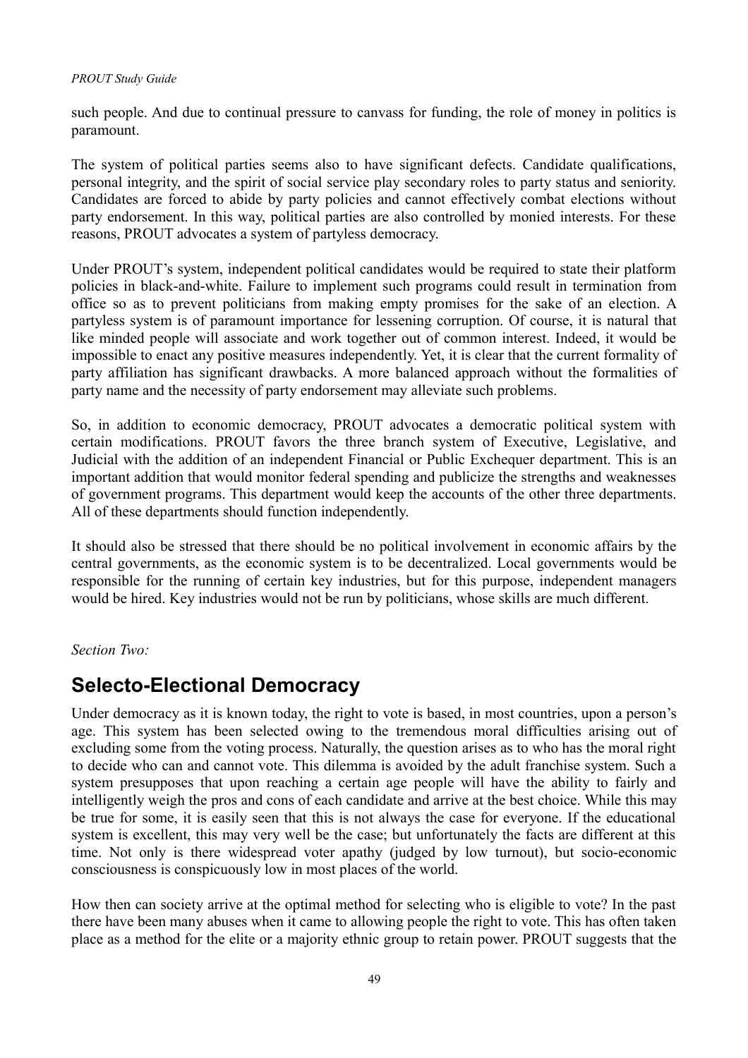such people. And due to continual pressure to canvass for funding, the role of money in politics is paramount.

The system of political parties seems also to have significant defects. Candidate qualifications, personal integrity, and the spirit of social service play secondary roles to party status and seniority. Candidates are forced to abide by party policies and cannot effectively combat elections without party endorsement. In this way, political parties are also controlled by monied interests. For these reasons, PROUT advocates a system of partyless democracy.

Under PROUT's system, independent political candidates would be required to state their platform policies in black-and-white. Failure to implement such programs could result in termination from office so as to prevent politicians from making empty promises for the sake of an election. A partyless system is of paramount importance for lessening corruption. Of course, it is natural that like minded people will associate and work together out of common interest. Indeed, it would be impossible to enact any positive measures independently. Yet, it is clear that the current formality of party affiliation has significant drawbacks. A more balanced approach without the formalities of party name and the necessity of party endorsement may alleviate such problems.

So, in addition to economic democracy, PROUT advocates a democratic political system with certain modifications. PROUT favors the three branch system of Executive, Legislative, and Judicial with the addition of an independent Financial or Public Exchequer department. This is an important addition that would monitor federal spending and publicize the strengths and weaknesses of government programs. This department would keep the accounts of the other three departments. All of these departments should function independently.

It should also be stressed that there should be no political involvement in economic affairs by the central governments, as the economic system is to be decentralized. Local governments would be responsible for the running of certain key industries, but for this purpose, independent managers would be hired. Key industries would not be run by politicians, whose skills are much different.

*Section Two:*

## Selecto-Electional Democracy

Under democracy as it is known today, the right to vote is based, in most countries, upon a person's age. This system has been selected owing to the tremendous moral difficulties arising out of excluding some from the voting process. Naturally, the question arises as to who has the moral right to decide who can and cannot vote. This dilemma is avoided by the adult franchise system. Such a system presupposes that upon reaching a certain age people will have the ability to fairly and intelligently weigh the pros and cons of each candidate and arrive at the best choice. While this may be true for some, it is easily seen that this is not always the case for everyone. If the educational system is excellent, this may very well be the case; but unfortunately the facts are different at this time. Not only is there widespread voter apathy (judged by low turnout), but socio-economic consciousness is conspicuously low in most places of the world.

How then can society arrive at the optimal method for selecting who is eligible to vote? In the past there have been many abuses when it came to allowing people the right to vote. This has often taken place as a method for the elite or a majority ethnic group to retain power. PROUT suggests that the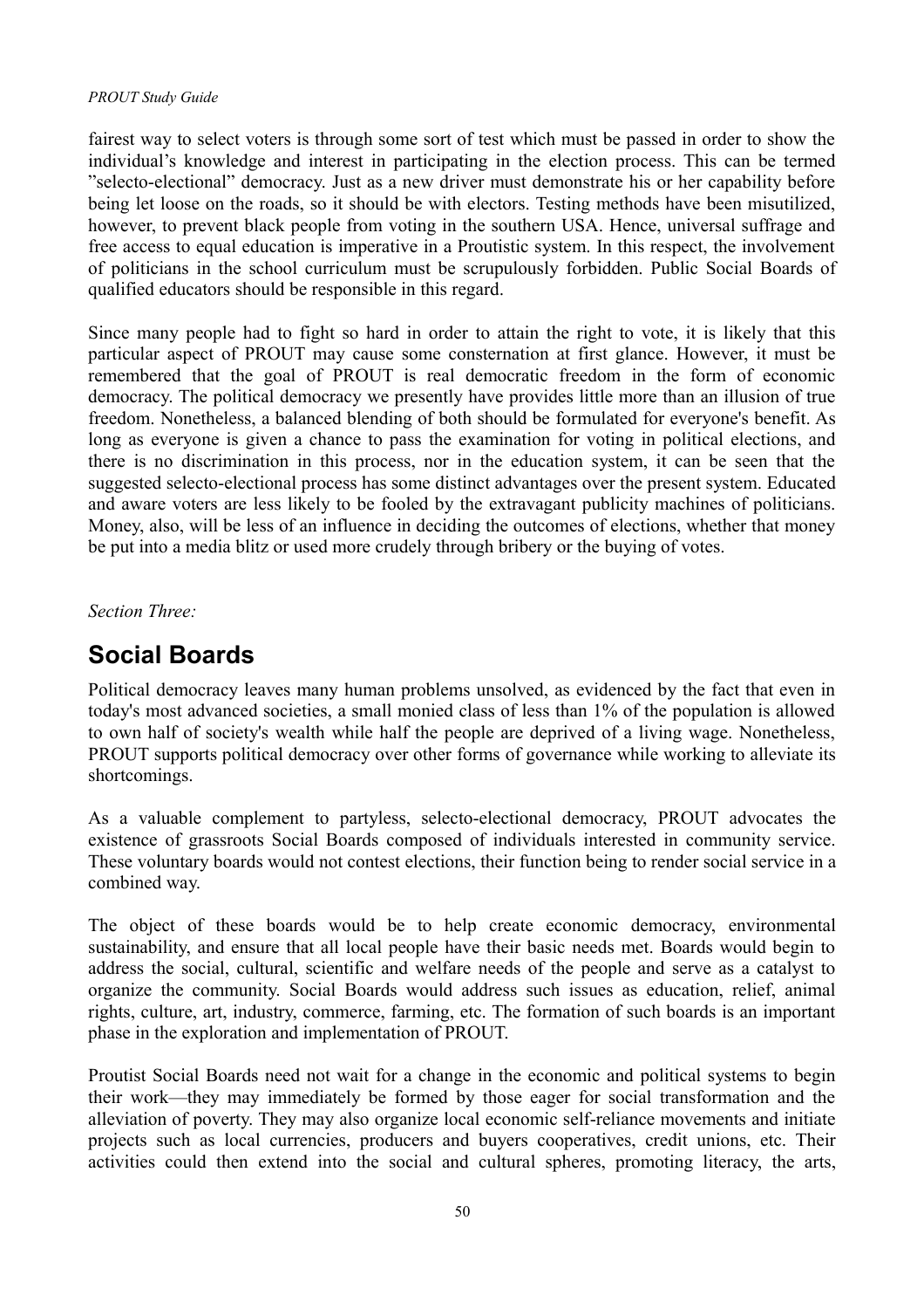fairest way to select voters is through some sort of test which must be passed in order to show the individual's knowledge and interest in participating in the election process. This can be termed "selecto-electional" democracy. Just as a new driver must demonstrate his or her capability before being let loose on the roads, so it should be with electors. Testing methods have been misutilized, however, to prevent black people from voting in the southern USA. Hence, universal suffrage and free access to equal education is imperative in a Proutistic system. In this respect, the involvement of politicians in the school curriculum must be scrupulously forbidden. Public Social Boards of qualified educators should be responsible in this regard.

Since many people had to fight so hard in order to attain the right to vote, it is likely that this particular aspect of PROUT may cause some consternation at first glance. However, it must be remembered that the goal of PROUT is real democratic freedom in the form of economic democracy. The political democracy we presently have provides little more than an illusion of true freedom. Nonetheless, a balanced blending of both should be formulated for everyone's benefit. As long as everyone is given a chance to pass the examination for voting in political elections, and there is no discrimination in this process, nor in the education system, it can be seen that the suggested selecto-electional process has some distinct advantages over the present system. Educated and aware voters are less likely to be fooled by the extravagant publicity machines of politicians. Money, also, will be less of an influence in deciding the outcomes of elections, whether that money be put into a media blitz or used more crudely through bribery or the buying of votes.

*Section Three:*

## Social Boards

Political democracy leaves many human problems unsolved, as evidenced by the fact that even in today's most advanced societies, a small monied class of less than 1% of the population is allowed to own half of society's wealth while half the people are deprived of a living wage. Nonetheless, PROUT supports political democracy over other forms of governance while working to alleviate its shortcomings.

As a valuable complement to partyless, selecto-electional democracy, PROUT advocates the existence of grassroots Social Boards composed of individuals interested in community service. These voluntary boards would not contest elections, their function being to render social service in a combined way.

The object of these boards would be to help create economic democracy, environmental sustainability, and ensure that all local people have their basic needs met. Boards would begin to address the social, cultural, scientific and welfare needs of the people and serve as a catalyst to organize the community. Social Boards would address such issues as education, relief, animal rights, culture, art, industry, commerce, farming, etc. The formation of such boards is an important phase in the exploration and implementation of PROUT.

Proutist Social Boards need not wait for a change in the economic and political systems to begin their work—they may immediately be formed by those eager for social transformation and the alleviation of poverty. They may also organize local economic self-reliance movements and initiate projects such as local currencies, producers and buyers cooperatives, credit unions, etc. Their activities could then extend into the social and cultural spheres, promoting literacy, the arts,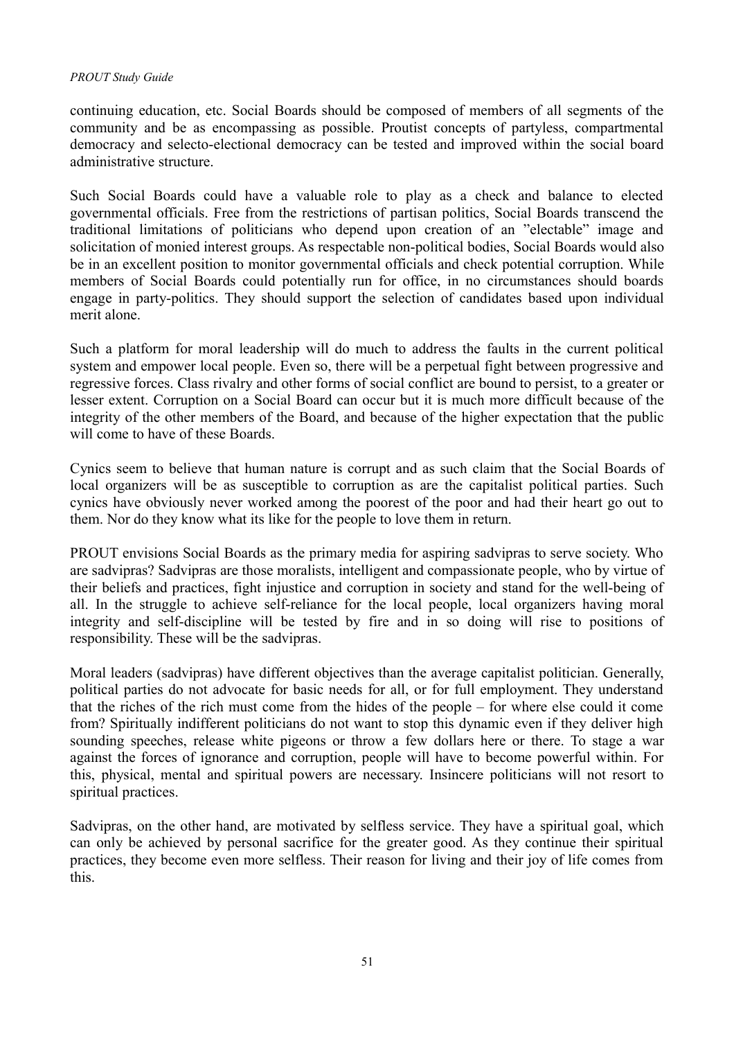continuing education, etc. Social Boards should be composed of members of all segments of the community and be as encompassing as possible. Proutist concepts of partyless, compartmental democracy and selecto-electional democracy can be tested and improved within the social board administrative structure.

Such Social Boards could have a valuable role to play as a check and balance to elected governmental officials. Free from the restrictions of partisan politics, Social Boards transcend the traditional limitations of politicians who depend upon creation of an "electable" image and solicitation of monied interest groups. As respectable non-political bodies, Social Boards would also be in an excellent position to monitor governmental officials and check potential corruption. While members of Social Boards could potentially run for office, in no circumstances should boards engage in party-politics. They should support the selection of candidates based upon individual merit alone.

Such a platform for moral leadership will do much to address the faults in the current political system and empower local people. Even so, there will be a perpetual fight between progressive and regressive forces. Class rivalry and other forms of social conflict are bound to persist, to a greater or lesser extent. Corruption on a Social Board can occur but it is much more difficult because of the integrity of the other members of the Board, and because of the higher expectation that the public will come to have of these Boards.

Cynics seem to believe that human nature is corrupt and as such claim that the Social Boards of local organizers will be as susceptible to corruption as are the capitalist political parties. Such cynics have obviously never worked among the poorest of the poor and had their heart go out to them. Nor do they know what its like for the people to love them in return.

PROUT envisions Social Boards as the primary media for aspiring sadvipras to serve society. Who are sadvipras? Sadvipras are those moralists, intelligent and compassionate people, who by virtue of their beliefs and practices, fight injustice and corruption in society and stand for the well-being of all. In the struggle to achieve self-reliance for the local people, local organizers having moral integrity and self-discipline will be tested by fire and in so doing will rise to positions of responsibility. These will be the sadvipras.

Moral leaders (sadvipras) have different objectives than the average capitalist politician. Generally, political parties do not advocate for basic needs for all, or for full employment. They understand that the riches of the rich must come from the hides of the people – for where else could it come from? Spiritually indifferent politicians do not want to stop this dynamic even if they deliver high sounding speeches, release white pigeons or throw a few dollars here or there. To stage a war against the forces of ignorance and corruption, people will have to become powerful within. For this, physical, mental and spiritual powers are necessary. Insincere politicians will not resort to spiritual practices.

Sadvipras, on the other hand, are motivated by selfless service. They have a spiritual goal, which can only be achieved by personal sacrifice for the greater good. As they continue their spiritual practices, they become even more selfless. Their reason for living and their joy of life comes from this.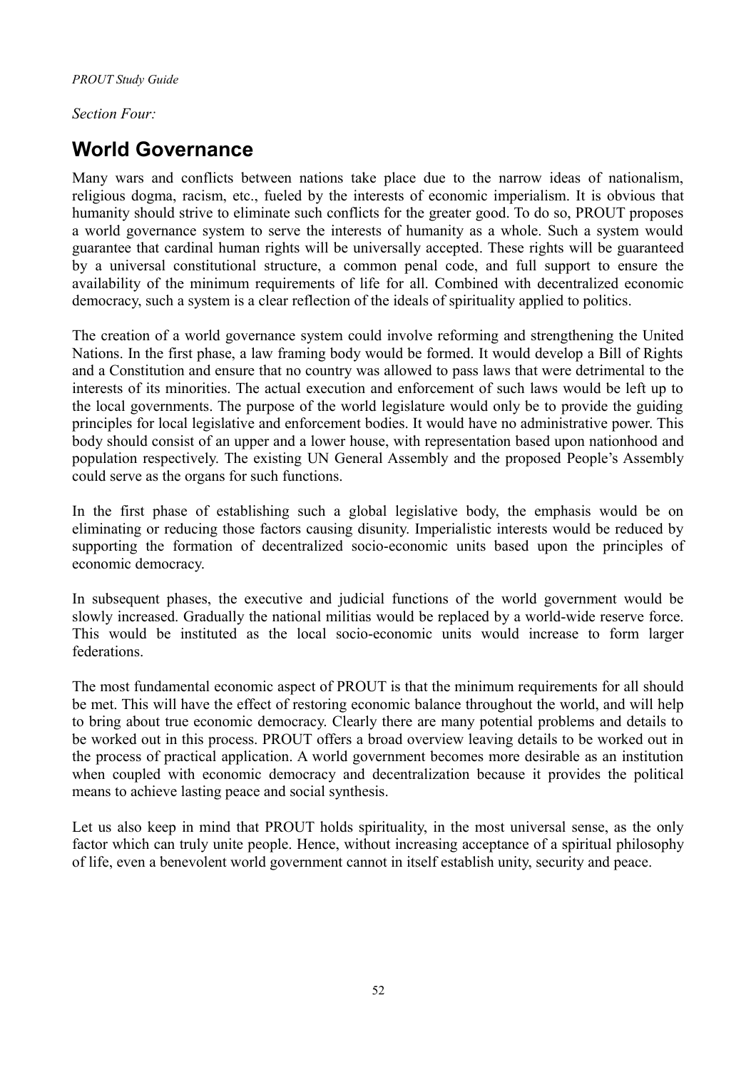*Section Four:*

# World Governance

Many wars and conflicts between nations take place due to the narrow ideas of nationalism, religious dogma, racism, etc., fueled by the interests of economic imperialism. It is obvious that humanity should strive to eliminate such conflicts for the greater good. To do so, PROUT proposes a world governance system to serve the interests of humanity as a whole. Such a system would guarantee that cardinal human rights will be universally accepted. These rights will be guaranteed by a universal constitutional structure, a common penal code, and full support to ensure the availability of the minimum requirements of life for all. Combined with decentralized economic democracy, such a system is a clear reflection of the ideals of spirituality applied to politics.

The creation of a world governance system could involve reforming and strengthening the United Nations. In the first phase, a law framing body would be formed. It would develop a Bill of Rights and a Constitution and ensure that no country was allowed to pass laws that were detrimental to the interests of its minorities. The actual execution and enforcement of such laws would be left up to the local governments. The purpose of the world legislature would only be to provide the guiding principles for local legislative and enforcement bodies. It would have no administrative power. This body should consist of an upper and a lower house, with representation based upon nationhood and population respectively. The existing UN General Assembly and the proposed People's Assembly could serve as the organs for such functions.

In the first phase of establishing such a global legislative body, the emphasis would be on eliminating or reducing those factors causing disunity. Imperialistic interests would be reduced by supporting the formation of decentralized socio-economic units based upon the principles of economic democracy.

In subsequent phases, the executive and judicial functions of the world government would be slowly increased. Gradually the national militias would be replaced by a world-wide reserve force. This would be instituted as the local socio-economic units would increase to form larger federations.

The most fundamental economic aspect of PROUT is that the minimum requirements for all should be met. This will have the effect of restoring economic balance throughout the world, and will help to bring about true economic democracy. Clearly there are many potential problems and details to be worked out in this process. PROUT offers a broad overview leaving details to be worked out in the process of practical application. A world government becomes more desirable as an institution when coupled with economic democracy and decentralization because it provides the political means to achieve lasting peace and social synthesis.

Let us also keep in mind that PROUT holds spirituality, in the most universal sense, as the only factor which can truly unite people. Hence, without increasing acceptance of a spiritual philosophy of life, even a benevolent world government cannot in itself establish unity, security and peace.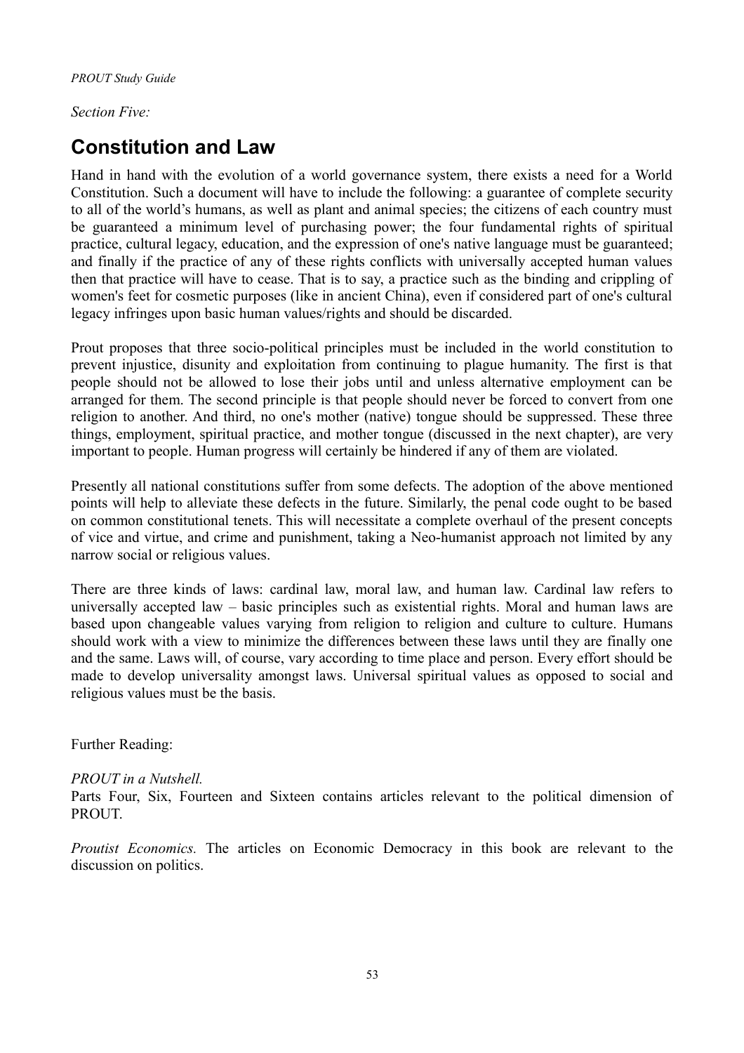*Section Five:*

# Constitution and Law

Hand in hand with the evolution of a world governance system, there exists a need for a World Constitution. Such a document will have to include the following: a guarantee of complete security to all of the world's humans, as well as plant and animal species; the citizens of each country must be guaranteed a minimum level of purchasing power; the four fundamental rights of spiritual practice, cultural legacy, education, and the expression of one's native language must be guaranteed; and finally if the practice of any of these rights conflicts with universally accepted human values then that practice will have to cease. That is to say, a practice such as the binding and crippling of women's feet for cosmetic purposes (like in ancient China), even if considered part of one's cultural legacy infringes upon basic human values/rights and should be discarded.

Prout proposes that three socio-political principles must be included in the world constitution to prevent injustice, disunity and exploitation from continuing to plague humanity. The first is that people should not be allowed to lose their jobs until and unless alternative employment can be arranged for them. The second principle is that people should never be forced to convert from one religion to another. And third, no one's mother (native) tongue should be suppressed. These three things, employment, spiritual practice, and mother tongue (discussed in the next chapter), are very important to people. Human progress will certainly be hindered if any of them are violated.

Presently all national constitutions suffer from some defects. The adoption of the above mentioned points will help to alleviate these defects in the future. Similarly, the penal code ought to be based on common constitutional tenets. This will necessitate a complete overhaul of the present concepts of vice and virtue, and crime and punishment, taking a Neo-humanist approach not limited by any narrow social or religious values.

There are three kinds of laws: cardinal law, moral law, and human law. Cardinal law refers to universally accepted law – basic principles such as existential rights. Moral and human laws are based upon changeable values varying from religion to religion and culture to culture. Humans should work with a view to minimize the differences between these laws until they are finally one and the same. Laws will, of course, vary according to time place and person. Every effort should be made to develop universality amongst laws. Universal spiritual values as opposed to social and religious values must be the basis.

Further Reading:

*PROUT in a Nutshell.*
Parts Four, Six, Fourteen and Sixteen contains articles relevant to the political dimension of PROUT.

*Proutist Economics.* The articles on Economic Democracy in this book are relevant to the discussion on politics.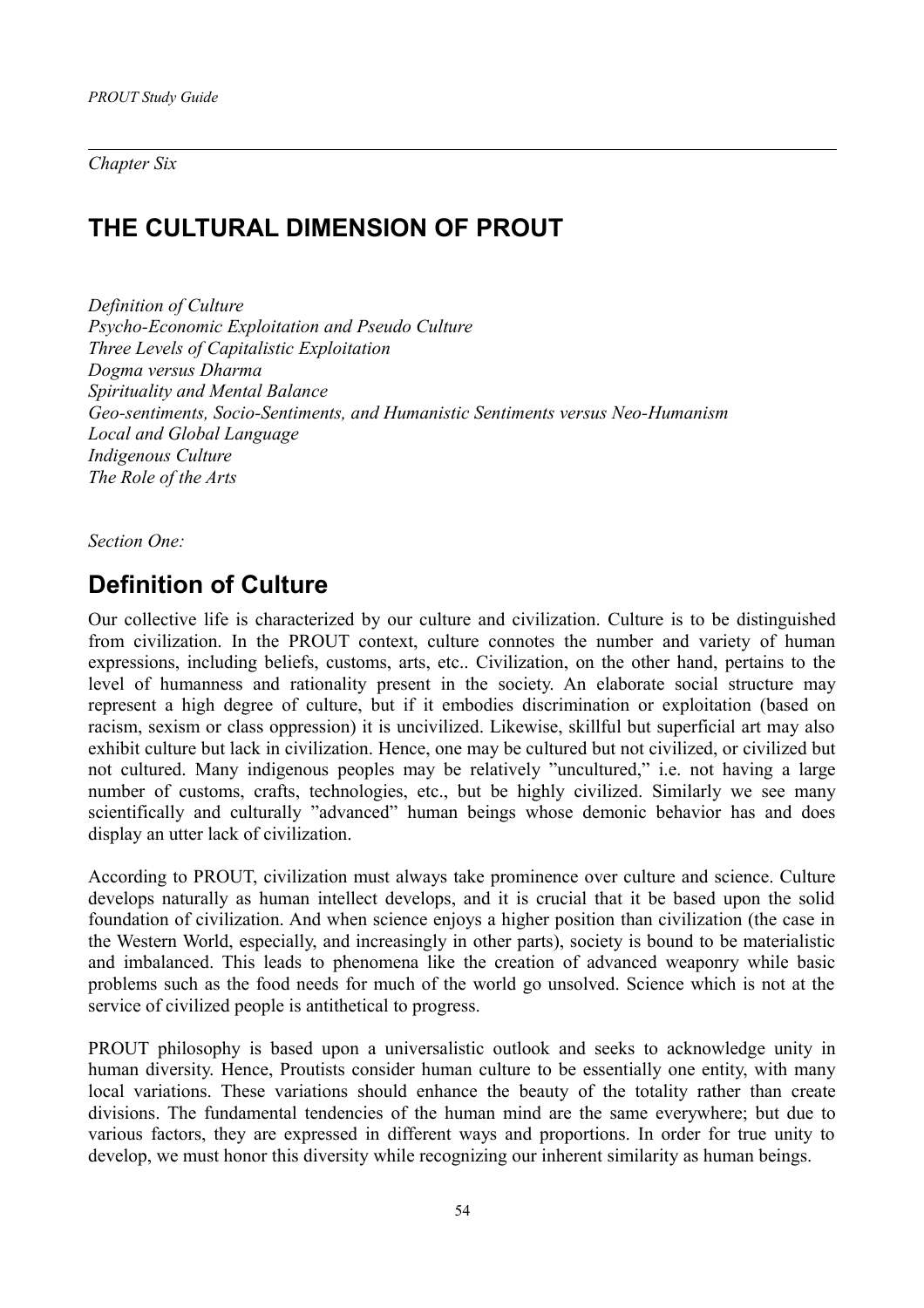*Chapter Six*

# THE CULTURAL DIMENSION OF PROUT

*Definition of Culture*
*Psycho-Economic Exploitation and Pseudo Culture*
*Three Levels of Capitalistic Exploitation*
*Dogma versus Dharma*
*Spirituality and Mental Balance*
*Geo-sentiments, Socio-Sentiments, and Humanistic Sentiments versus Neo-Humanism*
*Local and Global Language*
*Indigenous Culture*
*The Role of the Arts*

*Section One:*

## Definition of Culture

Our collective life is characterized by our culture and civilization. Culture is to be distinguished from civilization. In the PROUT context, culture connotes the number and variety of human expressions, including beliefs, customs, arts, etc.. Civilization, on the other hand, pertains to the level of humanness and rationality present in the society. An elaborate social structure may represent a high degree of culture, but if it embodies discrimination or exploitation (based on racism, sexism or class oppression) it is uncivilized. Likewise, skillful but superficial art may also exhibit culture but lack in civilization. Hence, one may be cultured but not civilized, or civilized but not cultured. Many indigenous peoples may be relatively "uncultured," i.e. not having a large number of customs, crafts, technologies, etc., but be highly civilized. Similarly we see many scientifically and culturally "advanced" human beings whose demonic behavior has and does display an utter lack of civilization.

According to PROUT, civilization must always take prominence over culture and science. Culture develops naturally as human intellect develops, and it is crucial that it be based upon the solid foundation of civilization. And when science enjoys a higher position than civilization (the case in the Western World, especially, and increasingly in other parts), society is bound to be materialistic and imbalanced. This leads to phenomena like the creation of advanced weaponry while basic problems such as the food needs for much of the world go unsolved. Science which is not at the service of civilized people is antithetical to progress.

PROUT philosophy is based upon a universalistic outlook and seeks to acknowledge unity in human diversity. Hence, Proutists consider human culture to be essentially one entity, with many local variations. These variations should enhance the beauty of the totality rather than create divisions. The fundamental tendencies of the human mind are the same everywhere; but due to various factors, they are expressed in different ways and proportions. In order for true unity to develop, we must honor this diversity while recognizing our inherent similarity as human beings.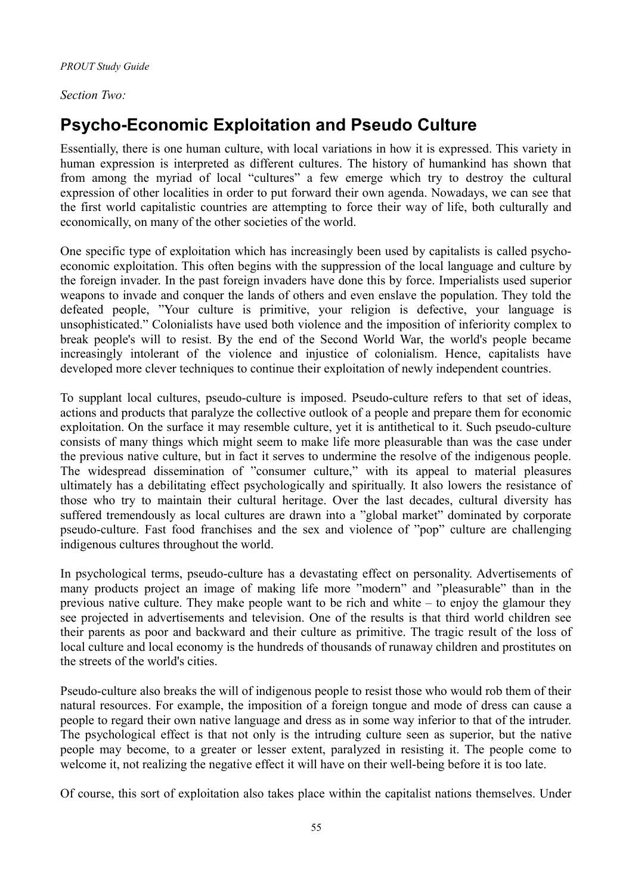*Section Two:*

## Psycho-Economic Exploitation and Pseudo Culture

Essentially, there is one human culture, with local variations in how it is expressed. This variety in human expression is interpreted as different cultures. The history of humankind has shown that from among the myriad of local "cultures" a few emerge which try to destroy the cultural expression of other localities in order to put forward their own agenda. Nowadays, we can see that the first world capitalistic countries are attempting to force their way of life, both culturally and economically, on many of the other societies of the world.

One specific type of exploitation which has increasingly been used by capitalists is called psycho-economic exploitation. This often begins with the suppression of the local language and culture by the foreign invader. In the past foreign invaders have done this by force. Imperialists used superior weapons to invade and conquer the lands of others and even enslave the population. They told the defeated people, "Your culture is primitive, your religion is defective, your language is unsophisticated." Colonialists have used both violence and the imposition of inferiority complex to break people's will to resist. By the end of the Second World War, the world's people became increasingly intolerant of the violence and injustice of colonialism. Hence, capitalists have developed more clever techniques to continue their exploitation of newly independent countries.

To supplant local cultures, pseudo-culture is imposed. Pseudo-culture refers to that set of ideas, actions and products that paralyze the collective outlook of a people and prepare them for economic exploitation. On the surface it may resemble culture, yet it is antithetical to it. Such pseudo-culture consists of many things which might seem to make life more pleasurable than was the case under the previous native culture, but in fact it serves to undermine the resolve of the indigenous people. The widespread dissemination of "consumer culture," with its appeal to material pleasures ultimately has a debilitating effect psychologically and spiritually. It also lowers the resistance of those who try to maintain their cultural heritage. Over the last decades, cultural diversity has suffered tremendously as local cultures are drawn into a "global market" dominated by corporate pseudo-culture. Fast food franchises and the sex and violence of "pop" culture are challenging indigenous cultures throughout the world.

In psychological terms, pseudo-culture has a devastating effect on personality. Advertisements of many products project an image of making life more "modern" and "pleasurable" than in the previous native culture. They make people want to be rich and white – to enjoy the glamour they see projected in advertisements and television. One of the results is that third world children see their parents as poor and backward and their culture as primitive. The tragic result of the loss of local culture and local economy is the hundreds of thousands of runaway children and prostitutes on the streets of the world's cities.

Pseudo-culture also breaks the will of indigenous people to resist those who would rob them of their natural resources. For example, the imposition of a foreign tongue and mode of dress can cause a people to regard their own native language and dress as in some way inferior to that of the intruder. The psychological effect is that not only is the intruding culture seen as superior, but the native people may become, to a greater or lesser extent, paralyzed in resisting it. The people come to welcome it, not realizing the negative effect it will have on their well-being before it is too late.

Of course, this sort of exploitation also takes place within the capitalist nations themselves. Under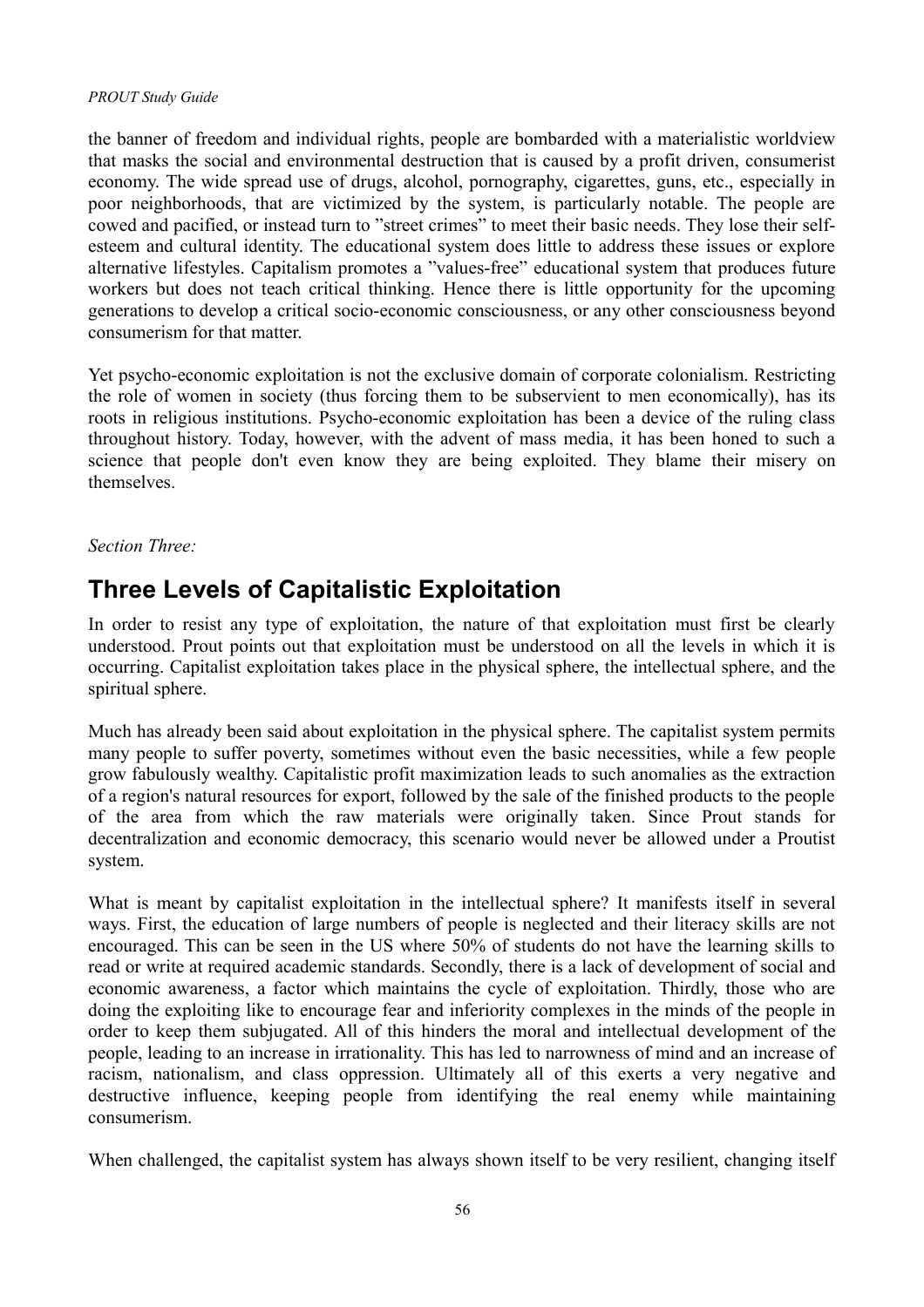the banner of freedom and individual rights, people are bombarded with a materialistic worldview that masks the social and environmental destruction that is caused by a profit driven, consumerist economy. The wide spread use of drugs, alcohol, pornography, cigarettes, guns, etc., especially in poor neighborhoods, that are victimized by the system, is particularly notable. The people are cowed and pacified, or instead turn to ”street crimes” to meet their basic needs. They lose their self-esteem and cultural identity. The educational system does little to address these issues or explore alternative lifestyles. Capitalism promotes a ”values-free” educational system that produces future workers but does not teach critical thinking. Hence there is little opportunity for the upcoming generations to develop a critical socio-economic consciousness, or any other consciousness beyond consumerism for that matter.

Yet psycho-economic exploitation is not the exclusive domain of corporate colonialism. Restricting the role of women in society (thus forcing them to be subservient to men economically), has its roots in religious institutions. Psycho-economic exploitation has been a device of the ruling class throughout history. Today, however, with the advent of mass media, it has been honed to such a science that people don't even know they are being exploited. They blame their misery on themselves.

*Section Three:*

## Three Levels of Capitalistic Exploitation

In order to resist any type of exploitation, the nature of that exploitation must first be clearly understood. Prout points out that exploitation must be understood on all the levels in which it is occurring. Capitalist exploitation takes place in the physical sphere, the intellectual sphere, and the spiritual sphere.

Much has already been said about exploitation in the physical sphere. The capitalist system permits many people to suffer poverty, sometimes without even the basic necessities, while a few people grow fabulously wealthy. Capitalistic profit maximization leads to such anomalies as the extraction of a region's natural resources for export, followed by the sale of the finished products to the people of the area from which the raw materials were originally taken. Since Prout stands for decentralization and economic democracy, this scenario would never be allowed under a Proutist system.

What is meant by capitalist exploitation in the intellectual sphere? It manifests itself in several ways. First, the education of large numbers of people is neglected and their literacy skills are not encouraged. This can be seen in the US where 50% of students do not have the learning skills to read or write at required academic standards. Secondly, there is a lack of development of social and economic awareness, a factor which maintains the cycle of exploitation. Thirdly, those who are doing the exploiting like to encourage fear and inferiority complexes in the minds of the people in order to keep them subjugated. All of this hinders the moral and intellectual development of the people, leading to an increase in irrationality. This has led to narrowness of mind and an increase of racism, nationalism, and class oppression. Ultimately all of this exerts a very negative and destructive influence, keeping people from identifying the real enemy while maintaining consumerism.

When challenged, the capitalist system has always shown itself to be very resilient, changing itself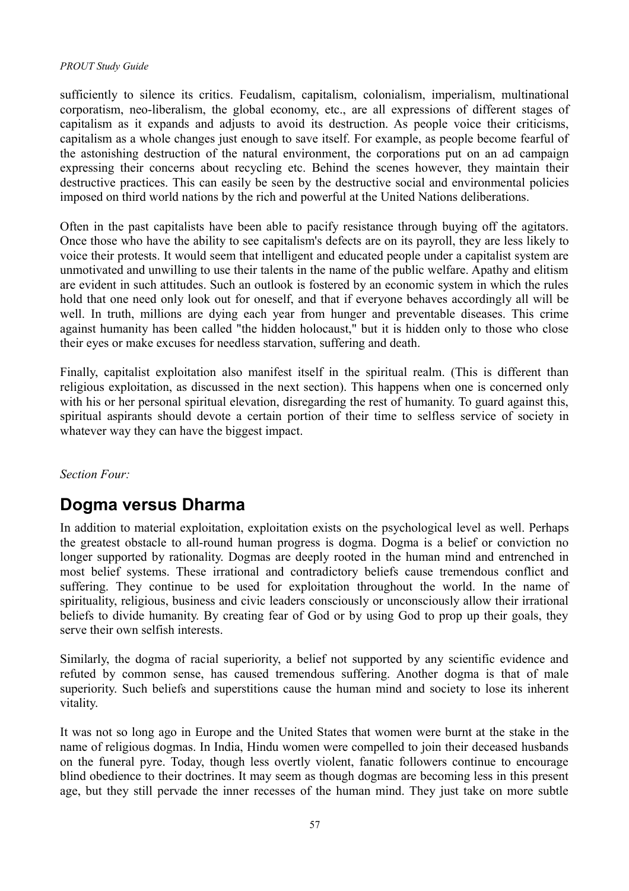sufficiently to silence its critics. Feudalism, capitalism, colonialism, imperialism, multinational corporatism, neo-liberalism, the global economy, etc., are all expressions of different stages of capitalism as it expands and adjusts to avoid its destruction. As people voice their criticisms, capitalism as a whole changes just enough to save itself. For example, as people become fearful of the astonishing destruction of the natural environment, the corporations put on an ad campaign expressing their concerns about recycling etc. Behind the scenes however, they maintain their destructive practices. This can easily be seen by the destructive social and environmental policies imposed on third world nations by the rich and powerful at the United Nations deliberations.

Often in the past capitalists have been able to pacify resistance through buying off the agitators. Once those who have the ability to see capitalism's defects are on its payroll, they are less likely to voice their protests. It would seem that intelligent and educated people under a capitalist system are unmotivated and unwilling to use their talents in the name of the public welfare. Apathy and elitism are evident in such attitudes. Such an outlook is fostered by an economic system in which the rules hold that one need only look out for oneself, and that if everyone behaves accordingly all will be well. In truth, millions are dying each year from hunger and preventable diseases. This crime against humanity has been called "the hidden holocaust," but it is hidden only to those who close their eyes or make excuses for needless starvation, suffering and death.

Finally, capitalist exploitation also manifest itself in the spiritual realm. (This is different than religious exploitation, as discussed in the next section). This happens when one is concerned only with his or her personal spiritual elevation, disregarding the rest of humanity. To guard against this, spiritual aspirants should devote a certain portion of their time to selfless service of society in whatever way they can have the biggest impact.

*Section Four:*

## Dogma versus Dharma

In addition to material exploitation, exploitation exists on the psychological level as well. Perhaps the greatest obstacle to all-round human progress is dogma. Dogma is a belief or conviction no longer supported by rationality. Dogmas are deeply rooted in the human mind and entrenched in most belief systems. These irrational and contradictory beliefs cause tremendous conflict and suffering. They continue to be used for exploitation throughout the world. In the name of spirituality, religious, business and civic leaders consciously or unconsciously allow their irrational beliefs to divide humanity. By creating fear of God or by using God to prop up their goals, they serve their own selfish interests.

Similarly, the dogma of racial superiority, a belief not supported by any scientific evidence and refuted by common sense, has caused tremendous suffering. Another dogma is that of male superiority. Such beliefs and superstitions cause the human mind and society to lose its inherent vitality.

It was not so long ago in Europe and the United States that women were burnt at the stake in the name of religious dogmas. In India, Hindu women were compelled to join their deceased husbands on the funeral pyre. Today, though less overtly violent, fanatic followers continue to encourage blind obedience to their doctrines. It may seem as though dogmas are becoming less in this present age, but they still pervade the inner recesses of the human mind. They just take on more subtle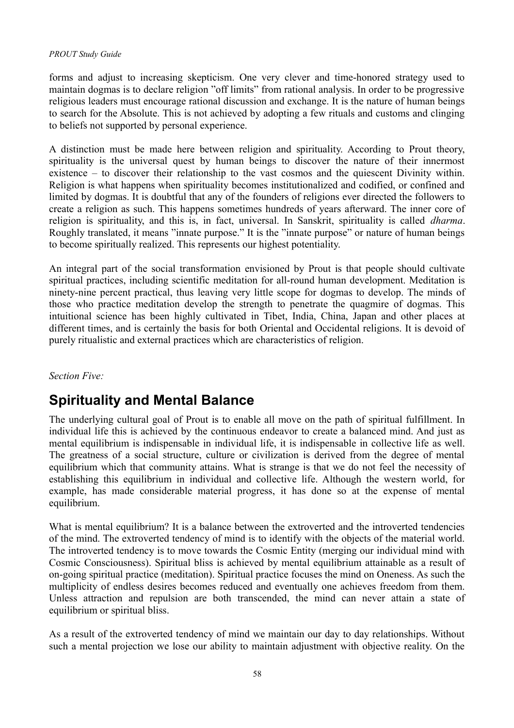forms and adjust to increasing skepticism. One very clever and time-honored strategy used to maintain dogmas is to declare religion ”off limits” from rational analysis. In order to be progressive religious leaders must encourage rational discussion and exchange. It is the nature of human beings to search for the Absolute. This is not achieved by adopting a few rituals and customs and clinging to beliefs not supported by personal experience.

A distinction must be made here between religion and spirituality. According to Prout theory, spirituality is the universal quest by human beings to discover the nature of their innermost existence – to discover their relationship to the vast cosmos and the quiescent Divinity within. Religion is what happens when spirituality becomes institutionalized and codified, or confined and limited by dogmas. It is doubtful that any of the founders of religions ever directed the followers to create a religion as such. This happens sometimes hundreds of years afterward. The inner core of religion is spirituality, and this is, in fact, universal. In Sanskrit, spirituality is called *dharma*. Roughly translated, it means ”innate purpose.” It is the ”innate purpose” or nature of human beings to become spiritually realized. This represents our highest potentiality.

An integral part of the social transformation envisioned by Prout is that people should cultivate spiritual practices, including scientific meditation for all-round human development. Meditation is ninety-nine percent practical, thus leaving very little scope for dogmas to develop. The minds of those who practice meditation develop the strength to penetrate the quagmire of dogmas. This intuitional science has been highly cultivated in Tibet, India, China, Japan and other places at different times, and is certainly the basis for both Oriental and Occidental religions. It is devoid of purely ritualistic and external practices which are characteristics of religion.

*Section Five:*

## Spirituality and Mental Balance

The underlying cultural goal of Prout is to enable all move on the path of spiritual fulfillment. In individual life this is achieved by the continuous endeavor to create a balanced mind. And just as mental equilibrium is indispensable in individual life, it is indispensable in collective life as well. The greatness of a social structure, culture or civilization is derived from the degree of mental equilibrium which that community attains. What is strange is that we do not feel the necessity of establishing this equilibrium in individual and collective life. Although the western world, for example, has made considerable material progress, it has done so at the expense of mental equilibrium.

What is mental equilibrium? It is a balance between the extroverted and the introverted tendencies of the mind. The extroverted tendency of mind is to identify with the objects of the material world. The introverted tendency is to move towards the Cosmic Entity (merging our individual mind with Cosmic Consciousness). Spiritual bliss is achieved by mental equilibrium attainable as a result of on-going spiritual practice (meditation). Spiritual practice focuses the mind on Oneness. As such the multiplicity of endless desires becomes reduced and eventually one achieves freedom from them. Unless attraction and repulsion are both transcended, the mind can never attain a state of equilibrium or spiritual bliss.

As a result of the extroverted tendency of mind we maintain our day to day relationships. Without such a mental projection we lose our ability to maintain adjustment with objective reality. On the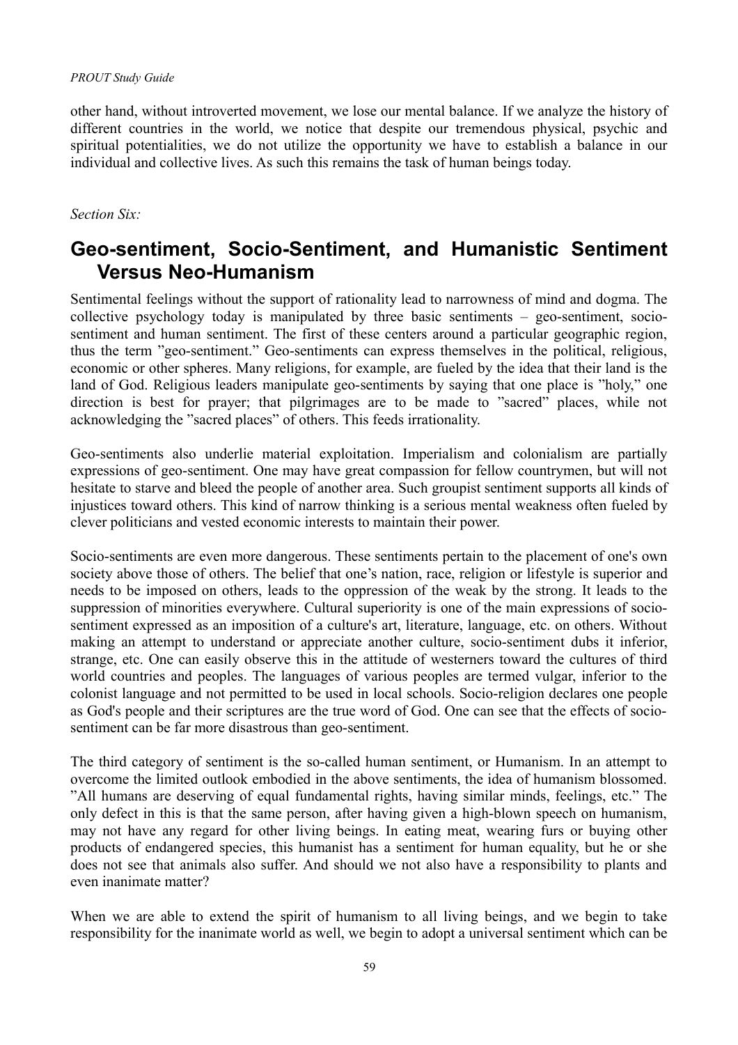other hand, without introverted movement, we lose our mental balance. If we analyze the history of different countries in the world, we notice that despite our tremendous physical, psychic and spiritual potentialities, we do not utilize the opportunity we have to establish a balance in our individual and collective lives. As such this remains the task of human beings today.

*Section Six:*

## Geo-sentiment, Socio-Sentiment, and Humanistic Sentiment Versus Neo-Humanism

Sentimental feelings without the support of rationality lead to narrowness of mind and dogma. The collective psychology today is manipulated by three basic sentiments – geo-sentiment, socio-sentiment and human sentiment. The first of these centers around a particular geographic region, thus the term "geo-sentiment." Geo-sentiments can express themselves in the political, religious, economic or other spheres. Many religions, for example, are fueled by the idea that their land is the land of God. Religious leaders manipulate geo-sentiments by saying that one place is "holy," one direction is best for prayer; that pilgrimages are to be made to "sacred" places, while not acknowledging the "sacred places" of others. This feeds irrationality.

Geo-sentiments also underlie material exploitation. Imperialism and colonialism are partially expressions of geo-sentiment. One may have great compassion for fellow countrymen, but will not hesitate to starve and bleed the people of another area. Such groupist sentiment supports all kinds of injustices toward others. This kind of narrow thinking is a serious mental weakness often fueled by clever politicians and vested economic interests to maintain their power.

Socio-sentiments are even more dangerous. These sentiments pertain to the placement of one's own society above those of others. The belief that one's nation, race, religion or lifestyle is superior and needs to be imposed on others, leads to the oppression of the weak by the strong. It leads to the suppression of minorities everywhere. Cultural superiority is one of the main expressions of socio-sentiment expressed as an imposition of a culture's art, literature, language, etc. on others. Without making an attempt to understand or appreciate another culture, socio-sentiment dubs it inferior, strange, etc. One can easily observe this in the attitude of westerners toward the cultures of third world countries and peoples. The languages of various peoples are termed vulgar, inferior to the colonist language and not permitted to be used in local schools. Socio-religion declares one people as God's people and their scriptures are the true word of God. One can see that the effects of socio-sentiment can be far more disastrous than geo-sentiment.

The third category of sentiment is the so-called human sentiment, or Humanism. In an attempt to overcome the limited outlook embodied in the above sentiments, the idea of humanism blossomed. "All humans are deserving of equal fundamental rights, having similar minds, feelings, etc." The only defect in this is that the same person, after having given a high-blown speech on humanism, may not have any regard for other living beings. In eating meat, wearing furs or buying other products of endangered species, this humanist has a sentiment for human equality, but he or she does not see that animals also suffer. And should we not also have a responsibility to plants and even inanimate matter?

When we are able to extend the spirit of humanism to all living beings, and we begin to take responsibility for the inanimate world as well, we begin to adopt a universal sentiment which can be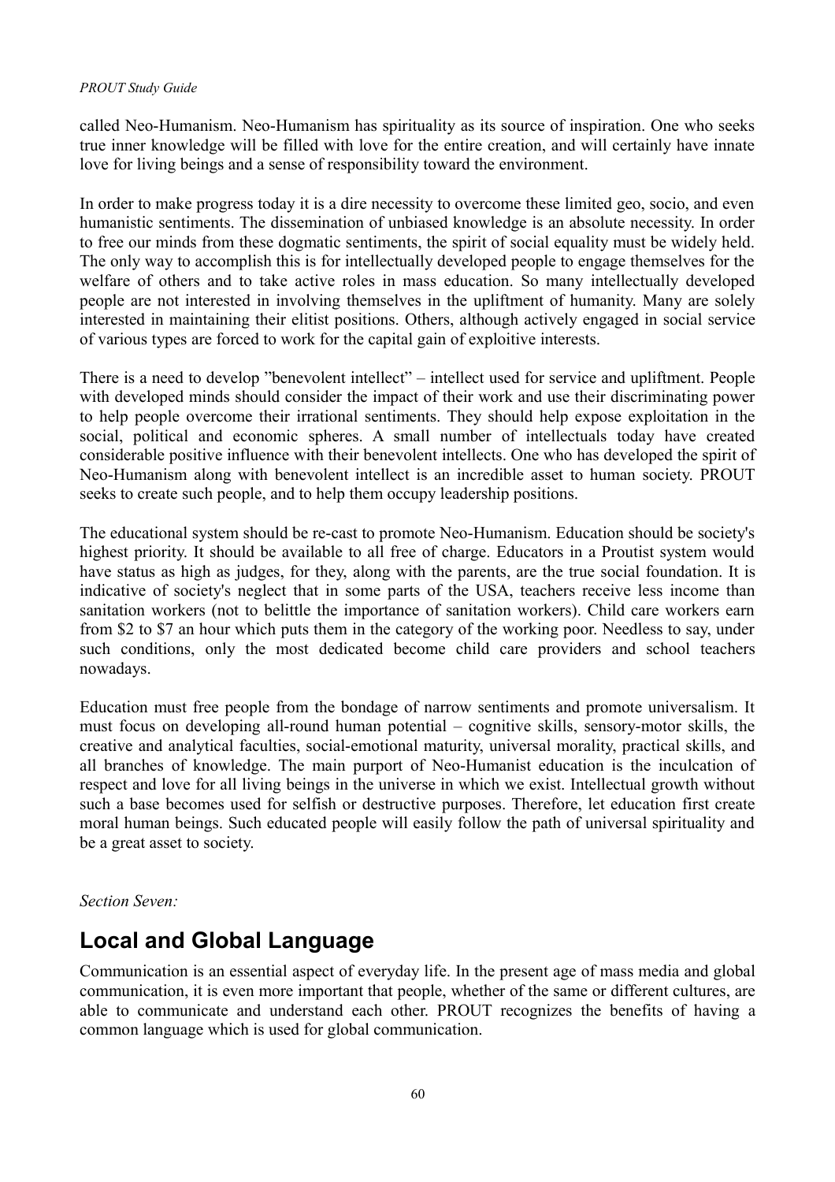called Neo-Humanism. Neo-Humanism has spirituality as its source of inspiration. One who seeks true inner knowledge will be filled with love for the entire creation, and will certainly have innate love for living beings and a sense of responsibility toward the environment.

In order to make progress today it is a dire necessity to overcome these limited geo, socio, and even humanistic sentiments. The dissemination of unbiased knowledge is an absolute necessity. In order to free our minds from these dogmatic sentiments, the spirit of social equality must be widely held. The only way to accomplish this is for intellectually developed people to engage themselves for the welfare of others and to take active roles in mass education. So many intellectually developed people are not interested in involving themselves in the upliftment of humanity. Many are solely interested in maintaining their elitist positions. Others, although actively engaged in social service of various types are forced to work for the capital gain of exploitive interests.

There is a need to develop "benevolent intellect" – intellect used for service and upliftment. People with developed minds should consider the impact of their work and use their discriminating power to help people overcome their irrational sentiments. They should help expose exploitation in the social, political and economic spheres. A small number of intellectuals today have created considerable positive influence with their benevolent intellects. One who has developed the spirit of Neo-Humanism along with benevolent intellect is an incredible asset to human society. PROUT seeks to create such people, and to help them occupy leadership positions.

The educational system should be re-cast to promote Neo-Humanism. Education should be society's highest priority. It should be available to all free of charge. Educators in a Proutist system would have status as high as judges, for they, along with the parents, are the true social foundation. It is indicative of society's neglect that in some parts of the USA, teachers receive less income than sanitation workers (not to belittle the importance of sanitation workers). Child care workers earn from $2 to $7 an hour which puts them in the category of the working poor. Needless to say, under such conditions, only the most dedicated become child care providers and school teachers nowadays.

Education must free people from the bondage of narrow sentiments and promote universalism. It must focus on developing all-round human potential – cognitive skills, sensory-motor skills, the creative and analytical faculties, social-emotional maturity, universal morality, practical skills, and all branches of knowledge. The main purport of Neo-Humanist education is the inculcation of respect and love for all living beings in the universe in which we exist. Intellectual growth without such a base becomes used for selfish or destructive purposes. Therefore, let education first create moral human beings. Such educated people will easily follow the path of universal spirituality and be a great asset to society.

*Section Seven:*

## Local and Global Language

Communication is an essential aspect of everyday life. In the present age of mass media and global communication, it is even more important that people, whether of the same or different cultures, are able to communicate and understand each other. PROUT recognizes the benefits of having a common language which is used for global communication.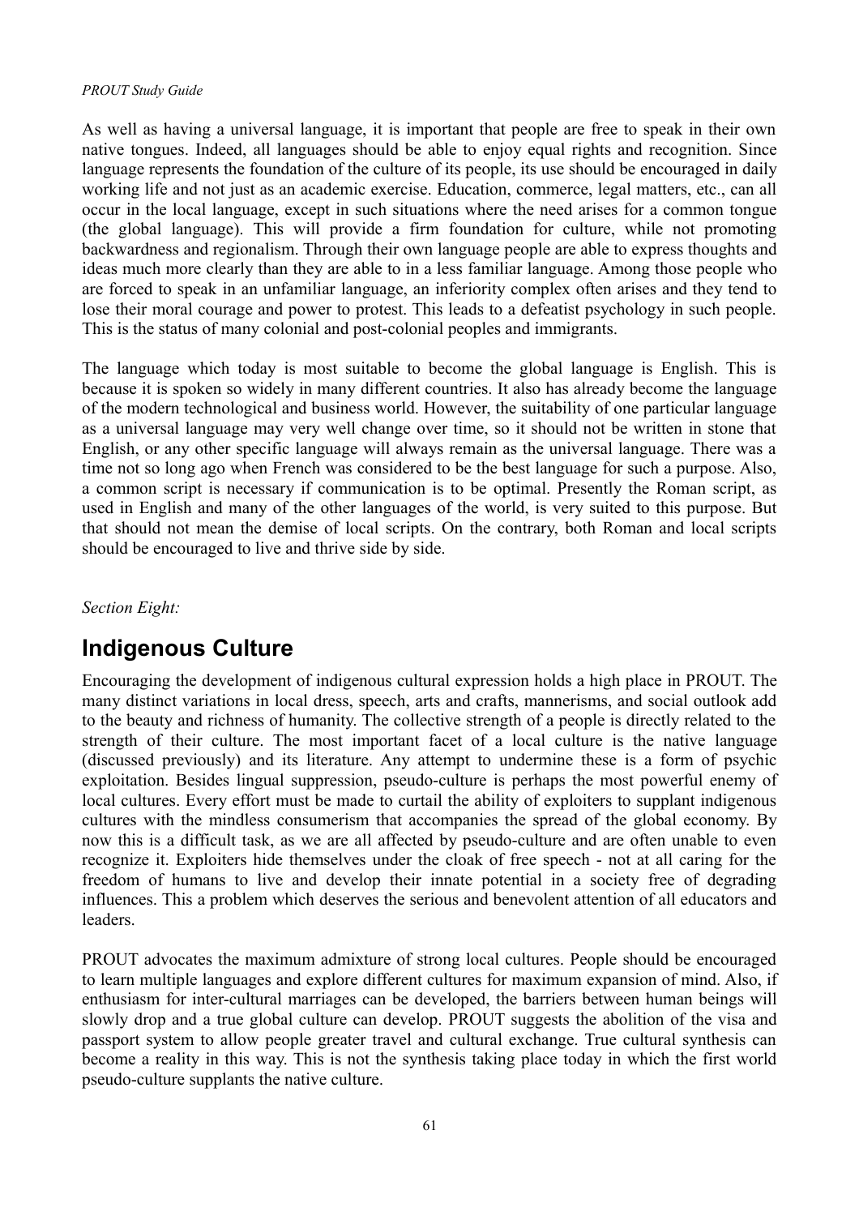As well as having a universal language, it is important that people are free to speak in their own native tongues. Indeed, all languages should be able to enjoy equal rights and recognition. Since language represents the foundation of the culture of its people, its use should be encouraged in daily working life and not just as an academic exercise. Education, commerce, legal matters, etc., can all occur in the local language, except in such situations where the need arises for a common tongue (the global language). This will provide a firm foundation for culture, while not promoting backwardness and regionalism. Through their own language people are able to express thoughts and ideas much more clearly than they are able to in a less familiar language. Among those people who are forced to speak in an unfamiliar language, an inferiority complex often arises and they tend to lose their moral courage and power to protest. This leads to a defeatist psychology in such people. This is the status of many colonial and post-colonial peoples and immigrants.

The language which today is most suitable to become the global language is English. This is because it is spoken so widely in many different countries. It also has already become the language of the modern technological and business world. However, the suitability of one particular language as a universal language may very well change over time, so it should not be written in stone that English, or any other specific language will always remain as the universal language. There was a time not so long ago when French was considered to be the best language for such a purpose. Also, a common script is necessary if communication is to be optimal. Presently the Roman script, as used in English and many of the other languages of the world, is very suited to this purpose. But that should not mean the demise of local scripts. On the contrary, both Roman and local scripts should be encouraged to live and thrive side by side.

*Section Eight:*

## Indigenous Culture

Encouraging the development of indigenous cultural expression holds a high place in PROUT. The many distinct variations in local dress, speech, arts and crafts, mannerisms, and social outlook add to the beauty and richness of humanity. The collective strength of a people is directly related to the strength of their culture. The most important facet of a local culture is the native language (discussed previously) and its literature. Any attempt to undermine these is a form of psychic exploitation. Besides lingual suppression, pseudo-culture is perhaps the most powerful enemy of local cultures. Every effort must be made to curtail the ability of exploiters to supplant indigenous cultures with the mindless consumerism that accompanies the spread of the global economy. By now this is a difficult task, as we are all affected by pseudo-culture and are often unable to even recognize it. Exploiters hide themselves under the cloak of free speech - not at all caring for the freedom of humans to live and develop their innate potential in a society free of degrading influences. This a problem which deserves the serious and benevolent attention of all educators and leaders.

PROUT advocates the maximum admixture of strong local cultures. People should be encouraged to learn multiple languages and explore different cultures for maximum expansion of mind. Also, if enthusiasm for inter-cultural marriages can be developed, the barriers between human beings will slowly drop and a true global culture can develop. PROUT suggests the abolition of the visa and passport system to allow people greater travel and cultural exchange. True cultural synthesis can become a reality in this way. This is not the synthesis taking place today in which the first world pseudo-culture supplants the native culture.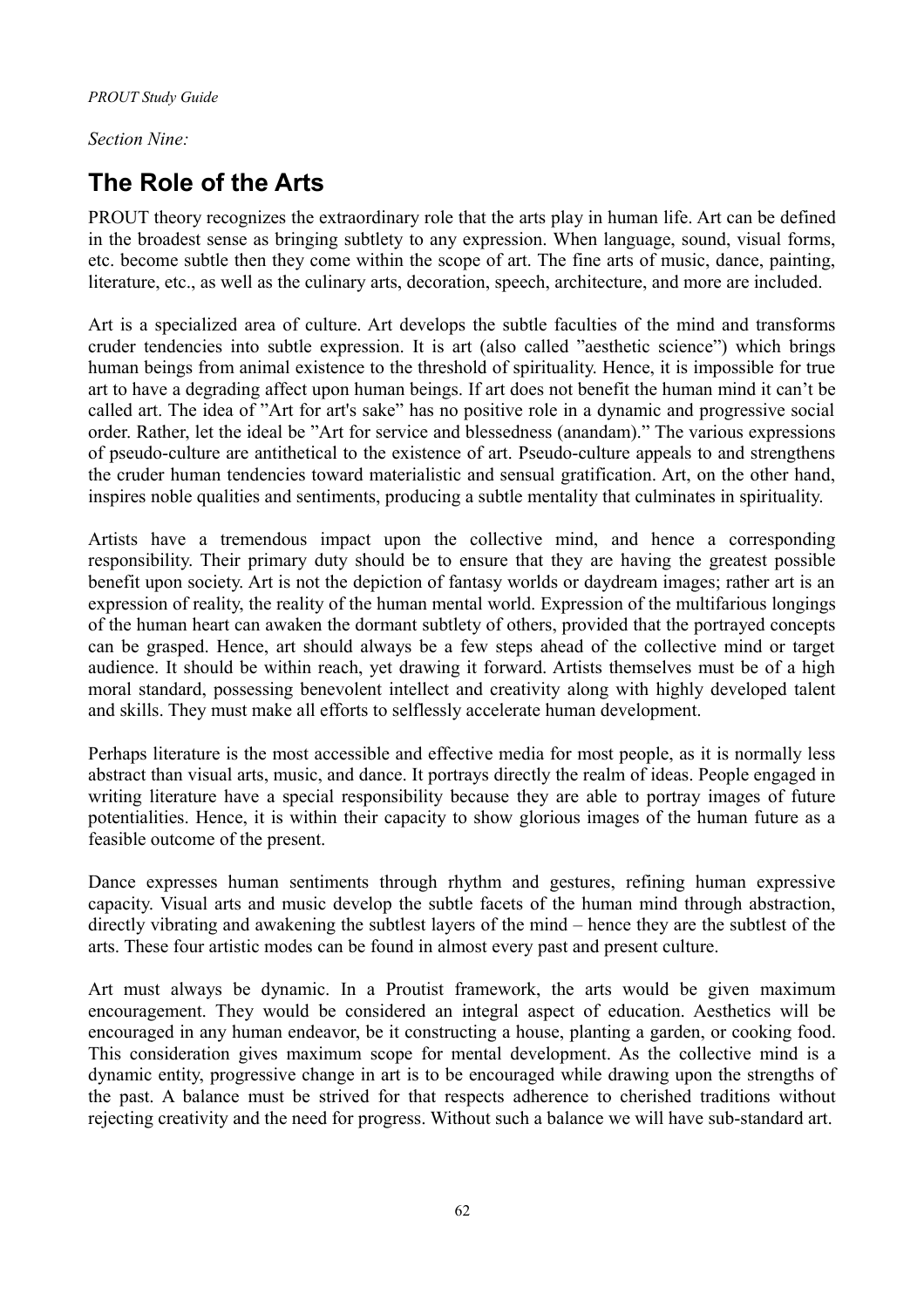*Section Nine:*

# The Role of the Arts

PROUT theory recognizes the extraordinary role that the arts play in human life. Art can be defined in the broadest sense as bringing subtlety to any expression. When language, sound, visual forms, etc. become subtle then they come within the scope of art. The fine arts of music, dance, painting, literature, etc., as well as the culinary arts, decoration, speech, architecture, and more are included.

Art is a specialized area of culture. Art develops the subtle faculties of the mind and transforms cruder tendencies into subtle expression. It is art (also called "aesthetic science") which brings human beings from animal existence to the threshold of spirituality. Hence, it is impossible for true art to have a degrading affect upon human beings. If art does not benefit the human mind it can't be called art. The idea of "Art for art's sake" has no positive role in a dynamic and progressive social order. Rather, let the ideal be "Art for service and blessedness (anandam)." The various expressions of pseudo-culture are antithetical to the existence of art. Pseudo-culture appeals to and strengthens the cruder human tendencies toward materialistic and sensual gratification. Art, on the other hand, inspires noble qualities and sentiments, producing a subtle mentality that culminates in spirituality.

Artists have a tremendous impact upon the collective mind, and hence a corresponding responsibility. Their primary duty should be to ensure that they are having the greatest possible benefit upon society. Art is not the depiction of fantasy worlds or daydream images; rather art is an expression of reality, the reality of the human mental world. Expression of the multifarious longings of the human heart can awaken the dormant subtlety of others, provided that the portrayed concepts can be grasped. Hence, art should always be a few steps ahead of the collective mind or target audience. It should be within reach, yet drawing it forward. Artists themselves must be of a high moral standard, possessing benevolent intellect and creativity along with highly developed talent and skills. They must make all efforts to selflessly accelerate human development.

Perhaps literature is the most accessible and effective media for most people, as it is normally less abstract than visual arts, music, and dance. It portrays directly the realm of ideas. People engaged in writing literature have a special responsibility because they are able to portray images of future potentialities. Hence, it is within their capacity to show glorious images of the human future as a feasible outcome of the present.

Dance expresses human sentiments through rhythm and gestures, refining human expressive capacity. Visual arts and music develop the subtle facets of the human mind through abstraction, directly vibrating and awakening the subtlest layers of the mind – hence they are the subtlest of the arts. These four artistic modes can be found in almost every past and present culture.

Art must always be dynamic. In a Proutist framework, the arts would be given maximum encouragement. They would be considered an integral aspect of education. Aesthetics will be encouraged in any human endeavor, be it constructing a house, planting a garden, or cooking food. This consideration gives maximum scope for mental development. As the collective mind is a dynamic entity, progressive change in art is to be encouraged while drawing upon the strengths of the past. A balance must be strived for that respects adherence to cherished traditions without rejecting creativity and the need for progress. Without such a balance we will have sub-standard art.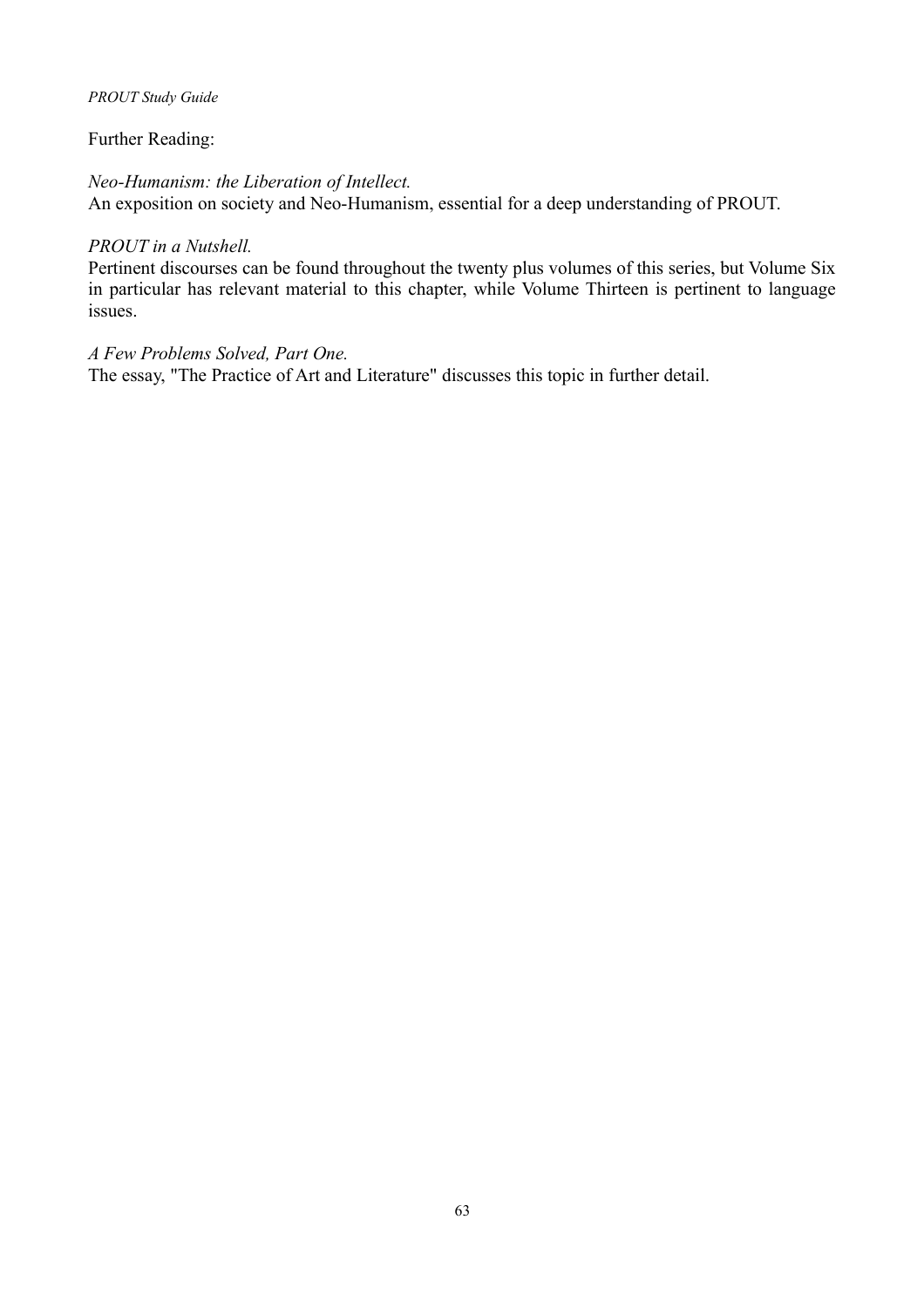Further Reading:

*Neo-Humanism: the Liberation of Intellect.*
An exposition on society and Neo-Humanism, essential for a deep understanding of PROUT.

*PROUT in a Nutshell.*
Pertinent discourses can be found throughout the twenty plus volumes of this series, but Volume Six in particular has relevant material to this chapter, while Volume Thirteen is pertinent to language issues.

*A Few Problems Solved, Part One.*
The essay, "The Practice of Art and Literature" discusses this topic in further detail.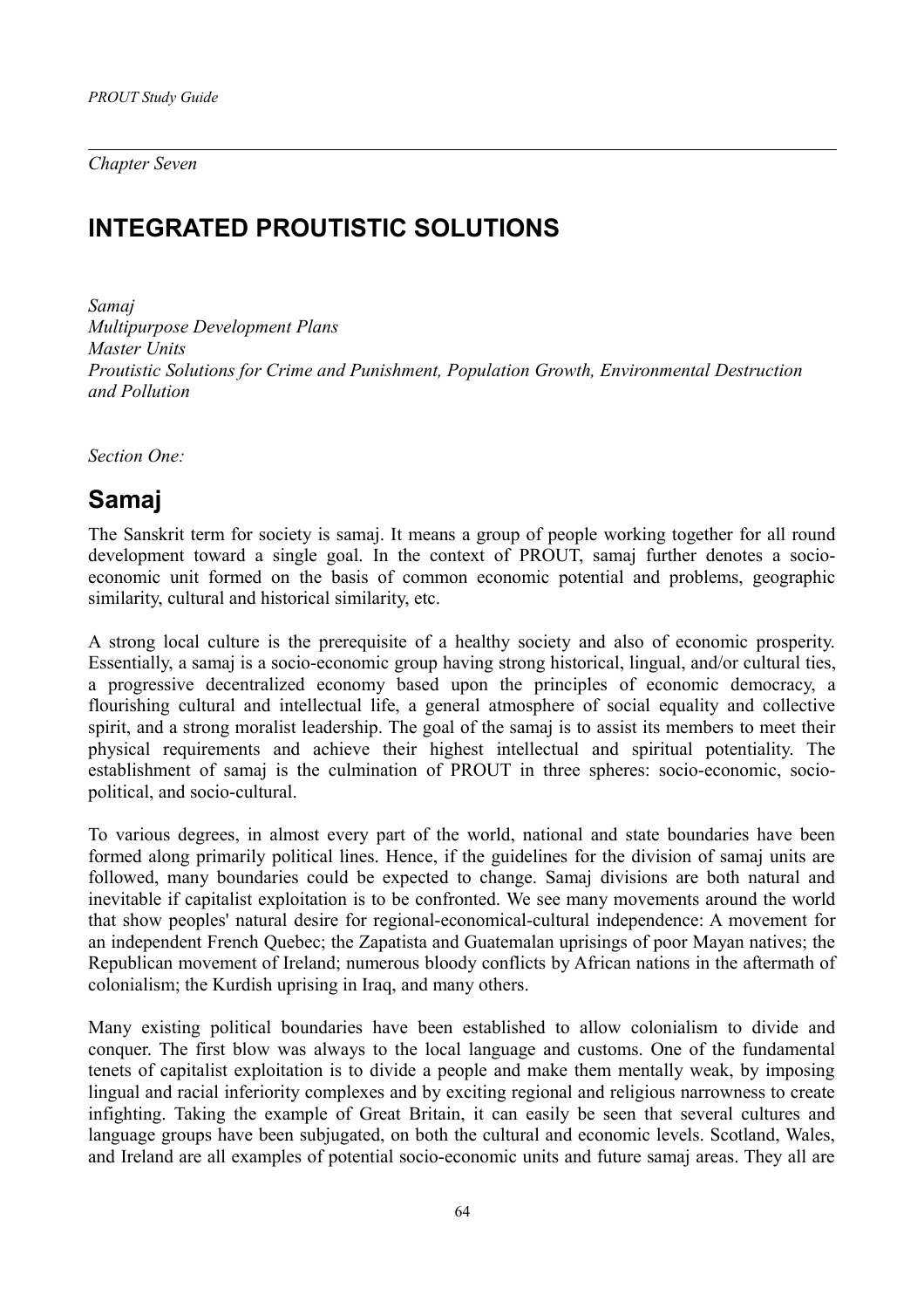*Chapter Seven*

# INTEGRATED PROUTISTIC SOLUTIONS

*Samaj*
*Multipurpose Development Plans*
*Master Units*
*Proutistic Solutions for Crime and Punishment, Population Growth, Environmental Destruction and Pollution*

*Section One:*

## Samaj

The Sanskrit term for society is samaj. It means a group of people working together for all round development toward a single goal. In the context of PROUT, samaj further denotes a socio-economic unit formed on the basis of common economic potential and problems, geographic similarity, cultural and historical similarity, etc.

A strong local culture is the prerequisite of a healthy society and also of economic prosperity. Essentially, a samaj is a socio-economic group having strong historical, lingual, and/or cultural ties, a progressive decentralized economy based upon the principles of economic democracy, a flourishing cultural and intellectual life, a general atmosphere of social equality and collective spirit, and a strong moralist leadership. The goal of the samaj is to assist its members to meet their physical requirements and achieve their highest intellectual and spiritual potentiality. The establishment of samaj is the culmination of PROUT in three spheres: socio-economic, socio-political, and socio-cultural.

To various degrees, in almost every part of the world, national and state boundaries have been formed along primarily political lines. Hence, if the guidelines for the division of samaj units are followed, many boundaries could be expected to change. Samaj divisions are both natural and inevitable if capitalist exploitation is to be confronted. We see many movements around the world that show peoples' natural desire for regional-economical-cultural independence: A movement for an independent French Quebec; the Zapatista and Guatemalan uprisings of poor Mayan natives; the Republican movement of Ireland; numerous bloody conflicts by African nations in the aftermath of colonialism; the Kurdish uprising in Iraq, and many others.

Many existing political boundaries have been established to allow colonialism to divide and conquer. The first blow was always to the local language and customs. One of the fundamental tenets of capitalist exploitation is to divide a people and make them mentally weak, by imposing lingual and racial inferiority complexes and by exciting regional and religious narrowness to create infighting. Taking the example of Great Britain, it can easily be seen that several cultures and language groups have been subjugated, on both the cultural and economic levels. Scotland, Wales, and Ireland are all examples of potential socio-economic units and future samaj areas. They all are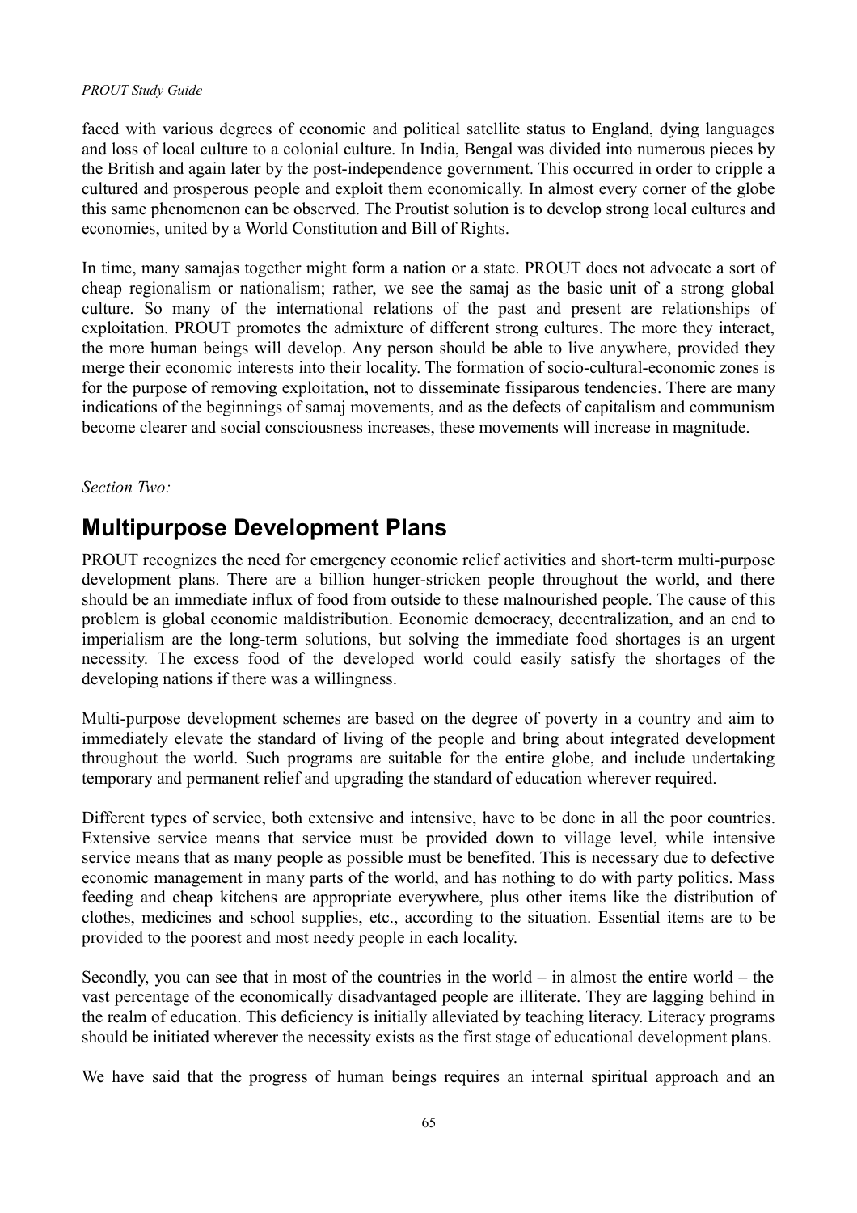faced with various degrees of economic and political satellite status to England, dying languages and loss of local culture to a colonial culture. In India, Bengal was divided into numerous pieces by the British and again later by the post-independence government. This occurred in order to cripple a cultured and prosperous people and exploit them economically. In almost every corner of the globe this same phenomenon can be observed. The Proutist solution is to develop strong local cultures and economies, united by a World Constitution and Bill of Rights.

In time, many samajas together might form a nation or a state. PROUT does not advocate a sort of cheap regionalism or nationalism; rather, we see the samaj as the basic unit of a strong global culture. So many of the international relations of the past and present are relationships of exploitation. PROUT promotes the admixture of different strong cultures. The more they interact, the more human beings will develop. Any person should be able to live anywhere, provided they merge their economic interests into their locality. The formation of socio-cultural-economic zones is for the purpose of removing exploitation, not to disseminate fissiparous tendencies. There are many indications of the beginnings of samaj movements, and as the defects of capitalism and communism become clearer and social consciousness increases, these movements will increase in magnitude.

*Section Two:*

## Multipurpose Development Plans

PROUT recognizes the need for emergency economic relief activities and short-term multi-purpose development plans. There are a billion hunger-stricken people throughout the world, and there should be an immediate influx of food from outside to these malnourished people. The cause of this problem is global economic maldistribution. Economic democracy, decentralization, and an end to imperialism are the long-term solutions, but solving the immediate food shortages is an urgent necessity. The excess food of the developed world could easily satisfy the shortages of the developing nations if there was a willingness.

Multi-purpose development schemes are based on the degree of poverty in a country and aim to immediately elevate the standard of living of the people and bring about integrated development throughout the world. Such programs are suitable for the entire globe, and include undertaking temporary and permanent relief and upgrading the standard of education wherever required.

Different types of service, both extensive and intensive, have to be done in all the poor countries. Extensive service means that service must be provided down to village level, while intensive service means that as many people as possible must be benefited. This is necessary due to defective economic management in many parts of the world, and has nothing to do with party politics. Mass feeding and cheap kitchens are appropriate everywhere, plus other items like the distribution of clothes, medicines and school supplies, etc., according to the situation. Essential items are to be provided to the poorest and most needy people in each locality.

Secondly, you can see that in most of the countries in the world – in almost the entire world – the vast percentage of the economically disadvantaged people are illiterate. They are lagging behind in the realm of education. This deficiency is initially alleviated by teaching literacy. Literacy programs should be initiated wherever the necessity exists as the first stage of educational development plans.

We have said that the progress of human beings requires an internal spiritual approach and an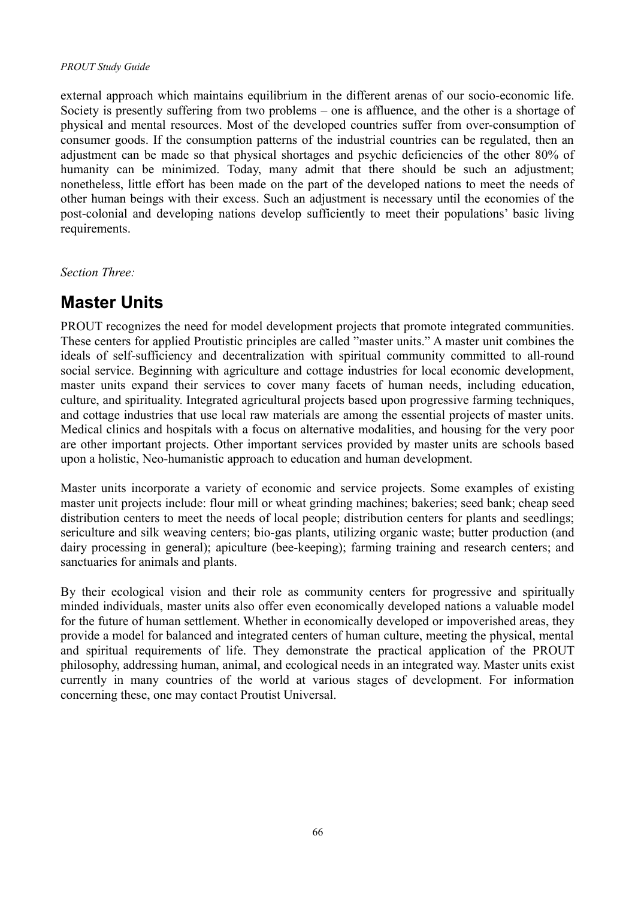external approach which maintains equilibrium in the different arenas of our socio-economic life. Society is presently suffering from two problems – one is affluence, and the other is a shortage of physical and mental resources. Most of the developed countries suffer from over-consumption of consumer goods. If the consumption patterns of the industrial countries can be regulated, then an adjustment can be made so that physical shortages and psychic deficiencies of the other 80% of humanity can be minimized. Today, many admit that there should be such an adjustment; nonetheless, little effort has been made on the part of the developed nations to meet the needs of other human beings with their excess. Such an adjustment is necessary until the economies of the post-colonial and developing nations develop sufficiently to meet their populations' basic living requirements.

*Section Three:*

## Master Units

PROUT recognizes the need for model development projects that promote integrated communities. These centers for applied Proutistic principles are called "master units." A master unit combines the ideals of self-sufficiency and decentralization with spiritual community committed to all-round social service. Beginning with agriculture and cottage industries for local economic development, master units expand their services to cover many facets of human needs, including education, culture, and spirituality. Integrated agricultural projects based upon progressive farming techniques, and cottage industries that use local raw materials are among the essential projects of master units. Medical clinics and hospitals with a focus on alternative modalities, and housing for the very poor are other important projects. Other important services provided by master units are schools based upon a holistic, Neo-humanistic approach to education and human development.

Master units incorporate a variety of economic and service projects. Some examples of existing master unit projects include: flour mill or wheat grinding machines; bakeries; seed bank; cheap seed distribution centers to meet the needs of local people; distribution centers for plants and seedlings; sericulture and silk weaving centers; bio-gas plants, utilizing organic waste; butter production (and dairy processing in general); apiculture (bee-keeping); farming training and research centers; and sanctuaries for animals and plants.

By their ecological vision and their role as community centers for progressive and spiritually minded individuals, master units also offer even economically developed nations a valuable model for the future of human settlement. Whether in economically developed or impoverished areas, they provide a model for balanced and integrated centers of human culture, meeting the physical, mental and spiritual requirements of life. They demonstrate the practical application of the PROUT philosophy, addressing human, animal, and ecological needs in an integrated way. Master units exist currently in many countries of the world at various stages of development. For information concerning these, one may contact Proutist Universal.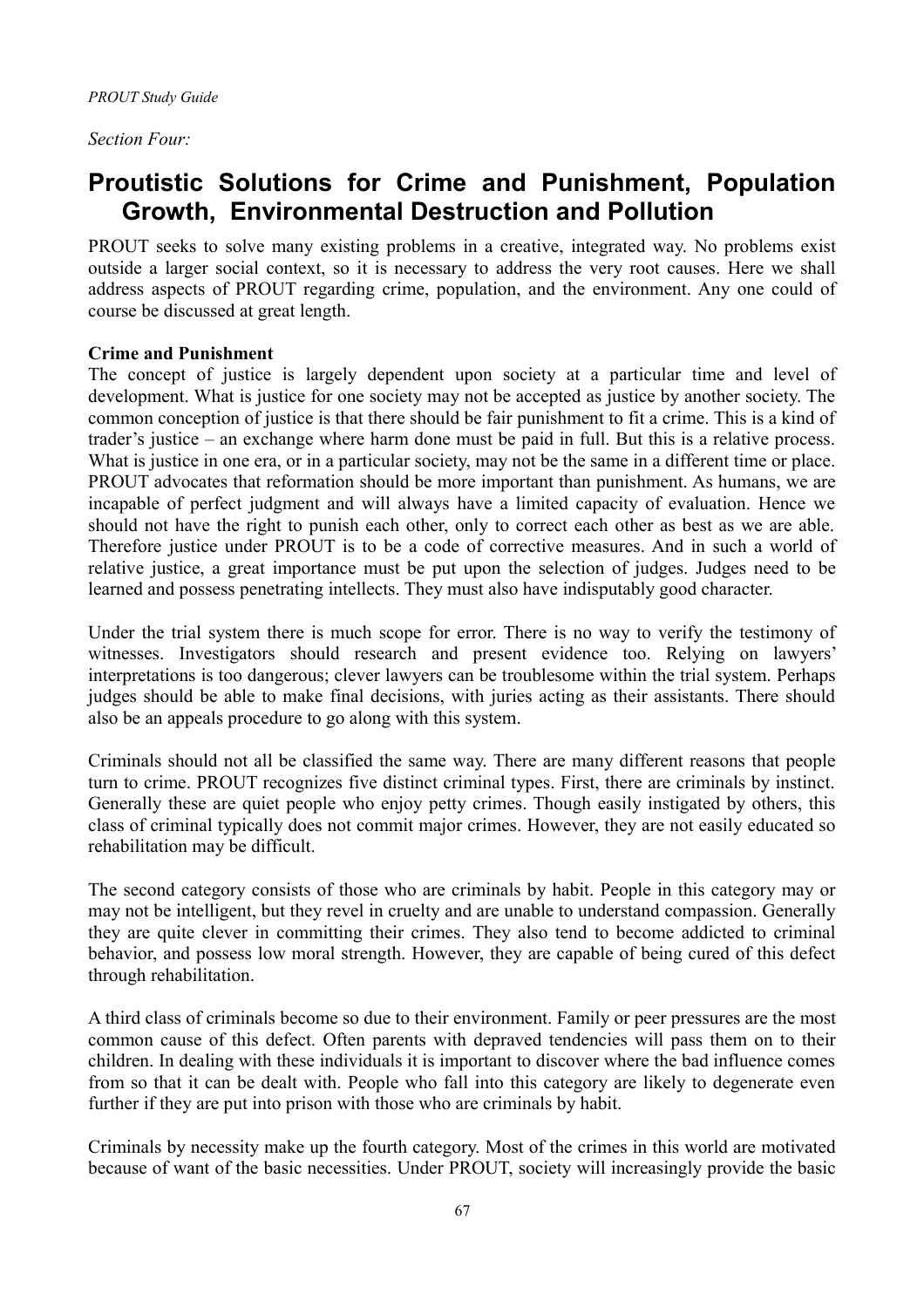*Section Four:*

# Proutistic Solutions for Crime and Punishment, Population Growth, Environmental Destruction and Pollution

PROUT seeks to solve many existing problems in a creative, integrated way. No problems exist outside a larger social context, so it is necessary to address the very root causes. Here we shall address aspects of PROUT regarding crime, population, and the environment. Any one could of course be discussed at great length.

**Crime and Punishment**

The concept of justice is largely dependent upon society at a particular time and level of development. What is justice for one society may not be accepted as justice by another society. The common conception of justice is that there should be fair punishment to fit a crime. This is a kind of trader's justice – an exchange where harm done must be paid in full. But this is a relative process. What is justice in one era, or in a particular society, may not be the same in a different time or place. PROUT advocates that reformation should be more important than punishment. As humans, we are incapable of perfect judgment and will always have a limited capacity of evaluation. Hence we should not have the right to punish each other, only to correct each other as best as we are able. Therefore justice under PROUT is to be a code of corrective measures. And in such a world of relative justice, a great importance must be put upon the selection of judges. Judges need to be learned and possess penetrating intellects. They must also have indisputably good character.

Under the trial system there is much scope for error. There is no way to verify the testimony of witnesses. Investigators should research and present evidence too. Relying on lawyers' interpretations is too dangerous; clever lawyers can be troublesome within the trial system. Perhaps judges should be able to make final decisions, with juries acting as their assistants. There should also be an appeals procedure to go along with this system.

Criminals should not all be classified the same way. There are many different reasons that people turn to crime. PROUT recognizes five distinct criminal types. First, there are criminals by instinct. Generally these are quiet people who enjoy petty crimes. Though easily instigated by others, this class of criminal typically does not commit major crimes. However, they are not easily educated so rehabilitation may be difficult.

The second category consists of those who are criminals by habit. People in this category may or may not be intelligent, but they revel in cruelty and are unable to understand compassion. Generally they are quite clever in committing their crimes. They also tend to become addicted to criminal behavior, and possess low moral strength. However, they are capable of being cured of this defect through rehabilitation.

A third class of criminals become so due to their environment. Family or peer pressures are the most common cause of this defect. Often parents with depraved tendencies will pass them on to their children. In dealing with these individuals it is important to discover where the bad influence comes from so that it can be dealt with. People who fall into this category are likely to degenerate even further if they are put into prison with those who are criminals by habit.

Criminals by necessity make up the fourth category. Most of the crimes in this world are motivated because of want of the basic necessities. Under PROUT, society will increasingly provide the basic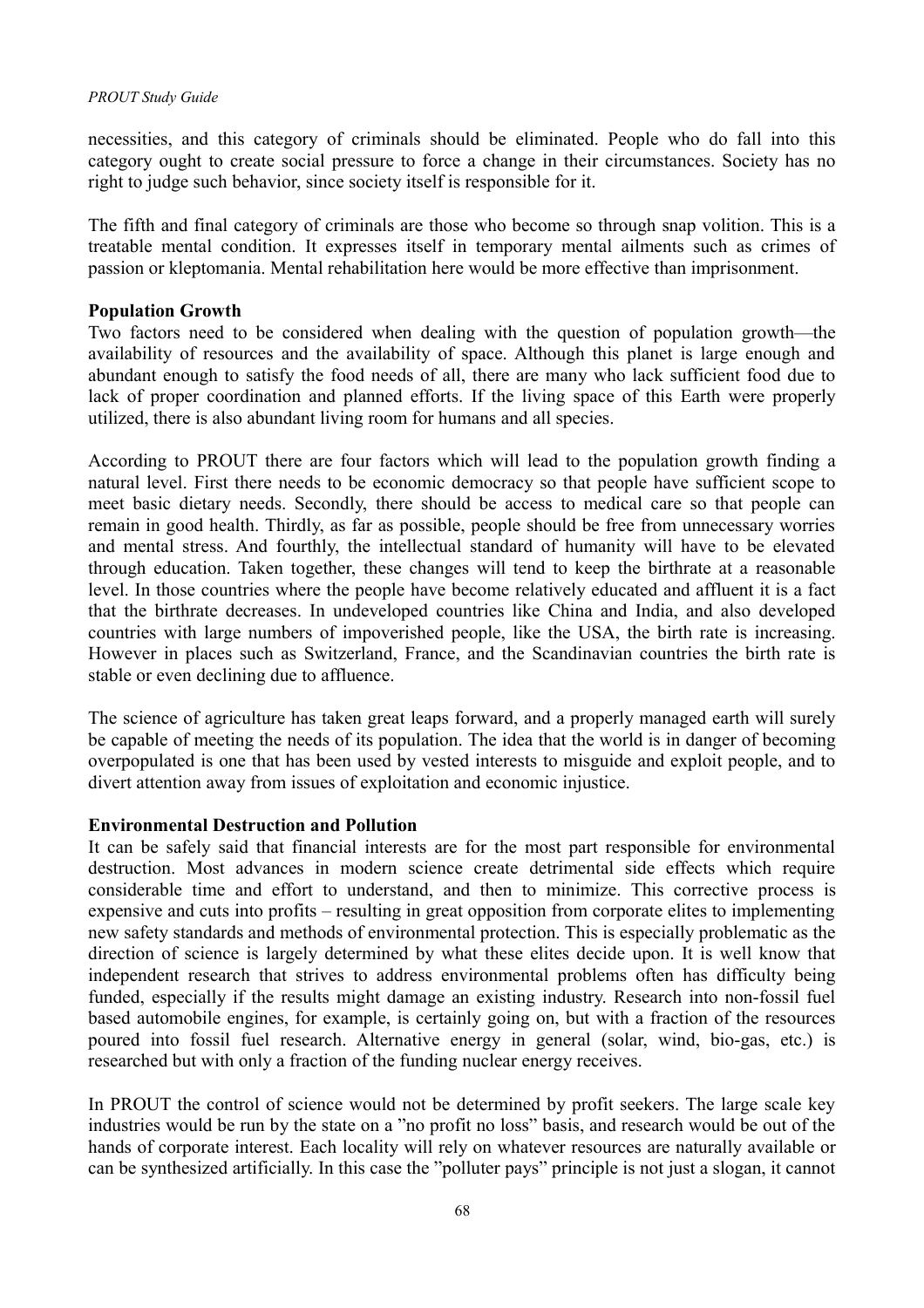necessities, and this category of criminals should be eliminated. People who do fall into this category ought to create social pressure to force a change in their circumstances. Society has no right to judge such behavior, since society itself is responsible for it.

The fifth and final category of criminals are those who become so through snap volition. This is a treatable mental condition. It expresses itself in temporary mental ailments such as crimes of passion or kleptomania. Mental rehabilitation here would be more effective than imprisonment.

**Population Growth**

Two factors need to be considered when dealing with the question of population growth—the availability of resources and the availability of space. Although this planet is large enough and abundant enough to satisfy the food needs of all, there are many who lack sufficient food due to lack of proper coordination and planned efforts. If the living space of this Earth were properly utilized, there is also abundant living room for humans and all species.

According to PROUT there are four factors which will lead to the population growth finding a natural level. First there needs to be economic democracy so that people have sufficient scope to meet basic dietary needs. Secondly, there should be access to medical care so that people can remain in good health. Thirdly, as far as possible, people should be free from unnecessary worries and mental stress. And fourthly, the intellectual standard of humanity will have to be elevated through education. Taken together, these changes will tend to keep the birthrate at a reasonable level. In those countries where the people have become relatively educated and affluent it is a fact that the birthrate decreases. In undeveloped countries like China and India, and also developed countries with large numbers of impoverished people, like the USA, the birth rate is increasing. However in places such as Switzerland, France, and the Scandinavian countries the birth rate is stable or even declining due to affluence.

The science of agriculture has taken great leaps forward, and a properly managed earth will surely be capable of meeting the needs of its population. The idea that the world is in danger of becoming overpopulated is one that has been used by vested interests to misguide and exploit people, and to divert attention away from issues of exploitation and economic injustice.

**Environmental Destruction and Pollution**

It can be safely said that financial interests are for the most part responsible for environmental destruction. Most advances in modern science create detrimental side effects which require considerable time and effort to understand, and then to minimize. This corrective process is expensive and cuts into profits – resulting in great opposition from corporate elites to implementing new safety standards and methods of environmental protection. This is especially problematic as the direction of science is largely determined by what these elites decide upon. It is well know that independent research that strives to address environmental problems often has difficulty being funded, especially if the results might damage an existing industry. Research into non-fossil fuel based automobile engines, for example, is certainly going on, but with a fraction of the resources poured into fossil fuel research. Alternative energy in general (solar, wind, bio-gas, etc.) is researched but with only a fraction of the funding nuclear energy receives.

In PROUT the control of science would not be determined by profit seekers. The large scale key industries would be run by the state on a ”no profit no loss” basis, and research would be out of the hands of corporate interest. Each locality will rely on whatever resources are naturally available or can be synthesized artificially. In this case the ”polluter pays” principle is not just a slogan, it cannot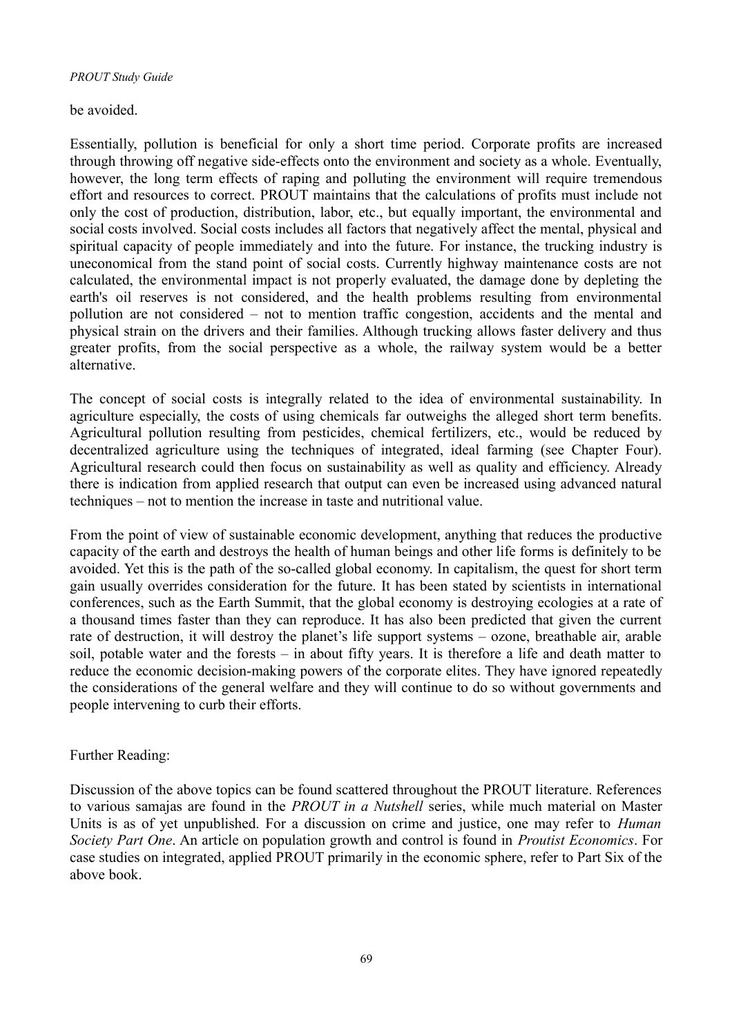be avoided.

Essentially, pollution is beneficial for only a short time period. Corporate profits are increased through throwing off negative side-effects onto the environment and society as a whole. Eventually, however, the long term effects of raping and polluting the environment will require tremendous effort and resources to correct. PROUT maintains that the calculations of profits must include not only the cost of production, distribution, labor, etc., but equally important, the environmental and social costs involved. Social costs includes all factors that negatively affect the mental, physical and spiritual capacity of people immediately and into the future. For instance, the trucking industry is uneconomical from the stand point of social costs. Currently highway maintenance costs are not calculated, the environmental impact is not properly evaluated, the damage done by depleting the earth's oil reserves is not considered, and the health problems resulting from environmental pollution are not considered – not to mention traffic congestion, accidents and the mental and physical strain on the drivers and their families. Although trucking allows faster delivery and thus greater profits, from the social perspective as a whole, the railway system would be a better alternative.

The concept of social costs is integrally related to the idea of environmental sustainability. In agriculture especially, the costs of using chemicals far outweighs the alleged short term benefits. Agricultural pollution resulting from pesticides, chemical fertilizers, etc., would be reduced by decentralized agriculture using the techniques of integrated, ideal farming (see Chapter Four). Agricultural research could then focus on sustainability as well as quality and efficiency. Already there is indication from applied research that output can even be increased using advanced natural techniques – not to mention the increase in taste and nutritional value.

From the point of view of sustainable economic development, anything that reduces the productive capacity of the earth and destroys the health of human beings and other life forms is definitely to be avoided. Yet this is the path of the so-called global economy. In capitalism, the quest for short term gain usually overrides consideration for the future. It has been stated by scientists in international conferences, such as the Earth Summit, that the global economy is destroying ecologies at a rate of a thousand times faster than they can reproduce. It has also been predicted that given the current rate of destruction, it will destroy the planet's life support systems – ozone, breathable air, arable soil, potable water and the forests – in about fifty years. It is therefore a life and death matter to reduce the economic decision-making powers of the corporate elites. They have ignored repeatedly the considerations of the general welfare and they will continue to do so without governments and people intervening to curb their efforts.

Further Reading:

Discussion of the above topics can be found scattered throughout the PROUT literature. References to various samajas are found in the *PROUT in a Nutshell* series, while much material on Master Units is as of yet unpublished. For a discussion on crime and justice, one may refer to *Human Society Part One*. An article on population growth and control is found in *Proutist Economics*. For case studies on integrated, applied PROUT primarily in the economic sphere, refer to Part Six of the above book.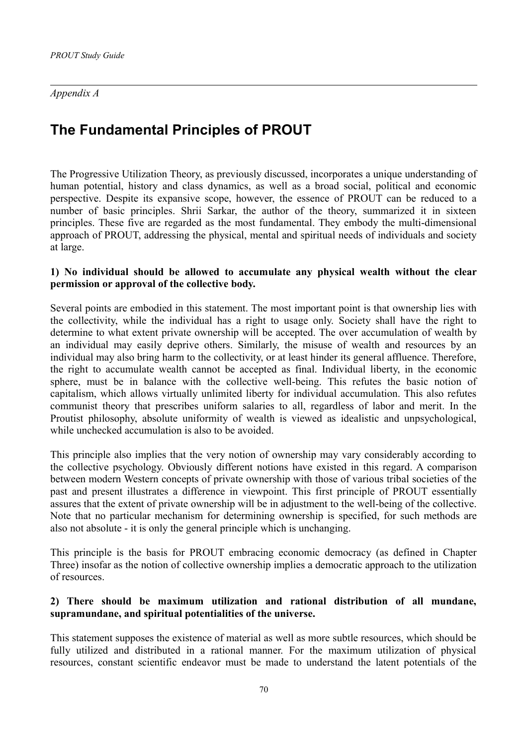*Appendix A*

# The Fundamental Principles of PROUT

The Progressive Utilization Theory, as previously discussed, incorporates a unique understanding of human potential, history and class dynamics, as well as a broad social, political and economic perspective. Despite its expansive scope, however, the essence of PROUT can be reduced to a number of basic principles. Shrii Sarkar, the author of the theory, summarized it in sixteen principles. These five are regarded as the most fundamental. They embody the multi-dimensional approach of PROUT, addressing the physical, mental and spiritual needs of individuals and society at large.

**1) No individual should be allowed to accumulate any physical wealth without the clear permission or approval of the collective body.**

Several points are embodied in this statement. The most important point is that ownership lies with the collectivity, while the individual has a right to usage only. Society shall have the right to determine to what extent private ownership will be accepted. The over accumulation of wealth by an individual may easily deprive others. Similarly, the misuse of wealth and resources by an individual may also bring harm to the collectivity, or at least hinder its general affluence. Therefore, the right to accumulate wealth cannot be accepted as final. Individual liberty, in the economic sphere, must be in balance with the collective well-being. This refutes the basic notion of capitalism, which allows virtually unlimited liberty for individual accumulation. This also refutes communist theory that prescribes uniform salaries to all, regardless of labor and merit. In the Proutist philosophy, absolute uniformity of wealth is viewed as idealistic and unpsychological, while unchecked accumulation is also to be avoided.

This principle also implies that the very notion of ownership may vary considerably according to the collective psychology. Obviously different notions have existed in this regard. A comparison between modern Western concepts of private ownership with those of various tribal societies of the past and present illustrates a difference in viewpoint. This first principle of PROUT essentially assures that the extent of private ownership will be in adjustment to the well-being of the collective. Note that no particular mechanism for determining ownership is specified, for such methods are also not absolute - it is only the general principle which is unchanging.

This principle is the basis for PROUT embracing economic democracy (as defined in Chapter Three) insofar as the notion of collective ownership implies a democratic approach to the utilization of resources.

**2) There should be maximum utilization and rational distribution of all mundane, supramundane, and spiritual potentialities of the universe.**

This statement supposes the existence of material as well as more subtle resources, which should be fully utilized and distributed in a rational manner. For the maximum utilization of physical resources, constant scientific endeavor must be made to understand the latent potentials of the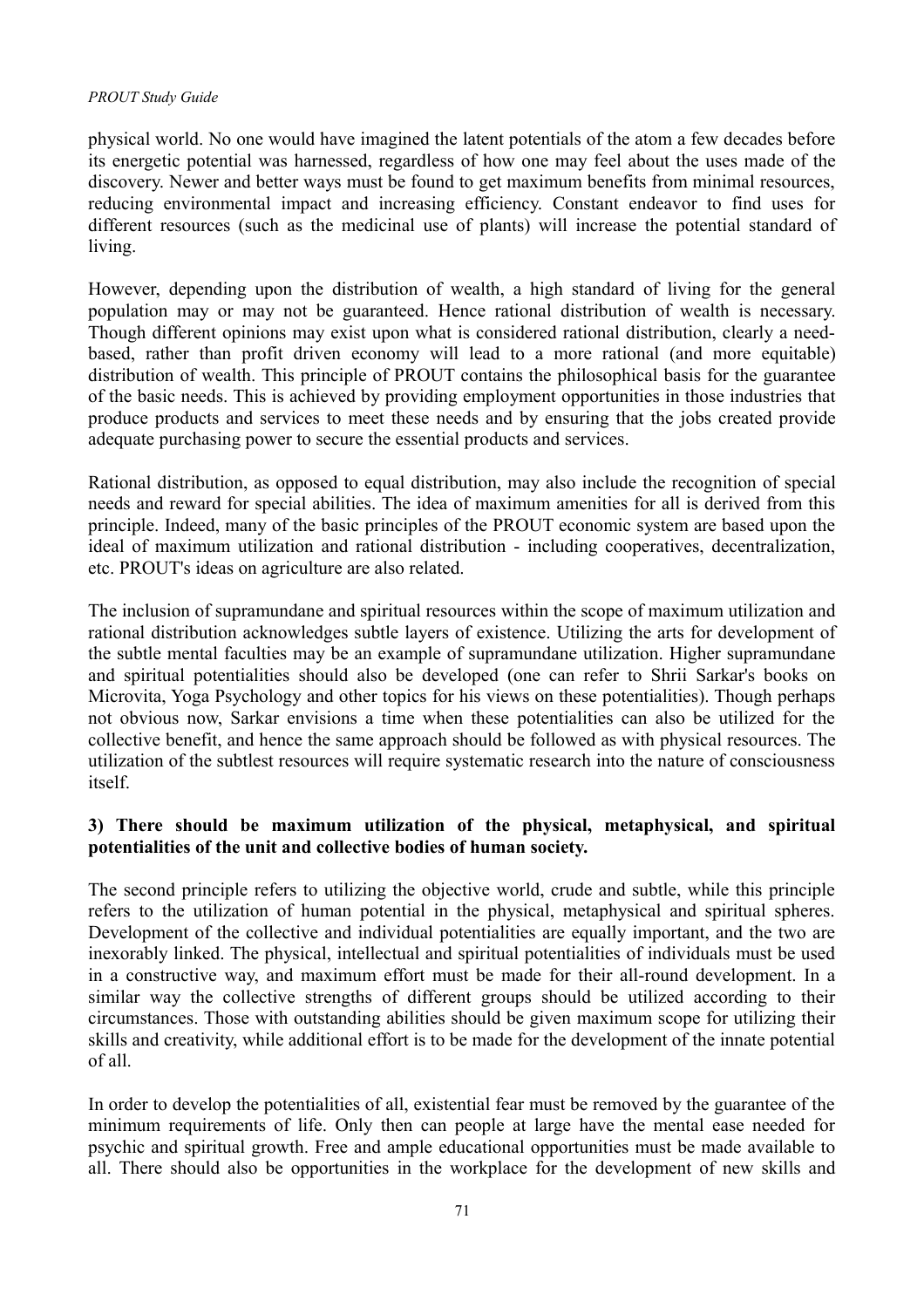physical world. No one would have imagined the latent potentials of the atom a few decades before its energetic potential was harnessed, regardless of how one may feel about the uses made of the discovery. Newer and better ways must be found to get maximum benefits from minimal resources, reducing environmental impact and increasing efficiency. Constant endeavor to find uses for different resources (such as the medicinal use of plants) will increase the potential standard of living.

However, depending upon the distribution of wealth, a high standard of living for the general population may or may not be guaranteed. Hence rational distribution of wealth is necessary. Though different opinions may exist upon what is considered rational distribution, clearly a need-based, rather than profit driven economy will lead to a more rational (and more equitable) distribution of wealth. This principle of PROUT contains the philosophical basis for the guarantee of the basic needs. This is achieved by providing employment opportunities in those industries that produce products and services to meet these needs and by ensuring that the jobs created provide adequate purchasing power to secure the essential products and services.

Rational distribution, as opposed to equal distribution, may also include the recognition of special needs and reward for special abilities. The idea of maximum amenities for all is derived from this principle. Indeed, many of the basic principles of the PROUT economic system are based upon the ideal of maximum utilization and rational distribution - including cooperatives, decentralization, etc. PROUT's ideas on agriculture are also related.

The inclusion of supramundane and spiritual resources within the scope of maximum utilization and rational distribution acknowledges subtle layers of existence. Utilizing the arts for development of the subtle mental faculties may be an example of supramundane utilization. Higher supramundane and spiritual potentialities should also be developed (one can refer to Shrii Sarkar's books on Microvita, Yoga Psychology and other topics for his views on these potentialities). Though perhaps not obvious now, Sarkar envisions a time when these potentialities can also be utilized for the collective benefit, and hence the same approach should be followed as with physical resources. The utilization of the subtlest resources will require systematic research into the nature of consciousness itself.

**3) There should be maximum utilization of the physical, metaphysical, and spiritual potentialities of the unit and collective bodies of human society.**

The second principle refers to utilizing the objective world, crude and subtle, while this principle refers to the utilization of human potential in the physical, metaphysical and spiritual spheres. Development of the collective and individual potentialities are equally important, and the two are inexorably linked. The physical, intellectual and spiritual potentialities of individuals must be used in a constructive way, and maximum effort must be made for their all-round development. In a similar way the collective strengths of different groups should be utilized according to their circumstances. Those with outstanding abilities should be given maximum scope for utilizing their skills and creativity, while additional effort is to be made for the development of the innate potential of all.

In order to develop the potentialities of all, existential fear must be removed by the guarantee of the minimum requirements of life. Only then can people at large have the mental ease needed for psychic and spiritual growth. Free and ample educational opportunities must be made available to all. There should also be opportunities in the workplace for the development of new skills and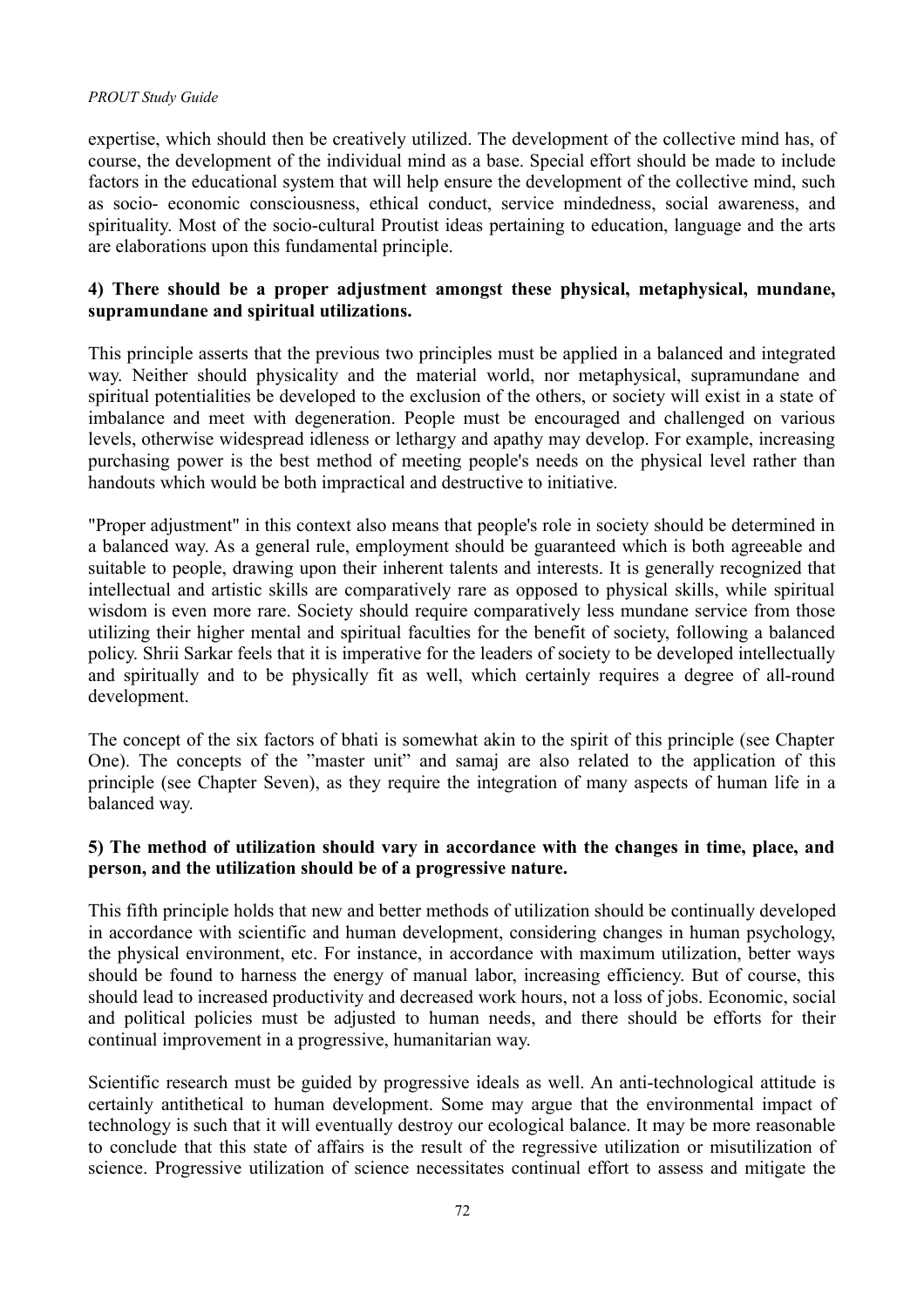expertise, which should then be creatively utilized. The development of the collective mind has, of course, the development of the individual mind as a base. Special effort should be made to include factors in the educational system that will help ensure the development of the collective mind, such as socio- economic consciousness, ethical conduct, service mindedness, social awareness, and spirituality. Most of the socio-cultural Proutist ideas pertaining to education, language and the arts are elaborations upon this fundamental principle.

**4) There should be a proper adjustment amongst these physical, metaphysical, mundane, supramundane and spiritual utilizations.**

This principle asserts that the previous two principles must be applied in a balanced and integrated way. Neither should physicality and the material world, nor metaphysical, supramundane and spiritual potentialities be developed to the exclusion of the others, or society will exist in a state of imbalance and meet with degeneration. People must be encouraged and challenged on various levels, otherwise widespread idleness or lethargy and apathy may develop. For example, increasing purchasing power is the best method of meeting people's needs on the physical level rather than handouts which would be both impractical and destructive to initiative.

"Proper adjustment" in this context also means that people's role in society should be determined in a balanced way. As a general rule, employment should be guaranteed which is both agreeable and suitable to people, drawing upon their inherent talents and interests. It is generally recognized that intellectual and artistic skills are comparatively rare as opposed to physical skills, while spiritual wisdom is even more rare. Society should require comparatively less mundane service from those utilizing their higher mental and spiritual faculties for the benefit of society, following a balanced policy. Shrii Sarkar feels that it is imperative for the leaders of society to be developed intellectually and spiritually and to be physically fit as well, which certainly requires a degree of all-round development.

The concept of the six factors of bhati is somewhat akin to the spirit of this principle (see Chapter One). The concepts of the "master unit" and samaj are also related to the application of this principle (see Chapter Seven), as they require the integration of many aspects of human life in a balanced way.

**5) The method of utilization should vary in accordance with the changes in time, place, and person, and the utilization should be of a progressive nature.**

This fifth principle holds that new and better methods of utilization should be continually developed in accordance with scientific and human development, considering changes in human psychology, the physical environment, etc. For instance, in accordance with maximum utilization, better ways should be found to harness the energy of manual labor, increasing efficiency. But of course, this should lead to increased productivity and decreased work hours, not a loss of jobs. Economic, social and political policies must be adjusted to human needs, and there should be efforts for their continual improvement in a progressive, humanitarian way.

Scientific research must be guided by progressive ideals as well. An anti-technological attitude is certainly antithetical to human development. Some may argue that the environmental impact of technology is such that it will eventually destroy our ecological balance. It may be more reasonable to conclude that this state of affairs is the result of the regressive utilization or misutilization of science. Progressive utilization of science necessitates continual effort to assess and mitigate the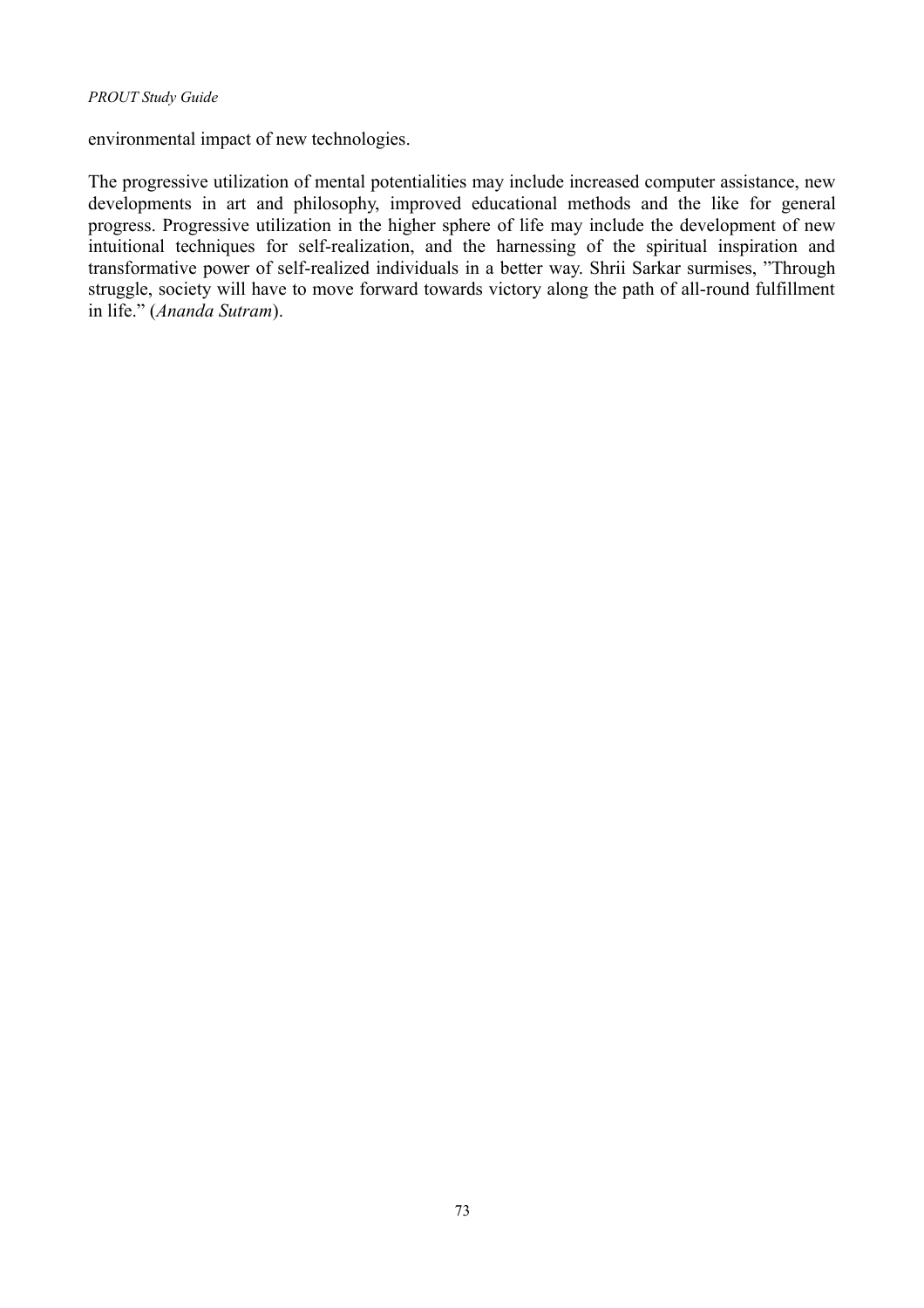environmental impact of new technologies.

The progressive utilization of mental potentialities may include increased computer assistance, new developments in art and philosophy, improved educational methods and the like for general progress. Progressive utilization in the higher sphere of life may include the development of new intuitional techniques for self-realization, and the harnessing of the spiritual inspiration and transformative power of self-realized individuals in a better way. Shrii Sarkar surmises, "Through struggle, society will have to move forward towards victory along the path of all-round fulfillment in life." (*Ananda Sutram*).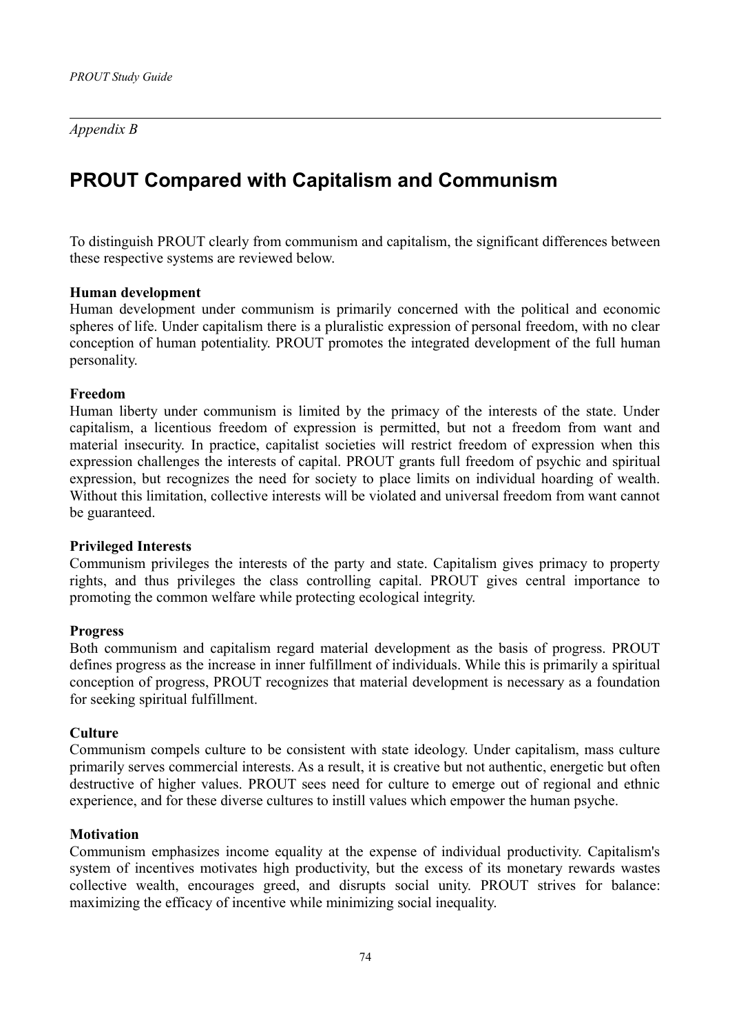*Appendix B*

# PROUT Compared with Capitalism and Communism

To distinguish PROUT clearly from communism and capitalism, the significant differences between these respective systems are reviewed below.

**Human development**
Human development under communism is primarily concerned with the political and economic spheres of life. Under capitalism there is a pluralistic expression of personal freedom, with no clear conception of human potentiality. PROUT promotes the integrated development of the full human personality.

**Freedom**
Human liberty under communism is limited by the primacy of the interests of the state. Under capitalism, a licentious freedom of expression is permitted, but not a freedom from want and material insecurity. In practice, capitalist societies will restrict freedom of expression when this expression challenges the interests of capital. PROUT grants full freedom of psychic and spiritual expression, but recognizes the need for society to place limits on individual hoarding of wealth. Without this limitation, collective interests will be violated and universal freedom from want cannot be guaranteed.

**Privileged Interests**
Communism privileges the interests of the party and state. Capitalism gives primacy to property rights, and thus privileges the class controlling capital. PROUT gives central importance to promoting the common welfare while protecting ecological integrity.

**Progress**
Both communism and capitalism regard material development as the basis of progress. PROUT defines progress as the increase in inner fulfillment of individuals. While this is primarily a spiritual conception of progress, PROUT recognizes that material development is necessary as a foundation for seeking spiritual fulfillment.

**Culture**
Communism compels culture to be consistent with state ideology. Under capitalism, mass culture primarily serves commercial interests. As a result, it is creative but not authentic, energetic but often destructive of higher values. PROUT sees need for culture to emerge out of regional and ethnic experience, and for these diverse cultures to instill values which empower the human psyche.

**Motivation**
Communism emphasizes income equality at the expense of individual productivity. Capitalism's system of incentives motivates high productivity, but the excess of its monetary rewards wastes collective wealth, encourages greed, and disrupts social unity. PROUT strives for balance: maximizing the efficacy of incentive while minimizing social inequality.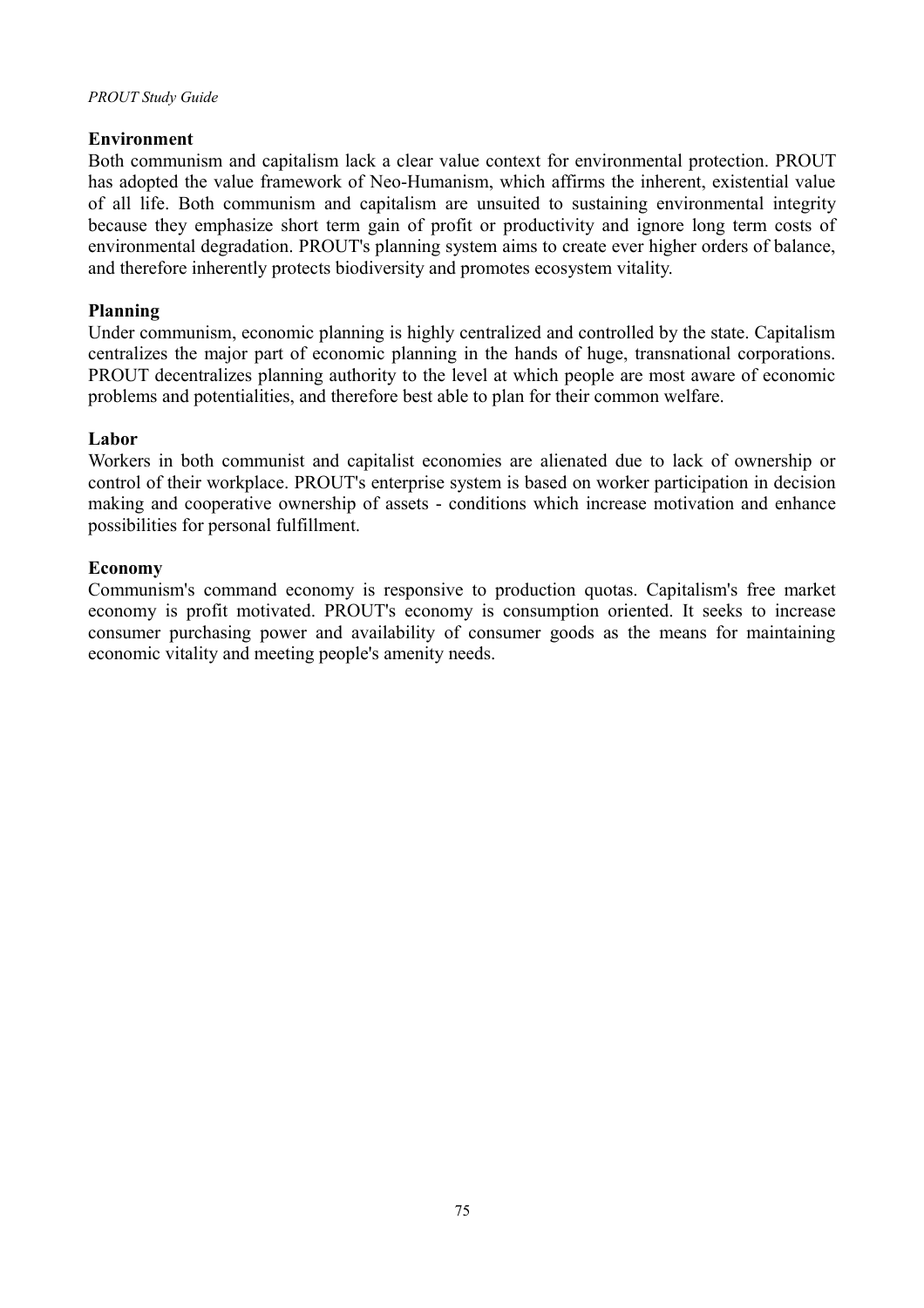**Environment**

Both communism and capitalism lack a clear value context for environmental protection. PROUT has adopted the value framework of Neo-Humanism, which affirms the inherent, existential value of all life. Both communism and capitalism are unsuited to sustaining environmental integrity because they emphasize short term gain of profit or productivity and ignore long term costs of environmental degradation. PROUT's planning system aims to create ever higher orders of balance, and therefore inherently protects biodiversity and promotes ecosystem vitality.

**Planning**

Under communism, economic planning is highly centralized and controlled by the state. Capitalism centralizes the major part of economic planning in the hands of huge, transnational corporations. PROUT decentralizes planning authority to the level at which people are most aware of economic problems and potentialities, and therefore best able to plan for their common welfare.

**Labor**

Workers in both communist and capitalist economies are alienated due to lack of ownership or control of their workplace. PROUT's enterprise system is based on worker participation in decision making and cooperative ownership of assets - conditions which increase motivation and enhance possibilities for personal fulfillment.

**Economy**

Communism's command economy is responsive to production quotas. Capitalism's free market economy is profit motivated. PROUT's economy is consumption oriented. It seeks to increase consumer purchasing power and availability of consumer goods as the means for maintaining economic vitality and meeting people's amenity needs.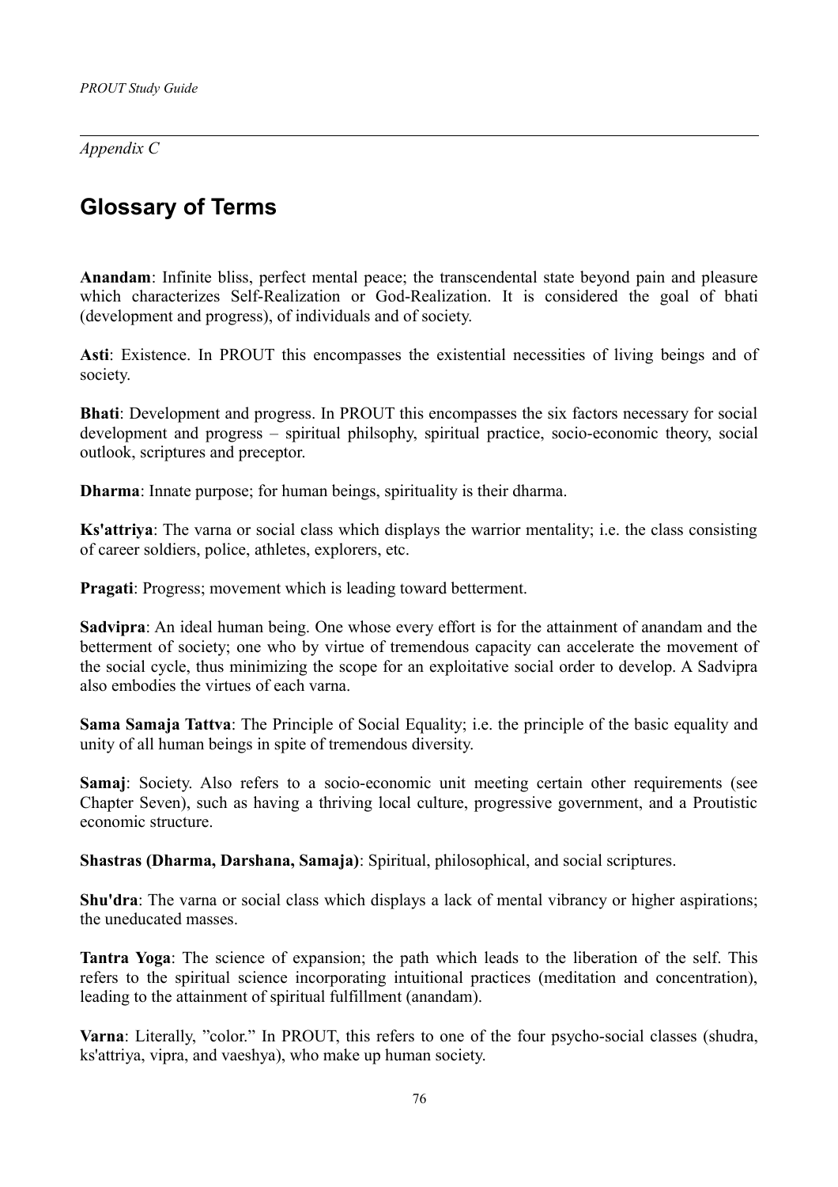*Appendix C*

# Glossary of Terms

**Anandam**: Infinite bliss, perfect mental peace; the transcendental state beyond pain and pleasure which characterizes Self-Realization or God-Realization. It is considered the goal of bhati (development and progress), of individuals and of society.

**Asti**: Existence. In PROUT this encompasses the existential necessities of living beings and of society.

**Bhati**: Development and progress. In PROUT this encompasses the six factors necessary for social development and progress – spiritual philsophy, spiritual practice, socio-economic theory, social outlook, scriptures and preceptor.

**Dharma**: Innate purpose; for human beings, spirituality is their dharma.

**Ks'attriya**: The varna or social class which displays the warrior mentality; i.e. the class consisting of career soldiers, police, athletes, explorers, etc.

**Pragati**: Progress; movement which is leading toward betterment.

**Sadvipra**: An ideal human being. One whose every effort is for the attainment of anandam and the betterment of society; one who by virtue of tremendous capacity can accelerate the movement of the social cycle, thus minimizing the scope for an exploitative social order to develop. A Sadvipra also embodies the virtues of each varna.

**Sama Samaja Tattva**: The Principle of Social Equality; i.e. the principle of the basic equality and unity of all human beings in spite of tremendous diversity.

**Samaj**: Society. Also refers to a socio-economic unit meeting certain other requirements (see Chapter Seven), such as having a thriving local culture, progressive government, and a Proutistic economic structure.

**Shastras (Dharma, Darshana, Samaja)**: Spiritual, philosophical, and social scriptures.

**Shu'dra**: The varna or social class which displays a lack of mental vibrancy or higher aspirations; the uneducated masses.

**Tantra Yoga**: The science of expansion; the path which leads to the liberation of the self. This refers to the spiritual science incorporating intuitional practices (meditation and concentration), leading to the attainment of spiritual fulfillment (anandam).

**Varna**: Literally, "color." In PROUT, this refers to one of the four psycho-social classes (shudra, ks'attriya, vipra, and vaeshya), who make up human society.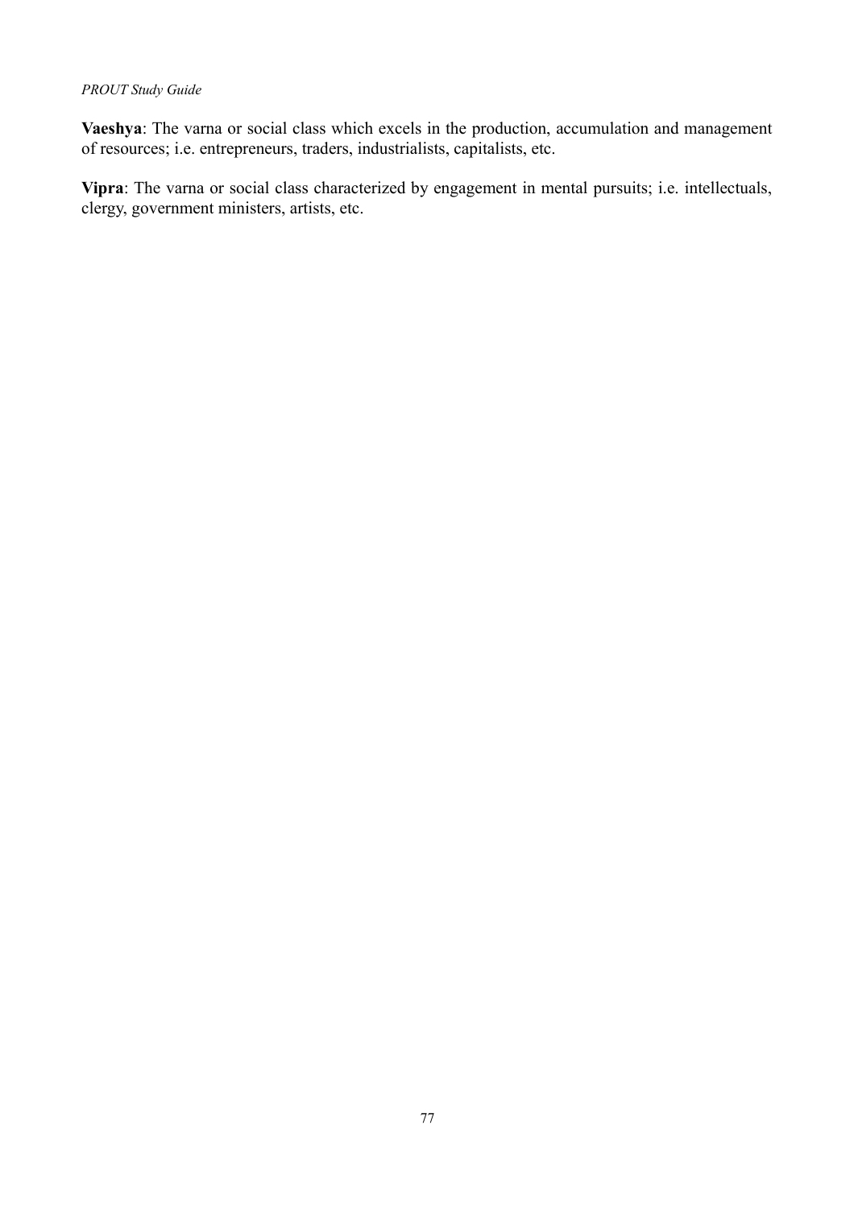**Vaeshya**: The varna or social class which excels in the production, accumulation and management of resources; i.e. entrepreneurs, traders, industrialists, capitalists, etc.

**Vipra**: The varna or social class characterized by engagement in mental pursuits; i.e. intellectuals, clergy, government ministers, artists, etc.